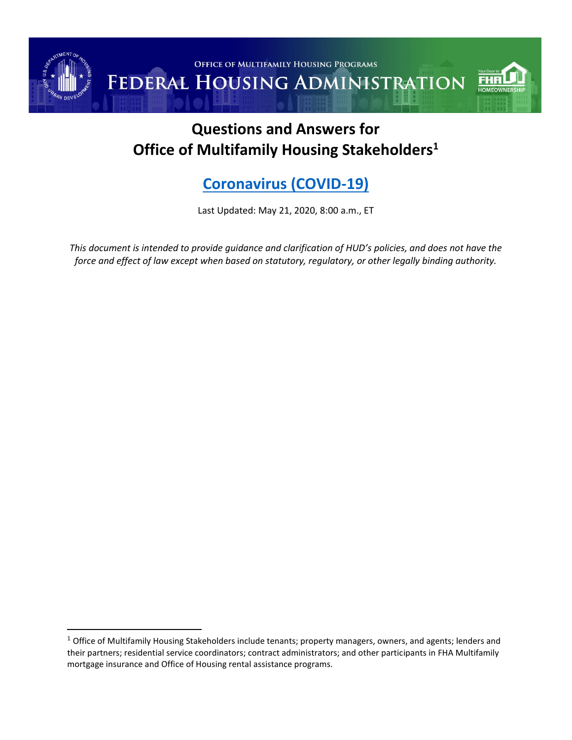OFFICE OF MULTIFAMILY HOUSING PROGRAMS

FEDERAL HOUSING ADMINISTRATION

# Questions and Answers for Office of Multifamily Housing Stakeholders[1]

## Coronavirus (COVID-19)

Last Updated: May 21, 2020, 8:00 a.m., ET

*This document is intended to provide guidance and clarification of HUD's policies, and does not have the force and effect of law except when based on statutory, regulatory, or other legally binding authority.*

[1] Office of Multifamily Housing Stakeholders include tenants; property managers, owners, and agents; lenders and their partners; residential service coordinators; contract administrators; and other participants in FHA Multifamily mortgage insurance and Office of Housing rental assistance programs.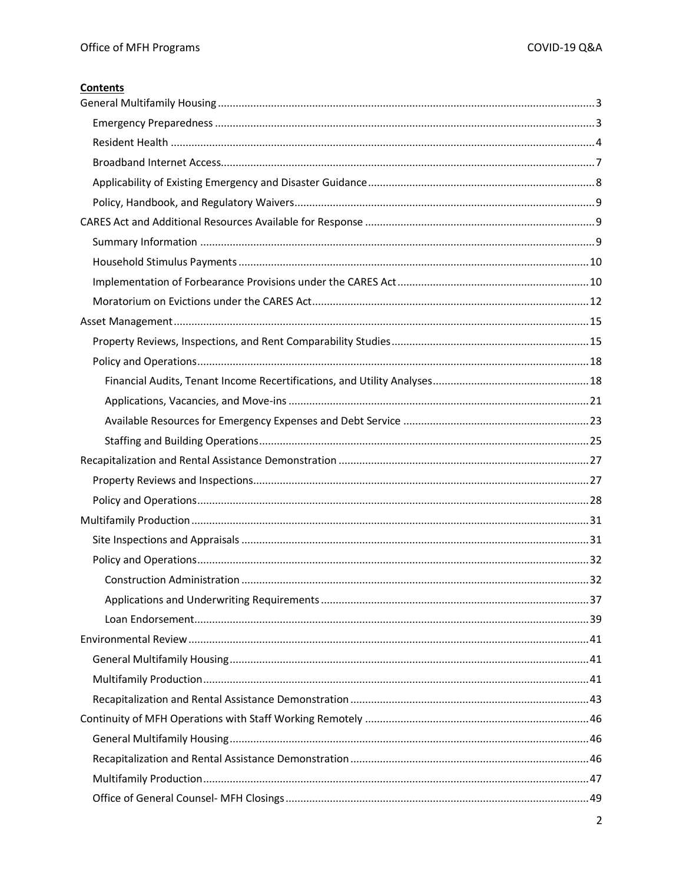**Contents**

- General Multifamily Housing ..... 3
  - Emergency Preparedness ..... 3
  - Resident Health ..... 4
  - Broadband Internet Access ..... 7
  - Applicability of Existing Emergency and Disaster Guidance ..... 8
  - Policy, Handbook, and Regulatory Waivers ..... 9
- CARES Act and Additional Resources Available for Response ..... 9
  - Summary Information ..... 9
  - Household Stimulus Payments ..... 10
  - Implementation of Forbearance Provisions under the CARES Act ..... 10
  - Moratorium on Evictions under the CARES Act ..... 12
- Asset Management ..... 15
  - Property Reviews, Inspections, and Rent Comparability Studies ..... 15
  - Policy and Operations ..... 18
    - Financial Audits, Tenant Income Recertifications, and Utility Analyses ..... 18
    - Applications, Vacancies, and Move-ins ..... 21
    - Available Resources for Emergency Expenses and Debt Service ..... 23
    - Staffing and Building Operations ..... 25
- Recapitalization and Rental Assistance Demonstration ..... 27
  - Property Reviews and Inspections ..... 27
  - Policy and Operations ..... 28
- Multifamily Production ..... 31
  - Site Inspections and Appraisals ..... 31
  - Policy and Operations ..... 32
    - Construction Administration ..... 32
    - Applications and Underwriting Requirements ..... 37
    - Loan Endorsement ..... 39
- Environmental Review ..... 41
  - General Multifamily Housing ..... 41
  - Multifamily Production ..... 41
  - Recapitalization and Rental Assistance Demonstration ..... 43
- Continuity of MFH Operations with Staff Working Remotely ..... 46
  - General Multifamily Housing ..... 46
  - Recapitalization and Rental Assistance Demonstration ..... 46
  - Multifamily Production ..... 47
  - Office of General Counsel- MFH Closings ..... 49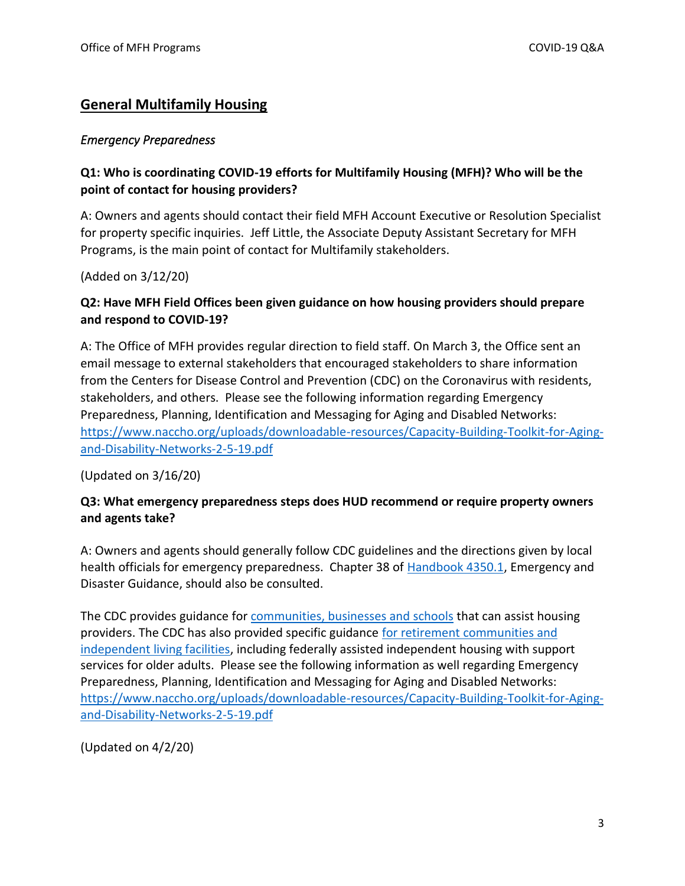## General Multifamily Housing

*Emergency Preparedness*

**Q1: Who is coordinating COVID-19 efforts for Multifamily Housing (MFH)? Who will be the point of contact for housing providers?**

A: Owners and agents should contact their field MFH Account Executive or Resolution Specialist for property specific inquiries. Jeff Little, the Associate Deputy Assistant Secretary for MFH Programs, is the main point of contact for Multifamily stakeholders.

(Added on 3/12/20)

**Q2: Have MFH Field Offices been given guidance on how housing providers should prepare and respond to COVID-19?**

A: The Office of MFH provides regular direction to field staff. On March 3, the Office sent an email message to external stakeholders that encouraged stakeholders to share information from the Centers for Disease Control and Prevention (CDC) on the Coronavirus with residents, stakeholders, and others. Please see the following information regarding Emergency Preparedness, Planning, Identification and Messaging for Aging and Disabled Networks: https://www.naccho.org/uploads/downloadable-resources/Capacity-Building-Toolkit-for-Aging-and-Disability-Networks-2-5-19.pdf

(Updated on 3/16/20)

**Q3: What emergency preparedness steps does HUD recommend or require property owners and agents take?**

A: Owners and agents should generally follow CDC guidelines and the directions given by local health officials for emergency preparedness. Chapter 38 of Handbook 4350.1, Emergency and Disaster Guidance, should also be consulted.

The CDC provides guidance for communities, businesses and schools that can assist housing providers. The CDC has also provided specific guidance for retirement communities and independent living facilities, including federally assisted independent housing with support services for older adults. Please see the following information as well regarding Emergency Preparedness, Planning, Identification and Messaging for Aging and Disabled Networks: https://www.naccho.org/uploads/downloadable-resources/Capacity-Building-Toolkit-for-Aging-and-Disability-Networks-2-5-19.pdf

(Updated on 4/2/20)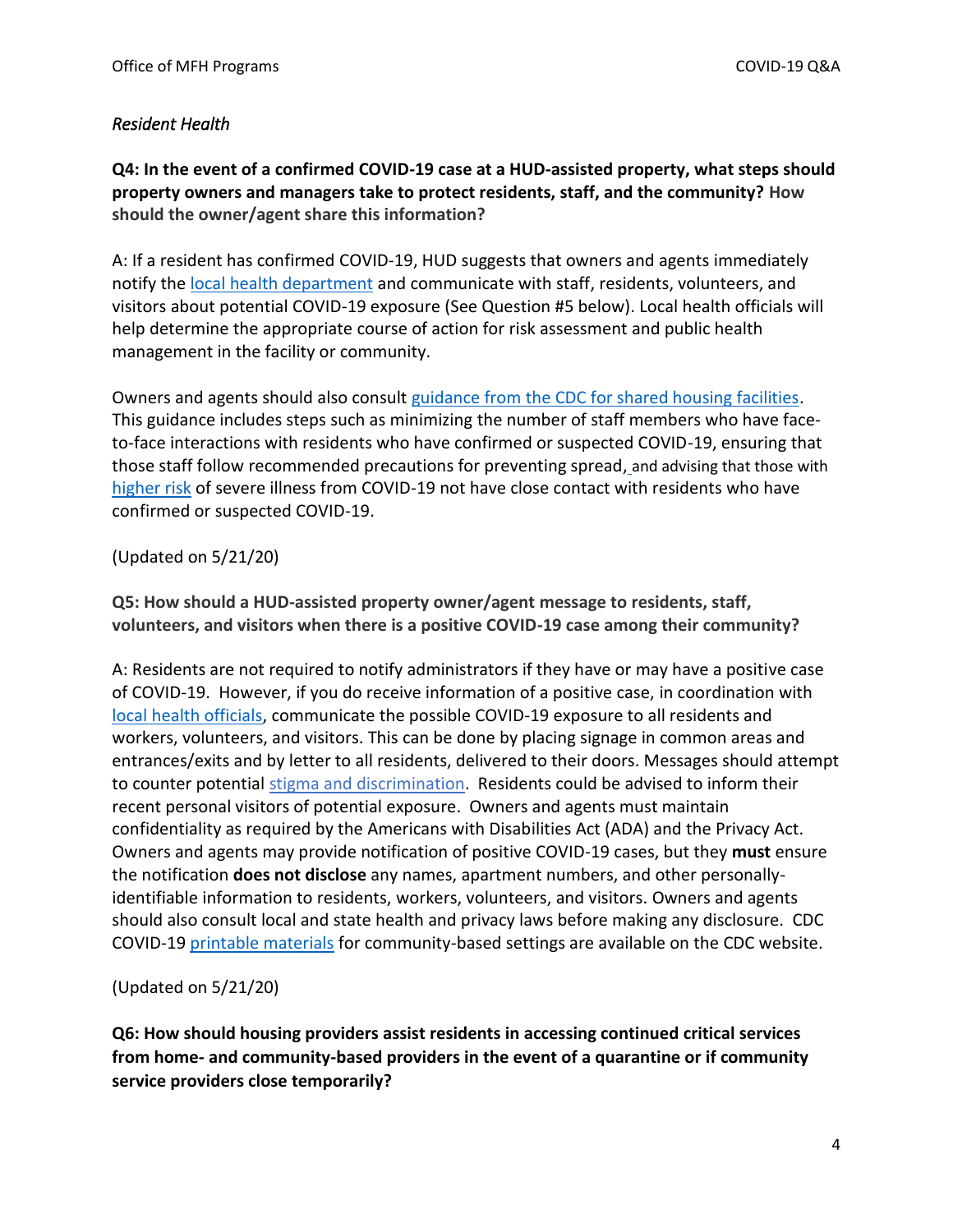*Resident Health*

**Q4: In the event of a confirmed COVID-19 case at a HUD-assisted property, what steps should property owners and managers take to protect residents, staff, and the community? How should the owner/agent share this information?**

A: If a resident has confirmed COVID-19, HUD suggests that owners and agents immediately notify the local health department and communicate with staff, residents, volunteers, and visitors about potential COVID-19 exposure (See Question #5 below). Local health officials will help determine the appropriate course of action for risk assessment and public health management in the facility or community.

Owners and agents should also consult guidance from the CDC for shared housing facilities. This guidance includes steps such as minimizing the number of staff members who have face-to-face interactions with residents who have confirmed or suspected COVID-19, ensuring that those staff follow recommended precautions for preventing spread, and advising that those with higher risk of severe illness from COVID-19 not have close contact with residents who have confirmed or suspected COVID-19.

(Updated on 5/21/20)

**Q5: How should a HUD-assisted property owner/agent message to residents, staff, volunteers, and visitors when there is a positive COVID-19 case among their community?**

A: Residents are not required to notify administrators if they have or may have a positive case of COVID-19. However, if you do receive information of a positive case, in coordination with local health officials, communicate the possible COVID-19 exposure to all residents and workers, volunteers, and visitors. This can be done by placing signage in common areas and entrances/exits and by letter to all residents, delivered to their doors. Messages should attempt to counter potential stigma and discrimination. Residents could be advised to inform their recent personal visitors of potential exposure. Owners and agents must maintain confidentiality as required by the Americans with Disabilities Act (ADA) and the Privacy Act. Owners and agents may provide notification of positive COVID-19 cases, but they **must** ensure the notification **does not disclose** any names, apartment numbers, and other personally-identifiable information to residents, workers, volunteers, and visitors. Owners and agents should also consult local and state health and privacy laws before making any disclosure. CDC COVID-19 printable materials for community-based settings are available on the CDC website.

(Updated on 5/21/20)

**Q6: How should housing providers assist residents in accessing continued critical services from home- and community-based providers in the event of a quarantine or if community service providers close temporarily?**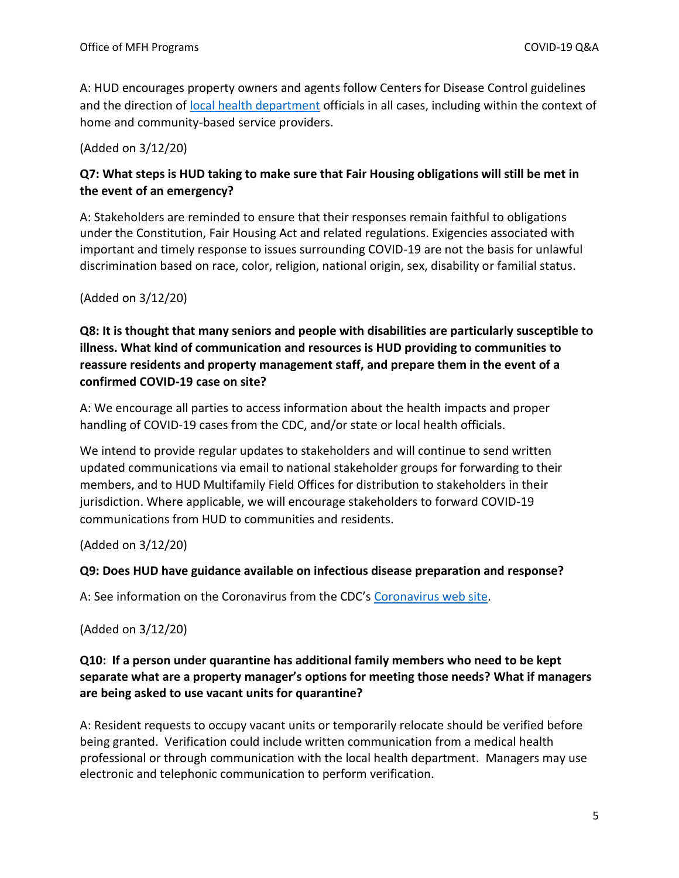A: HUD encourages property owners and agents follow Centers for Disease Control guidelines and the direction of local health department officials in all cases, including within the context of home and community-based service providers.

(Added on 3/12/20)

**Q7: What steps is HUD taking to make sure that Fair Housing obligations will still be met in the event of an emergency?**

A: Stakeholders are reminded to ensure that their responses remain faithful to obligations under the Constitution, Fair Housing Act and related regulations. Exigencies associated with important and timely response to issues surrounding COVID-19 are not the basis for unlawful discrimination based on race, color, religion, national origin, sex, disability or familial status.

(Added on 3/12/20)

**Q8: It is thought that many seniors and people with disabilities are particularly susceptible to illness. What kind of communication and resources is HUD providing to communities to reassure residents and property management staff, and prepare them in the event of a confirmed COVID-19 case on site?**

A: We encourage all parties to access information about the health impacts and proper handling of COVID-19 cases from the CDC, and/or state or local health officials.

We intend to provide regular updates to stakeholders and will continue to send written updated communications via email to national stakeholder groups for forwarding to their members, and to HUD Multifamily Field Offices for distribution to stakeholders in their jurisdiction. Where applicable, we will encourage stakeholders to forward COVID-19 communications from HUD to communities and residents.

(Added on 3/12/20)

**Q9: Does HUD have guidance available on infectious disease preparation and response?**

A: See information on the Coronavirus from the CDC's Coronavirus web site.

(Added on 3/12/20)

**Q10: If a person under quarantine has additional family members who need to be kept separate what are a property manager's options for meeting those needs? What if managers are being asked to use vacant units for quarantine?**

A: Resident requests to occupy vacant units or temporarily relocate should be verified before being granted. Verification could include written communication from a medical health professional or through communication with the local health department. Managers may use electronic and telephonic communication to perform verification.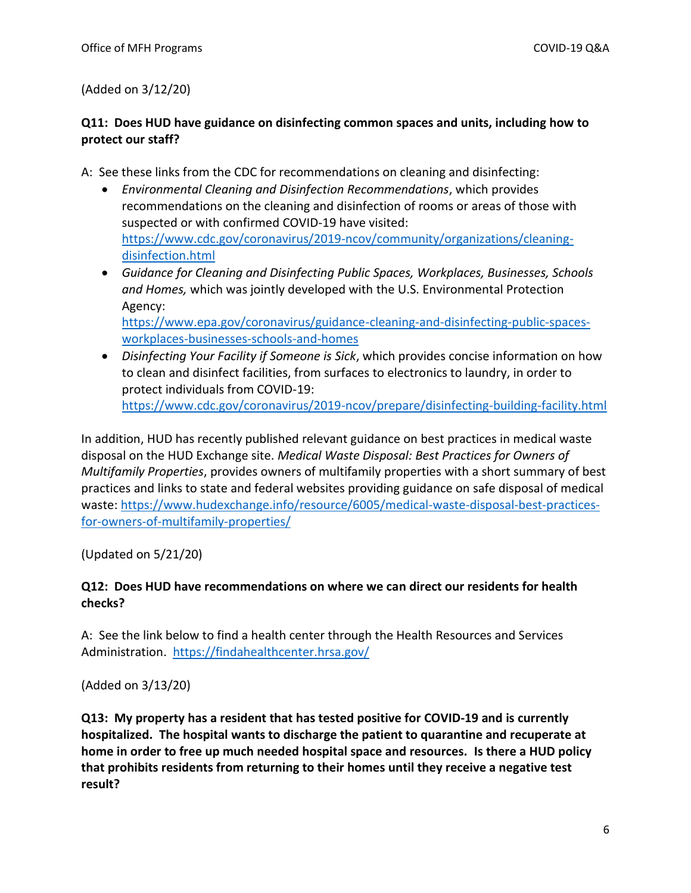(Added on 3/12/20)

**Q11: Does HUD have guidance on disinfecting common spaces and units, including how to protect our staff?**

A: See these links from the CDC for recommendations on cleaning and disinfecting:

- *Environmental Cleaning and Disinfection Recommendations*, which provides recommendations on the cleaning and disinfection of rooms or areas of those with suspected or with confirmed COVID-19 have visited: https://www.cdc.gov/coronavirus/2019-ncov/community/organizations/cleaning-disinfection.html
- *Guidance for Cleaning and Disinfecting Public Spaces, Workplaces, Businesses, Schools and Homes,* which was jointly developed with the U.S. Environmental Protection Agency: https://www.epa.gov/coronavirus/guidance-cleaning-and-disinfecting-public-spaces-workplaces-businesses-schools-and-homes
- *Disinfecting Your Facility if Someone is Sick*, which provides concise information on how to clean and disinfect facilities, from surfaces to electronics to laundry, in order to protect individuals from COVID-19: https://www.cdc.gov/coronavirus/2019-ncov/prepare/disinfecting-building-facility.html

In addition, HUD has recently published relevant guidance on best practices in medical waste disposal on the HUD Exchange site. *Medical Waste Disposal: Best Practices for Owners of Multifamily Properties*, provides owners of multifamily properties with a short summary of best practices and links to state and federal websites providing guidance on safe disposal of medical waste: https://www.hudexchange.info/resource/6005/medical-waste-disposal-best-practices-for-owners-of-multifamily-properties/

(Updated on 5/21/20)

**Q12: Does HUD have recommendations on where we can direct our residents for health checks?**

A: See the link below to find a health center through the Health Resources and Services Administration. https://findahealthcenter.hrsa.gov/

(Added on 3/13/20)

**Q13: My property has a resident that has tested positive for COVID-19 and is currently hospitalized. The hospital wants to discharge the patient to quarantine and recuperate at home in order to free up much needed hospital space and resources. Is there a HUD policy that prohibits residents from returning to their homes until they receive a negative test result?**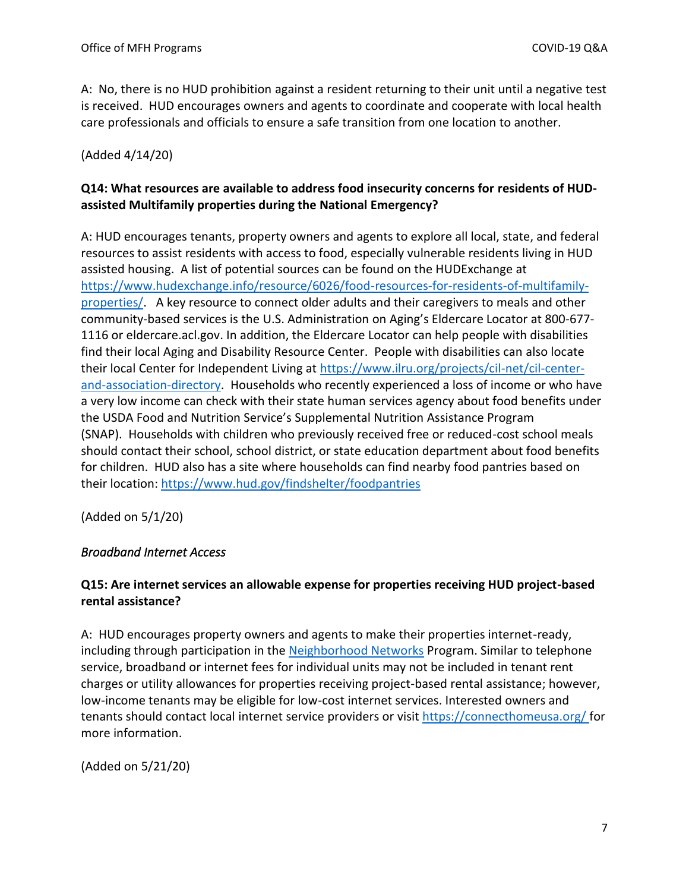A: No, there is no HUD prohibition against a resident returning to their unit until a negative test is received. HUD encourages owners and agents to coordinate and cooperate with local health care professionals and officials to ensure a safe transition from one location to another.

(Added 4/14/20)

**Q14: What resources are available to address food insecurity concerns for residents of HUD-assisted Multifamily properties during the National Emergency?**

A: HUD encourages tenants, property owners and agents to explore all local, state, and federal resources to assist residents with access to food, especially vulnerable residents living in HUD assisted housing. A list of potential sources can be found on the HUDExchange at [https://www.hudexchange.info/resource/6026/food-resources-for-residents-of-multifamily-properties/](https://www.hudexchange.info/resource/6026/food-resources-for-residents-of-multifamily-properties/). A key resource to connect older adults and their caregivers to meals and other community-based services is the U.S. Administration on Aging's Eldercare Locator at 800-677-1116 or eldercare.acl.gov. In addition, the Eldercare Locator can help people with disabilities find their local Aging and Disability Resource Center. People with disabilities can also locate their local Center for Independent Living at [https://www.ilru.org/projects/cil-net/cil-center-and-association-directory](https://www.ilru.org/projects/cil-net/cil-center-and-association-directory). Households who recently experienced a loss of income or who have a very low income can check with their state human services agency about food benefits under the USDA Food and Nutrition Service's Supplemental Nutrition Assistance Program (SNAP). Households with children who previously received free or reduced-cost school meals should contact their school, school district, or state education department about food benefits for children. HUD also has a site where households can find nearby food pantries based on their location: [https://www.hud.gov/findshelter/foodpantries](https://www.hud.gov/findshelter/foodpantries)

(Added on 5/1/20)

*Broadband Internet Access*

**Q15: Are internet services an allowable expense for properties receiving HUD project-based rental assistance?**

A: HUD encourages property owners and agents to make their properties internet-ready, including through participation in the Neighborhood Networks Program. Similar to telephone service, broadband or internet fees for individual units may not be included in tenant rent charges or utility allowances for properties receiving project-based rental assistance; however, low-income tenants may be eligible for low-cost internet services. Interested owners and tenants should contact local internet service providers or visit [https://connecthomeusa.org/](https://connecthomeusa.org/) for more information.

(Added on 5/21/20)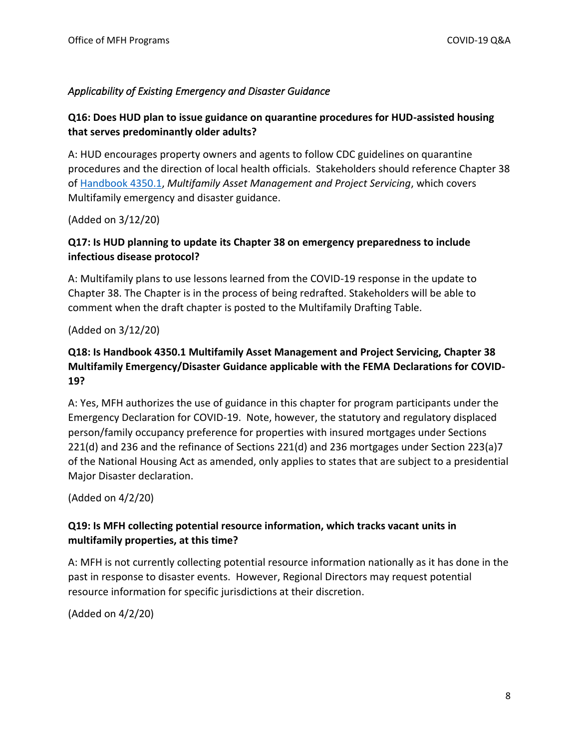*Applicability of Existing Emergency and Disaster Guidance*

**Q16: Does HUD plan to issue guidance on quarantine procedures for HUD-assisted housing that serves predominantly older adults?**

A: HUD encourages property owners and agents to follow CDC guidelines on quarantine procedures and the direction of local health officials. Stakeholders should reference Chapter 38 of Handbook 4350.1, *Multifamily Asset Management and Project Servicing*, which covers Multifamily emergency and disaster guidance.

(Added on 3/12/20)

**Q17: Is HUD planning to update its Chapter 38 on emergency preparedness to include infectious disease protocol?**

A: Multifamily plans to use lessons learned from the COVID-19 response in the update to Chapter 38. The Chapter is in the process of being redrafted. Stakeholders will be able to comment when the draft chapter is posted to the Multifamily Drafting Table.

(Added on 3/12/20)

**Q18: Is Handbook 4350.1 Multifamily Asset Management and Project Servicing, Chapter 38 Multifamily Emergency/Disaster Guidance applicable with the FEMA Declarations for COVID-19?**

A: Yes, MFH authorizes the use of guidance in this chapter for program participants under the Emergency Declaration for COVID-19. Note, however, the statutory and regulatory displaced person/family occupancy preference for properties with insured mortgages under Sections 221(d) and 236 and the refinance of Sections 221(d) and 236 mortgages under Section 223(a)7 of the National Housing Act as amended, only applies to states that are subject to a presidential Major Disaster declaration.

(Added on 4/2/20)

**Q19: Is MFH collecting potential resource information, which tracks vacant units in multifamily properties, at this time?**

A: MFH is not currently collecting potential resource information nationally as it has done in the past in response to disaster events. However, Regional Directors may request potential resource information for specific jurisdictions at their discretion.

(Added on 4/2/20)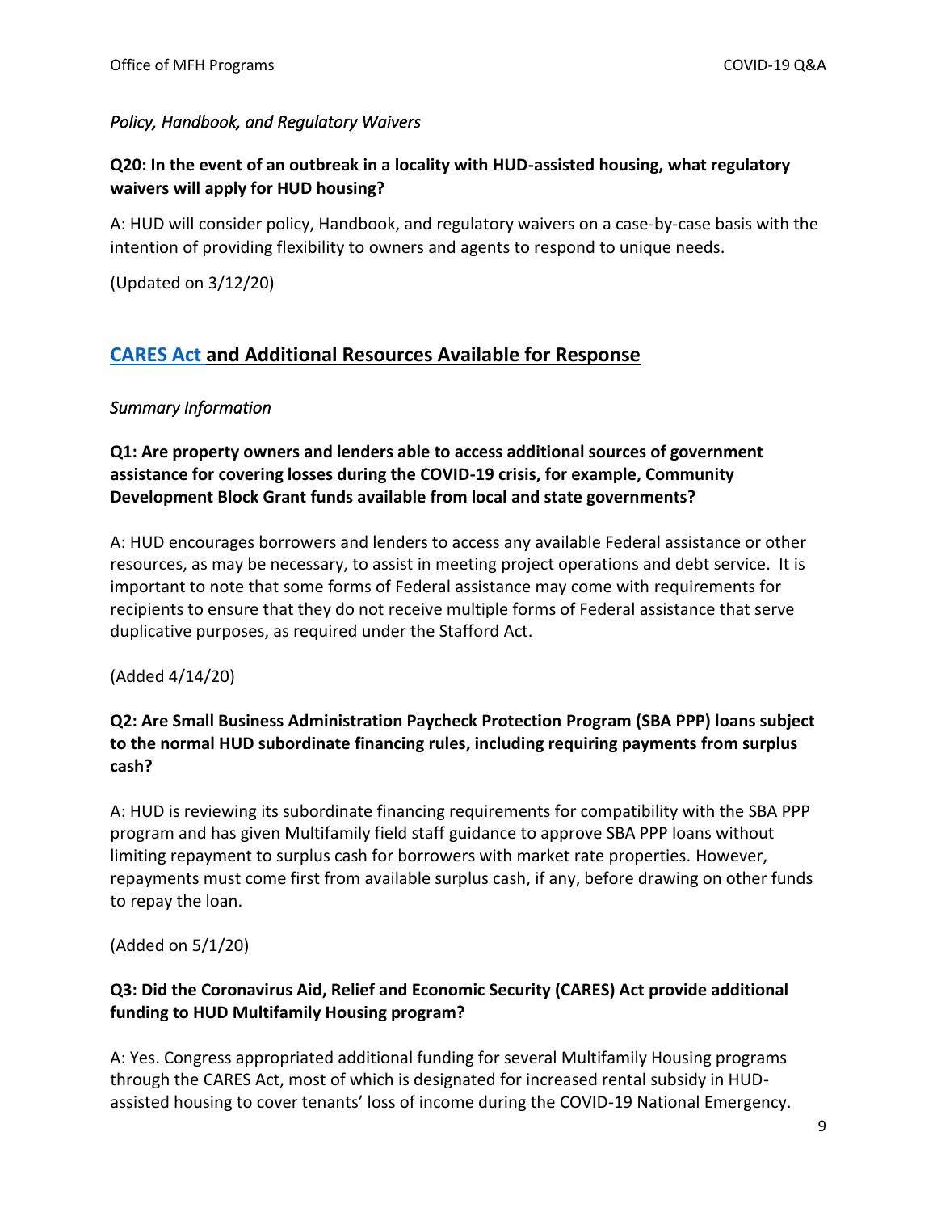*Policy, Handbook, and Regulatory Waivers*

**Q20: In the event of an outbreak in a locality with HUD-assisted housing, what regulatory waivers will apply for HUD housing?**

A: HUD will consider policy, Handbook, and regulatory waivers on a case-by-case basis with the intention of providing flexibility to owners and agents to respond to unique needs.

(Updated on 3/12/20)

## CARES Act and Additional Resources Available for Response

*Summary Information*

**Q1: Are property owners and lenders able to access additional sources of government assistance for covering losses during the COVID-19 crisis, for example, Community Development Block Grant funds available from local and state governments?**

A: HUD encourages borrowers and lenders to access any available Federal assistance or other resources, as may be necessary, to assist in meeting project operations and debt service. It is important to note that some forms of Federal assistance may come with requirements for recipients to ensure that they do not receive multiple forms of Federal assistance that serve duplicative purposes, as required under the Stafford Act.

(Added 4/14/20)

**Q2: Are Small Business Administration Paycheck Protection Program (SBA PPP) loans subject to the normal HUD subordinate financing rules, including requiring payments from surplus cash?**

A: HUD is reviewing its subordinate financing requirements for compatibility with the SBA PPP program and has given Multifamily field staff guidance to approve SBA PPP loans without limiting repayment to surplus cash for borrowers with market rate properties. However, repayments must come first from available surplus cash, if any, before drawing on other funds to repay the loan.

(Added on 5/1/20)

**Q3: Did the Coronavirus Aid, Relief and Economic Security (CARES) Act provide additional funding to HUD Multifamily Housing program?**

A: Yes. Congress appropriated additional funding for several Multifamily Housing programs through the CARES Act, most of which is designated for increased rental subsidy in HUD-assisted housing to cover tenants' loss of income during the COVID-19 National Emergency.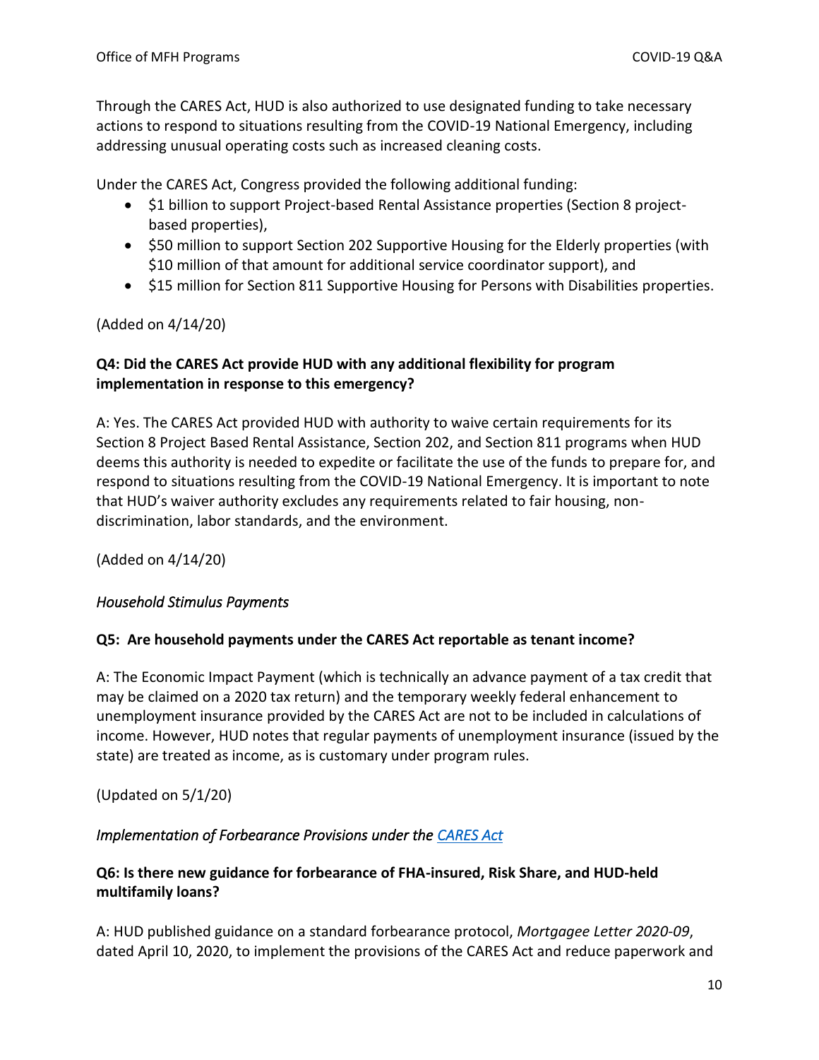Through the CARES Act, HUD is also authorized to use designated funding to take necessary actions to respond to situations resulting from the COVID-19 National Emergency, including addressing unusual operating costs such as increased cleaning costs.

Under the CARES Act, Congress provided the following additional funding:

- $1 billion to support Project-based Rental Assistance properties (Section 8 project-based properties),
- $50 million to support Section 202 Supportive Housing for the Elderly properties (with $10 million of that amount for additional service coordinator support), and
- $15 million for Section 811 Supportive Housing for Persons with Disabilities properties.

(Added on 4/14/20)

**Q4: Did the CARES Act provide HUD with any additional flexibility for program implementation in response to this emergency?**

A: Yes. The CARES Act provided HUD with authority to waive certain requirements for its Section 8 Project Based Rental Assistance, Section 202, and Section 811 programs when HUD deems this authority is needed to expedite or facilitate the use of the funds to prepare for, and respond to situations resulting from the COVID-19 National Emergency. It is important to note that HUD's waiver authority excludes any requirements related to fair housing, non-discrimination, labor standards, and the environment.

(Added on 4/14/20)

*Household Stimulus Payments*

**Q5: Are household payments under the CARES Act reportable as tenant income?**

A: The Economic Impact Payment (which is technically an advance payment of a tax credit that may be claimed on a 2020 tax return) and the temporary weekly federal enhancement to unemployment insurance provided by the CARES Act are not to be included in calculations of income. However, HUD notes that regular payments of unemployment insurance (issued by the state) are treated as income, as is customary under program rules.

(Updated on 5/1/20)

*Implementation of Forbearance Provisions under the CARES Act*

**Q6: Is there new guidance for forbearance of FHA-insured, Risk Share, and HUD-held multifamily loans?**

A: HUD published guidance on a standard forbearance protocol, *Mortgagee Letter 2020-09*, dated April 10, 2020, to implement the provisions of the CARES Act and reduce paperwork and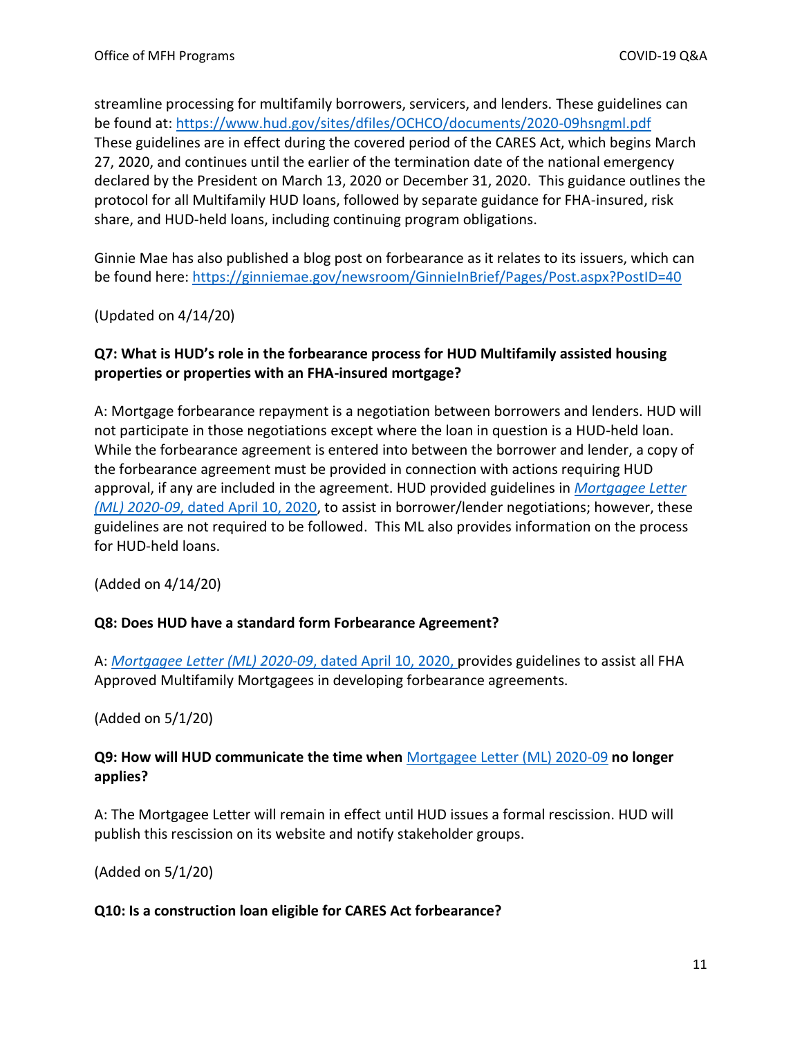streamline processing for multifamily borrowers, servicers, and lenders. These guidelines can be found at: [https://www.hud.gov/sites/dfiles/OCHCO/documents/2020-09hsngml.pdf](https://www.hud.gov/sites/dfiles/OCHCO/documents/2020-09hsngml.pdf) These guidelines are in effect during the covered period of the CARES Act, which begins March 27, 2020, and continues until the earlier of the termination date of the national emergency declared by the President on March 13, 2020 or December 31, 2020. This guidance outlines the protocol for all Multifamily HUD loans, followed by separate guidance for FHA-insured, risk share, and HUD-held loans, including continuing program obligations.

Ginnie Mae has also published a blog post on forbearance as it relates to its issuers, which can be found here: [https://ginniemae.gov/newsroom/GinnieInBrief/Pages/Post.aspx?PostID=40](https://ginniemae.gov/newsroom/GinnieInBrief/Pages/Post.aspx?PostID=40)

(Updated on 4/14/20)

**Q7: What is HUD's role in the forbearance process for HUD Multifamily assisted housing properties or properties with an FHA-insured mortgage?**

A: Mortgage forbearance repayment is a negotiation between borrowers and lenders. HUD will not participate in those negotiations except where the loan in question is a HUD-held loan. While the forbearance agreement is entered into between the borrower and lender, a copy of the forbearance agreement must be provided in connection with actions requiring HUD approval, if any are included in the agreement. HUD provided guidelines in [*Mortgagee Letter (ML) 2020-09*, dated April 10, 2020](https://www.hud.gov/sites/dfiles/OCHCO/documents/2020-09hsngml.pdf), to assist in borrower/lender negotiations; however, these guidelines are not required to be followed. This ML also provides information on the process for HUD-held loans.

(Added on 4/14/20)

**Q8: Does HUD have a standard form Forbearance Agreement?**

A: [*Mortgagee Letter (ML) 2020-09*, dated April 10, 2020,](https://www.hud.gov/sites/dfiles/OCHCO/documents/2020-09hsngml.pdf) provides guidelines to assist all FHA Approved Multifamily Mortgagees in developing forbearance agreements.

(Added on 5/1/20)

**Q9: How will HUD communicate the time when [Mortgagee Letter (ML) 2020-09](https://www.hud.gov/sites/dfiles/OCHCO/documents/2020-09hsngml.pdf) no longer applies?**

A: The Mortgagee Letter will remain in effect until HUD issues a formal rescission. HUD will publish this rescission on its website and notify stakeholder groups.

(Added on 5/1/20)

**Q10: Is a construction loan eligible for CARES Act forbearance?**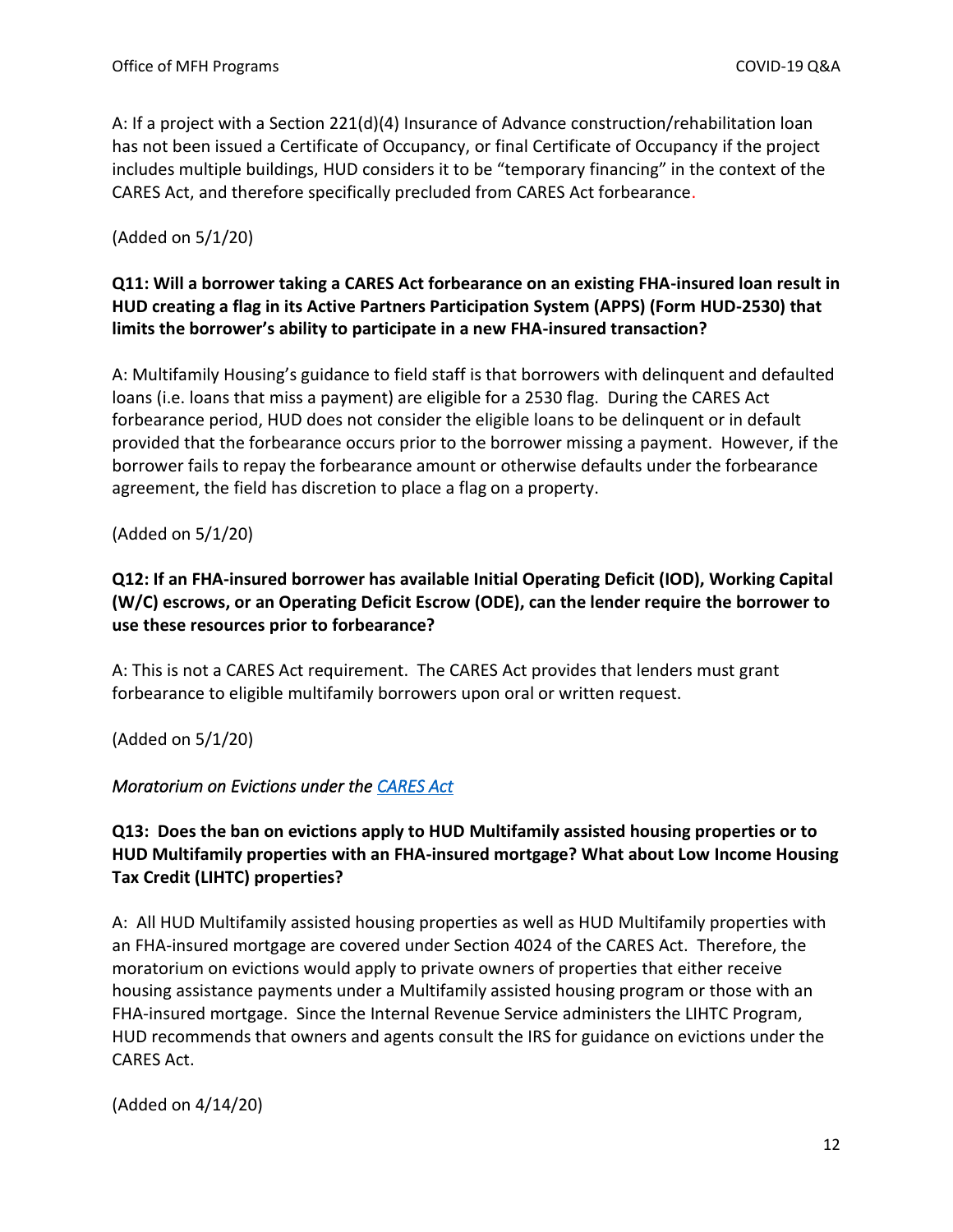A: If a project with a Section 221(d)(4) Insurance of Advance construction/rehabilitation loan has not been issued a Certificate of Occupancy, or final Certificate of Occupancy if the project includes multiple buildings, HUD considers it to be "temporary financing" in the context of the CARES Act, and therefore specifically precluded from CARES Act forbearance.

(Added on 5/1/20)

**Q11: Will a borrower taking a CARES Act forbearance on an existing FHA-insured loan result in HUD creating a flag in its Active Partners Participation System (APPS) (Form HUD-2530) that limits the borrower's ability to participate in a new FHA-insured transaction?**

A: Multifamily Housing's guidance to field staff is that borrowers with delinquent and defaulted loans (i.e. loans that miss a payment) are eligible for a 2530 flag. During the CARES Act forbearance period, HUD does not consider the eligible loans to be delinquent or in default provided that the forbearance occurs prior to the borrower missing a payment. However, if the borrower fails to repay the forbearance amount or otherwise defaults under the forbearance agreement, the field has discretion to place a flag on a property.

(Added on 5/1/20)

**Q12: If an FHA-insured borrower has available Initial Operating Deficit (IOD), Working Capital (W/C) escrows, or an Operating Deficit Escrow (ODE), can the lender require the borrower to use these resources prior to forbearance?**

A: This is not a CARES Act requirement. The CARES Act provides that lenders must grant forbearance to eligible multifamily borrowers upon oral or written request.

(Added on 5/1/20)

*Moratorium on Evictions under the CARES Act*

**Q13: Does the ban on evictions apply to HUD Multifamily assisted housing properties or to HUD Multifamily properties with an FHA-insured mortgage? What about Low Income Housing Tax Credit (LIHTC) properties?**

A: All HUD Multifamily assisted housing properties as well as HUD Multifamily properties with an FHA-insured mortgage are covered under Section 4024 of the CARES Act. Therefore, the moratorium on evictions would apply to private owners of properties that either receive housing assistance payments under a Multifamily assisted housing program or those with an FHA-insured mortgage. Since the Internal Revenue Service administers the LIHTC Program, HUD recommends that owners and agents consult the IRS for guidance on evictions under the CARES Act.

(Added on 4/14/20)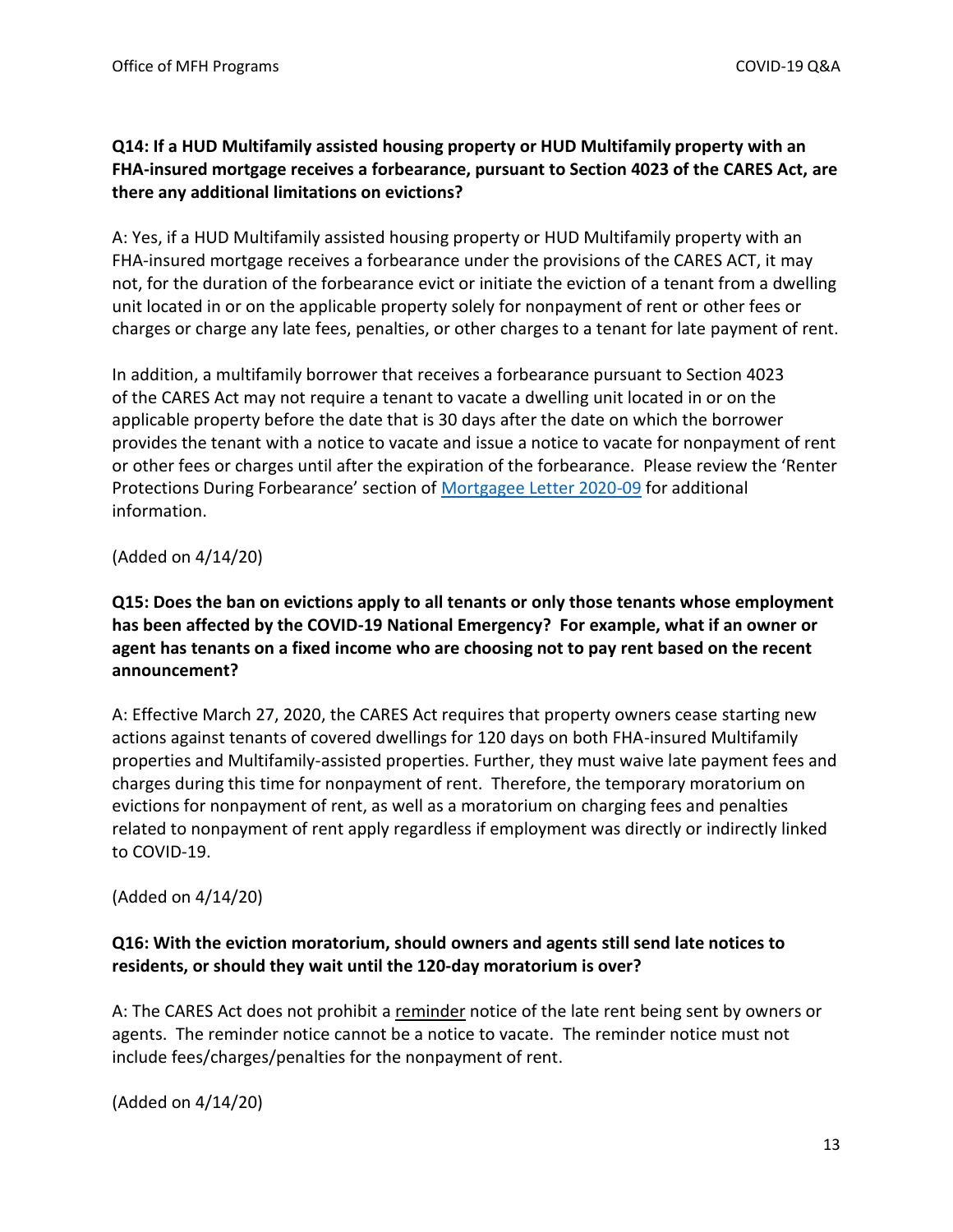**Q14: If a HUD Multifamily assisted housing property or HUD Multifamily property with an FHA-insured mortgage receives a forbearance, pursuant to Section 4023 of the CARES Act, are there any additional limitations on evictions?**

A: Yes, if a HUD Multifamily assisted housing property or HUD Multifamily property with an FHA-insured mortgage receives a forbearance under the provisions of the CARES ACT, it may not, for the duration of the forbearance evict or initiate the eviction of a tenant from a dwelling unit located in or on the applicable property solely for nonpayment of rent or other fees or charges or charge any late fees, penalties, or other charges to a tenant for late payment of rent.

In addition, a multifamily borrower that receives a forbearance pursuant to Section 4023 of the CARES Act may not require a tenant to vacate a dwelling unit located in or on the applicable property before the date that is 30 days after the date on which the borrower provides the tenant with a notice to vacate and issue a notice to vacate for nonpayment of rent or other fees or charges until after the expiration of the forbearance. Please review the 'Renter Protections During Forbearance' section of [Mortgagee Letter 2020-09]() for additional information.

(Added on 4/14/20)

**Q15: Does the ban on evictions apply to all tenants or only those tenants whose employment has been affected by the COVID-19 National Emergency? For example, what if an owner or agent has tenants on a fixed income who are choosing not to pay rent based on the recent announcement?**

A: Effective March 27, 2020, the CARES Act requires that property owners cease starting new actions against tenants of covered dwellings for 120 days on both FHA-insured Multifamily properties and Multifamily-assisted properties. Further, they must waive late payment fees and charges during this time for nonpayment of rent. Therefore, the temporary moratorium on evictions for nonpayment of rent, as well as a moratorium on charging fees and penalties related to nonpayment of rent apply regardless if employment was directly or indirectly linked to COVID-19.

(Added on 4/14/20)

**Q16: With the eviction moratorium, should owners and agents still send late notices to residents, or should they wait until the 120-day moratorium is over?**

A: The CARES Act does not prohibit a reminder notice of the late rent being sent by owners or agents. The reminder notice cannot be a notice to vacate. The reminder notice must not include fees/charges/penalties for the nonpayment of rent.

(Added on 4/14/20)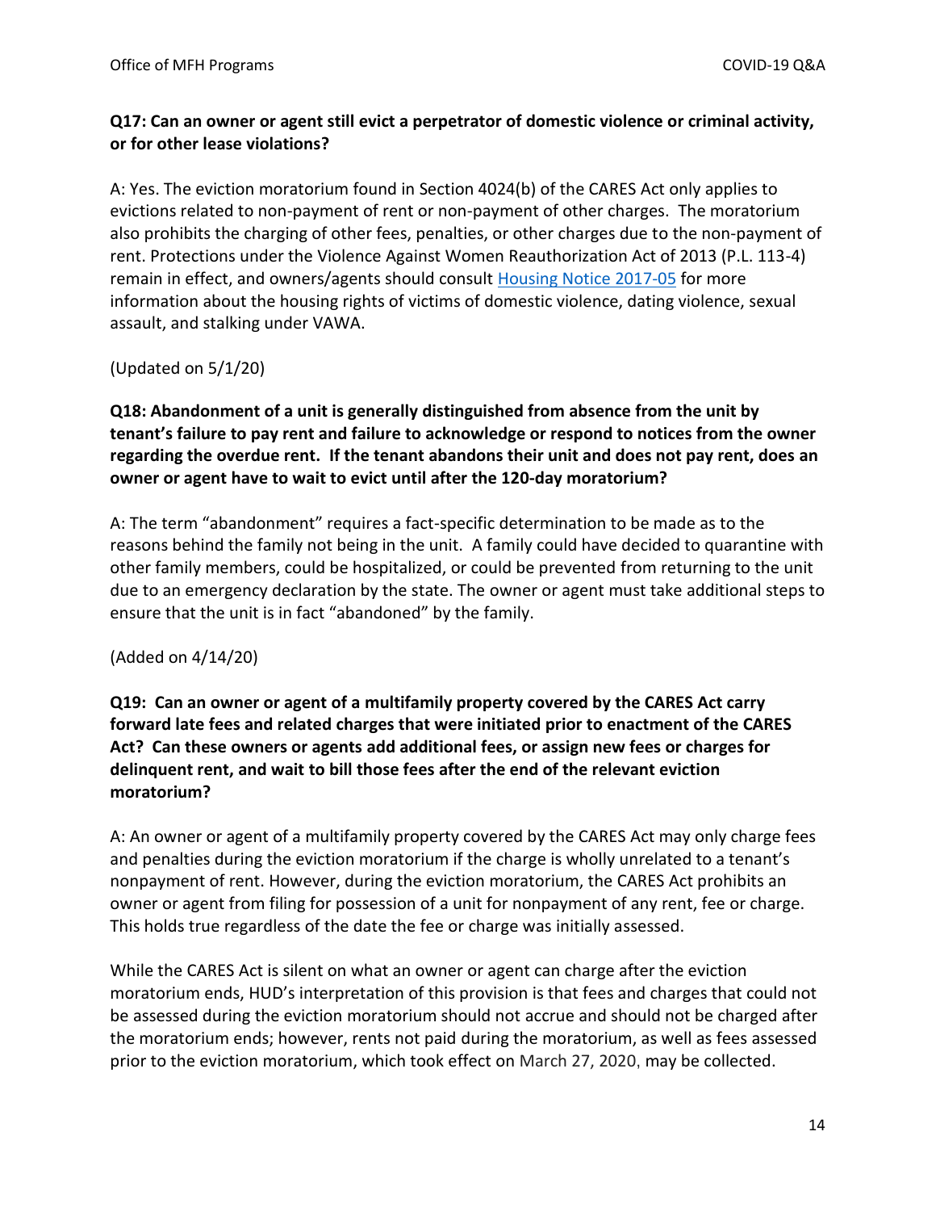**Q17: Can an owner or agent still evict a perpetrator of domestic violence or criminal activity, or for other lease violations?**

A: Yes. The eviction moratorium found in Section 4024(b) of the CARES Act only applies to evictions related to non-payment of rent or non-payment of other charges. The moratorium also prohibits the charging of other fees, penalties, or other charges due to the non-payment of rent. Protections under the Violence Against Women Reauthorization Act of 2013 (P.L. 113-4) remain in effect, and owners/agents should consult Housing Notice 2017-05 for more information about the housing rights of victims of domestic violence, dating violence, sexual assault, and stalking under VAWA.

(Updated on 5/1/20)

**Q18: Abandonment of a unit is generally distinguished from absence from the unit by tenant's failure to pay rent and failure to acknowledge or respond to notices from the owner regarding the overdue rent. If the tenant abandons their unit and does not pay rent, does an owner or agent have to wait to evict until after the 120-day moratorium?**

A: The term "abandonment" requires a fact-specific determination to be made as to the reasons behind the family not being in the unit. A family could have decided to quarantine with other family members, could be hospitalized, or could be prevented from returning to the unit due to an emergency declaration by the state. The owner or agent must take additional steps to ensure that the unit is in fact "abandoned" by the family.

(Added on 4/14/20)

**Q19: Can an owner or agent of a multifamily property covered by the CARES Act carry forward late fees and related charges that were initiated prior to enactment of the CARES Act? Can these owners or agents add additional fees, or assign new fees or charges for delinquent rent, and wait to bill those fees after the end of the relevant eviction moratorium?**

A: An owner or agent of a multifamily property covered by the CARES Act may only charge fees and penalties during the eviction moratorium if the charge is wholly unrelated to a tenant's nonpayment of rent. However, during the eviction moratorium, the CARES Act prohibits an owner or agent from filing for possession of a unit for nonpayment of any rent, fee or charge. This holds true regardless of the date the fee or charge was initially assessed.

While the CARES Act is silent on what an owner or agent can charge after the eviction moratorium ends, HUD's interpretation of this provision is that fees and charges that could not be assessed during the eviction moratorium should not accrue and should not be charged after the moratorium ends; however, rents not paid during the moratorium, as well as fees assessed prior to the eviction moratorium, which took effect on March 27, 2020, may be collected.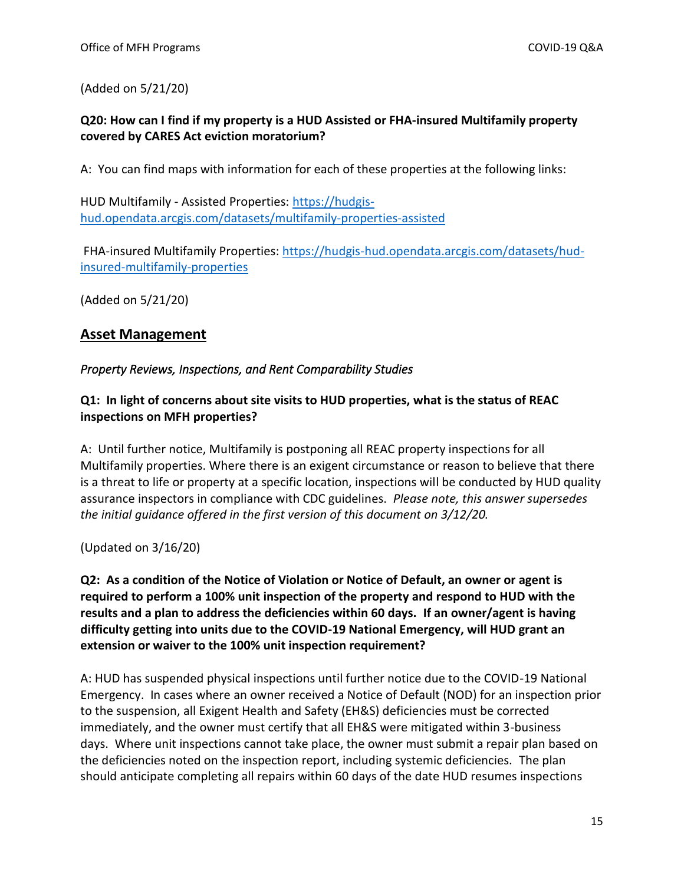(Added on 5/21/20)

**Q20: How can I find if my property is a HUD Assisted or FHA-insured Multifamily property covered by CARES Act eviction moratorium?**

A: You can find maps with information for each of these properties at the following links:

HUD Multifamily - Assisted Properties: [https://hudgis-hud.opendata.arcgis.com/datasets/multifamily-properties-assisted](https://hudgis-hud.opendata.arcgis.com/datasets/multifamily-properties-assisted)

FHA-insured Multifamily Properties: [https://hudgis-hud.opendata.arcgis.com/datasets/hud-insured-multifamily-properties](https://hudgis-hud.opendata.arcgis.com/datasets/hud-insured-multifamily-properties)

(Added on 5/21/20)

## Asset Management

*Property Reviews, Inspections, and Rent Comparability Studies*

**Q1: In light of concerns about site visits to HUD properties, what is the status of REAC inspections on MFH properties?**

A: Until further notice, Multifamily is postponing all REAC property inspections for all Multifamily properties. Where there is an exigent circumstance or reason to believe that there is a threat to life or property at a specific location, inspections will be conducted by HUD quality assurance inspectors in compliance with CDC guidelines. *Please note, this answer supersedes the initial guidance offered in the first version of this document on 3/12/20.*

(Updated on 3/16/20)

**Q2: As a condition of the Notice of Violation or Notice of Default, an owner or agent is required to perform a 100% unit inspection of the property and respond to HUD with the results and a plan to address the deficiencies within 60 days. If an owner/agent is having difficulty getting into units due to the COVID-19 National Emergency, will HUD grant an extension or waiver to the 100% unit inspection requirement?**

A: HUD has suspended physical inspections until further notice due to the COVID-19 National Emergency. In cases where an owner received a Notice of Default (NOD) for an inspection prior to the suspension, all Exigent Health and Safety (EH&S) deficiencies must be corrected immediately, and the owner must certify that all EH&S were mitigated within 3-business days. Where unit inspections cannot take place, the owner must submit a repair plan based on the deficiencies noted on the inspection report, including systemic deficiencies. The plan should anticipate completing all repairs within 60 days of the date HUD resumes inspections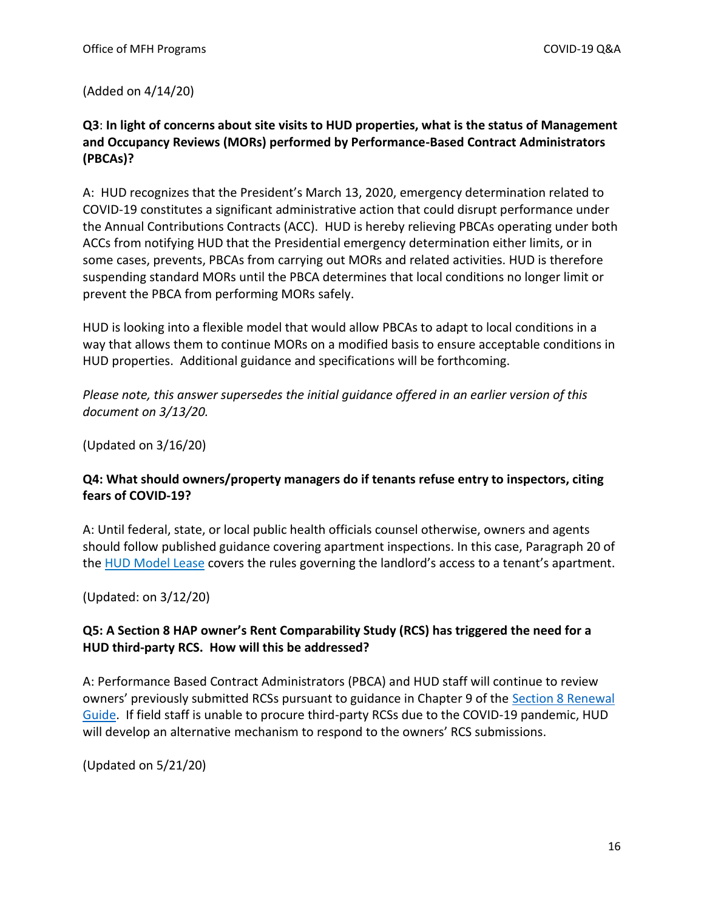(Added on 4/14/20)

**Q3**: **In light of concerns about site visits to HUD properties, what is the status of Management and Occupancy Reviews (MORs) performed by Performance-Based Contract Administrators (PBCAs)?**

A: HUD recognizes that the President's March 13, 2020, emergency determination related to COVID-19 constitutes a significant administrative action that could disrupt performance under the Annual Contributions Contracts (ACC). HUD is hereby relieving PBCAs operating under both ACCs from notifying HUD that the Presidential emergency determination either limits, or in some cases, prevents, PBCAs from carrying out MORs and related activities. HUD is therefore suspending standard MORs until the PBCA determines that local conditions no longer limit or prevent the PBCA from performing MORs safely.

HUD is looking into a flexible model that would allow PBCAs to adapt to local conditions in a way that allows them to continue MORs on a modified basis to ensure acceptable conditions in HUD properties. Additional guidance and specifications will be forthcoming.

*Please note, this answer supersedes the initial guidance offered in an earlier version of this document on 3/13/20.*

(Updated on 3/16/20)

**Q4: What should owners/property managers do if tenants refuse entry to inspectors, citing fears of COVID-19?**

A: Until federal, state, or local public health officials counsel otherwise, owners and agents should follow published guidance covering apartment inspections. In this case, Paragraph 20 of the HUD Model Lease covers the rules governing the landlord's access to a tenant's apartment.

(Updated: on 3/12/20)

**Q5: A Section 8 HAP owner's Rent Comparability Study (RCS) has triggered the need for a HUD third-party RCS. How will this be addressed?**

A: Performance Based Contract Administrators (PBCA) and HUD staff will continue to review owners' previously submitted RCSs pursuant to guidance in Chapter 9 of the Section 8 Renewal Guide. If field staff is unable to procure third-party RCSs due to the COVID-19 pandemic, HUD will develop an alternative mechanism to respond to the owners' RCS submissions.

(Updated on 5/21/20)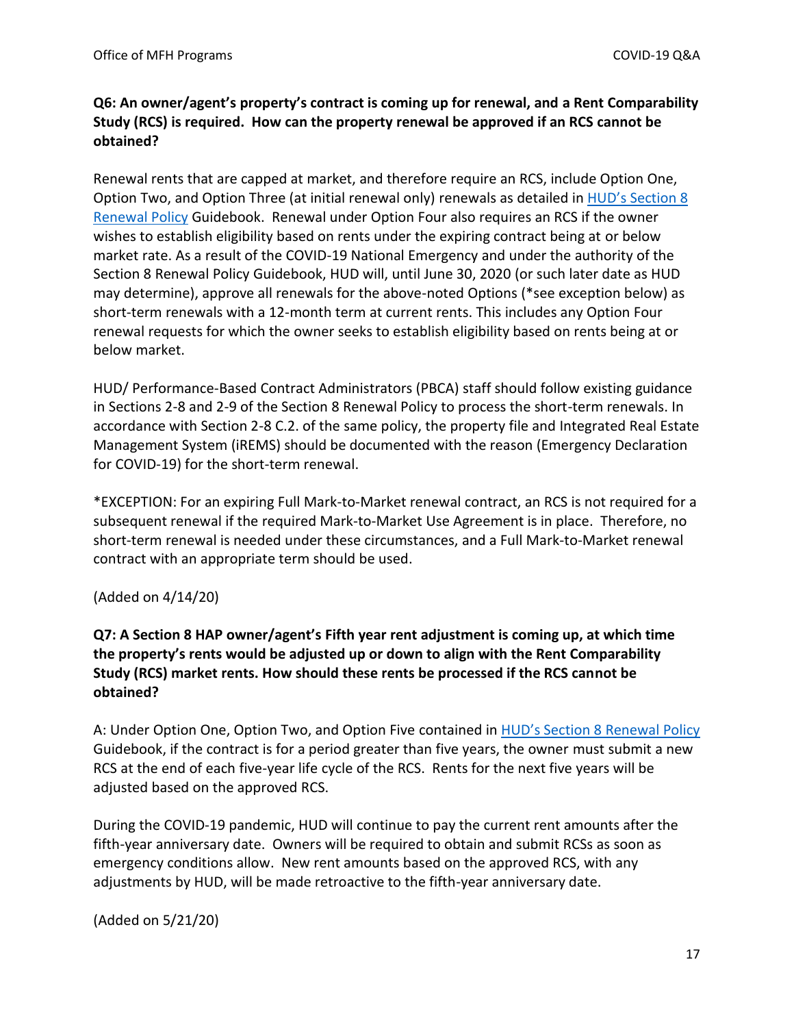**Q6: An owner/agent's property's contract is coming up for renewal, and a Rent Comparability Study (RCS) is required. How can the property renewal be approved if an RCS cannot be obtained?**

Renewal rents that are capped at market, and therefore require an RCS, include Option One, Option Two, and Option Three (at initial renewal only) renewals as detailed in [HUD's Section 8 Renewal Policy] Guidebook. Renewal under Option Four also requires an RCS if the owner wishes to establish eligibility based on rents under the expiring contract being at or below market rate. As a result of the COVID-19 National Emergency and under the authority of the Section 8 Renewal Policy Guidebook, HUD will, until June 30, 2020 (or such later date as HUD may determine), approve all renewals for the above-noted Options (*see exception below) as short-term renewals with a 12-month term at current rents. This includes any Option Four renewal requests for which the owner seeks to establish eligibility based on rents being at or below market.

HUD/ Performance-Based Contract Administrators (PBCA) staff should follow existing guidance in Sections 2-8 and 2-9 of the Section 8 Renewal Policy to process the short-term renewals. In accordance with Section 2-8 C.2. of the same policy, the property file and Integrated Real Estate Management System (iREMS) should be documented with the reason (Emergency Declaration for COVID-19) for the short-term renewal.

*EXCEPTION: For an expiring Full Mark-to-Market renewal contract, an RCS is not required for a subsequent renewal if the required Mark-to-Market Use Agreement is in place. Therefore, no short-term renewal is needed under these circumstances, and a Full Mark-to-Market renewal contract with an appropriate term should be used.

(Added on 4/14/20)

**Q7: A Section 8 HAP owner/agent's Fifth year rent adjustment is coming up, at which time the property's rents would be adjusted up or down to align with the Rent Comparability Study (RCS) market rents. How should these rents be processed if the RCS cannot be obtained?**

A: Under Option One, Option Two, and Option Five contained in [HUD's Section 8 Renewal Policy] Guidebook, if the contract is for a period greater than five years, the owner must submit a new RCS at the end of each five-year life cycle of the RCS. Rents for the next five years will be adjusted based on the approved RCS.

During the COVID-19 pandemic, HUD will continue to pay the current rent amounts after the fifth-year anniversary date. Owners will be required to obtain and submit RCSs as soon as emergency conditions allow. New rent amounts based on the approved RCS, with any adjustments by HUD, will be made retroactive to the fifth-year anniversary date.

(Added on 5/21/20)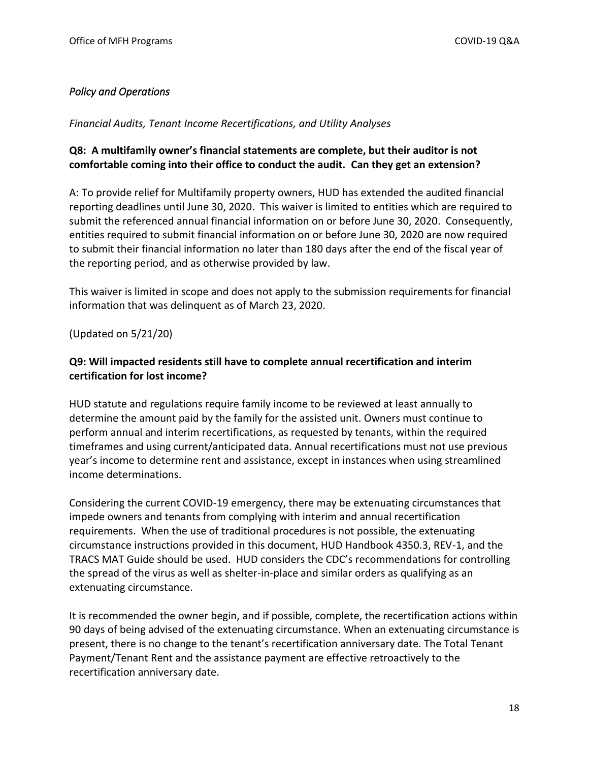## *Policy and Operations*

### *Financial Audits, Tenant Income Recertifications, and Utility Analyses*

**Q8: A multifamily owner's financial statements are complete, but their auditor is not comfortable coming into their office to conduct the audit. Can they get an extension?**

A: To provide relief for Multifamily property owners, HUD has extended the audited financial reporting deadlines until June 30, 2020. This waiver is limited to entities which are required to submit the referenced annual financial information on or before June 30, 2020. Consequently, entities required to submit financial information on or before June 30, 2020 are now required to submit their financial information no later than 180 days after the end of the fiscal year of the reporting period, and as otherwise provided by law.

This waiver is limited in scope and does not apply to the submission requirements for financial information that was delinquent as of March 23, 2020.

(Updated on 5/21/20)

**Q9: Will impacted residents still have to complete annual recertification and interim certification for lost income?**

HUD statute and regulations require family income to be reviewed at least annually to determine the amount paid by the family for the assisted unit. Owners must continue to perform annual and interim recertifications, as requested by tenants, within the required timeframes and using current/anticipated data. Annual recertifications must not use previous year's income to determine rent and assistance, except in instances when using streamlined income determinations.

Considering the current COVID-19 emergency, there may be extenuating circumstances that impede owners and tenants from complying with interim and annual recertification requirements. When the use of traditional procedures is not possible, the extenuating circumstance instructions provided in this document, HUD Handbook 4350.3, REV-1, and the TRACS MAT Guide should be used. HUD considers the CDC's recommendations for controlling the spread of the virus as well as shelter-in-place and similar orders as qualifying as an extenuating circumstance.

It is recommended the owner begin, and if possible, complete, the recertification actions within 90 days of being advised of the extenuating circumstance. When an extenuating circumstance is present, there is no change to the tenant's recertification anniversary date. The Total Tenant Payment/Tenant Rent and the assistance payment are effective retroactively to the recertification anniversary date.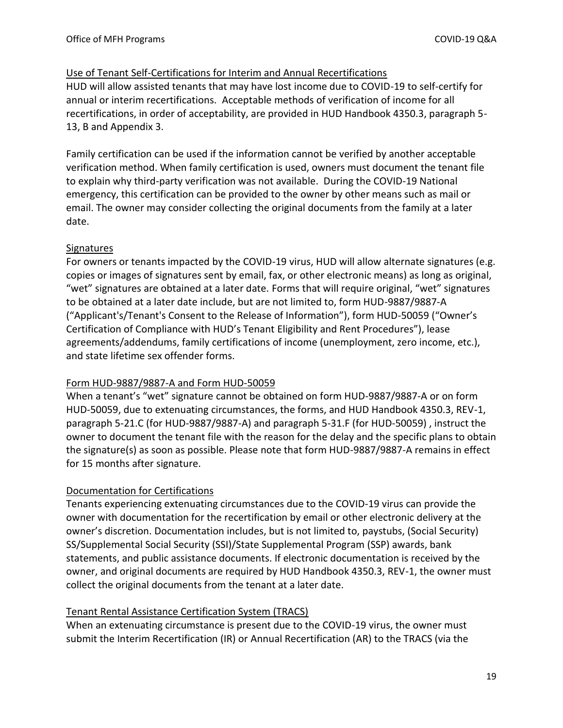## Use of Tenant Self-Certifications for Interim and Annual Recertifications

HUD will allow assisted tenants that may have lost income due to COVID-19 to self-certify for annual or interim recertifications. Acceptable methods of verification of income for all recertifications, in order of acceptability, are provided in HUD Handbook 4350.3, paragraph 5-13, B and Appendix 3.

Family certification can be used if the information cannot be verified by another acceptable verification method. When family certification is used, owners must document the tenant file to explain why third-party verification was not available. During the COVID-19 National emergency, this certification can be provided to the owner by other means such as mail or email. The owner may consider collecting the original documents from the family at a later date.

## Signatures

For owners or tenants impacted by the COVID-19 virus, HUD will allow alternate signatures (e.g. copies or images of signatures sent by email, fax, or other electronic means) as long as original, "wet" signatures are obtained at a later date. Forms that will require original, "wet" signatures to be obtained at a later date include, but are not limited to, form HUD-9887/9887-A ("Applicant's/Tenant's Consent to the Release of Information"), form HUD-50059 ("Owner's Certification of Compliance with HUD's Tenant Eligibility and Rent Procedures"), lease agreements/addendums, family certifications of income (unemployment, zero income, etc.), and state lifetime sex offender forms.

## Form HUD-9887/9887-A and Form HUD-50059

When a tenant's "wet" signature cannot be obtained on form HUD-9887/9887-A or on form HUD-50059, due to extenuating circumstances, the forms, and HUD Handbook 4350.3, REV-1, paragraph 5-21.C (for HUD-9887/9887-A) and paragraph 5-31.F (for HUD-50059) , instruct the owner to document the tenant file with the reason for the delay and the specific plans to obtain the signature(s) as soon as possible. Please note that form HUD-9887/9887-A remains in effect for 15 months after signature.

## Documentation for Certifications

Tenants experiencing extenuating circumstances due to the COVID-19 virus can provide the owner with documentation for the recertification by email or other electronic delivery at the owner's discretion. Documentation includes, but is not limited to, paystubs, (Social Security) SS/Supplemental Social Security (SSI)/State Supplemental Program (SSP) awards, bank statements, and public assistance documents. If electronic documentation is received by the owner, and original documents are required by HUD Handbook 4350.3, REV-1, the owner must collect the original documents from the tenant at a later date.

## Tenant Rental Assistance Certification System (TRACS)

When an extenuating circumstance is present due to the COVID-19 virus, the owner must submit the Interim Recertification (IR) or Annual Recertification (AR) to the TRACS (via the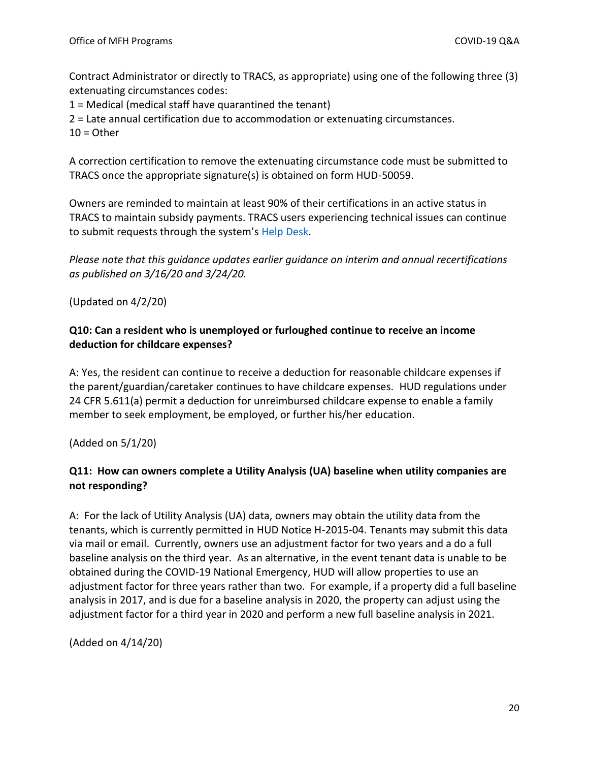Contract Administrator or directly to TRACS, as appropriate) using one of the following three (3) extenuating circumstances codes:
1 = Medical (medical staff have quarantined the tenant)
2 = Late annual certification due to accommodation or extenuating circumstances.
10 = Other

A correction certification to remove the extenuating circumstance code must be submitted to TRACS once the appropriate signature(s) is obtained on form HUD-50059.

Owners are reminded to maintain at least 90% of their certifications in an active status in TRACS to maintain subsidy payments. TRACS users experiencing technical issues can continue to submit requests through the system's Help Desk.

*Please note that this guidance updates earlier guidance on interim and annual recertifications as published on 3/16/20 and 3/24/20.*

(Updated on 4/2/20)

**Q10: Can a resident who is unemployed or furloughed continue to receive an income deduction for childcare expenses?**

A: Yes, the resident can continue to receive a deduction for reasonable childcare expenses if the parent/guardian/caretaker continues to have childcare expenses. HUD regulations under 24 CFR 5.611(a) permit a deduction for unreimbursed childcare expense to enable a family member to seek employment, be employed, or further his/her education.

(Added on 5/1/20)

**Q11: How can owners complete a Utility Analysis (UA) baseline when utility companies are not responding?**

A: For the lack of Utility Analysis (UA) data, owners may obtain the utility data from the tenants, which is currently permitted in HUD Notice H-2015-04. Tenants may submit this data via mail or email. Currently, owners use an adjustment factor for two years and a do a full baseline analysis on the third year. As an alternative, in the event tenant data is unable to be obtained during the COVID-19 National Emergency, HUD will allow properties to use an adjustment factor for three years rather than two. For example, if a property did a full baseline analysis in 2017, and is due for a baseline analysis in 2020, the property can adjust using the adjustment factor for a third year in 2020 and perform a new full baseline analysis in 2021.

(Added on 4/14/20)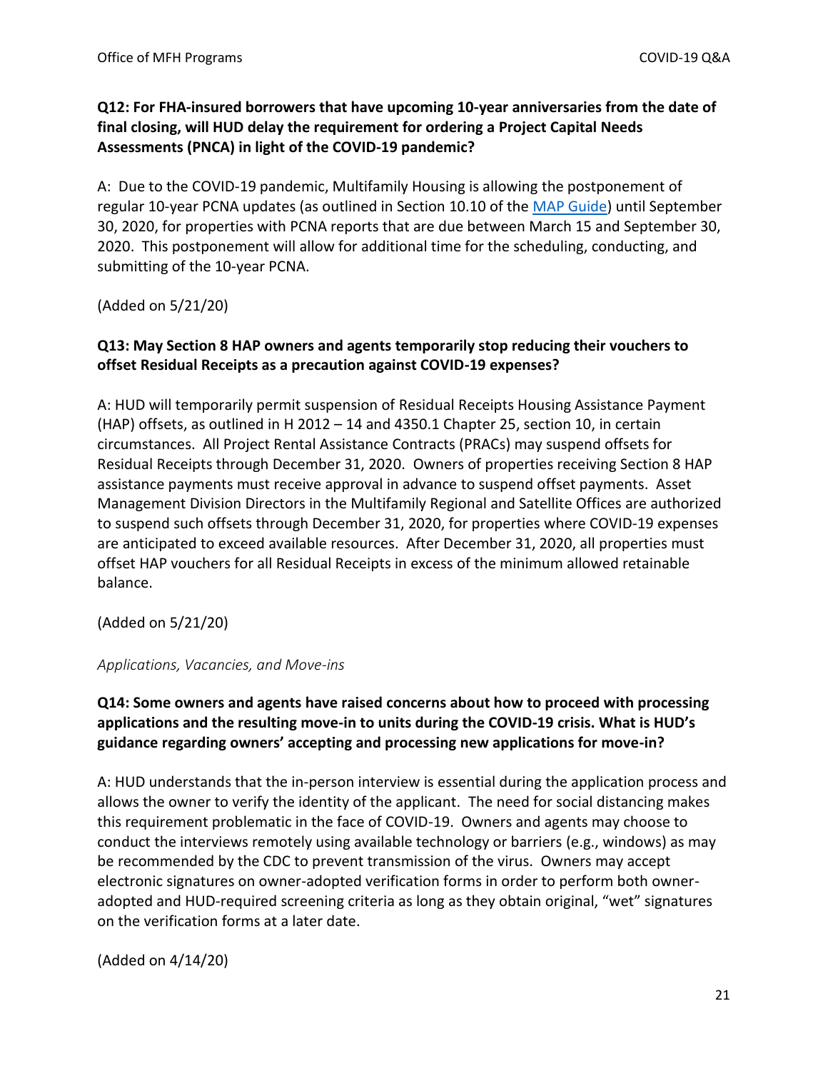**Q12: For FHA-insured borrowers that have upcoming 10-year anniversaries from the date of final closing, will HUD delay the requirement for ordering a Project Capital Needs Assessments (PNCA) in light of the COVID-19 pandemic?**

A: Due to the COVID-19 pandemic, Multifamily Housing is allowing the postponement of regular 10-year PCNA updates (as outlined in Section 10.10 of the [MAP Guide](MAP Guide)) until September 30, 2020, for properties with PCNA reports that are due between March 15 and September 30, 2020. This postponement will allow for additional time for the scheduling, conducting, and submitting of the 10-year PCNA.

(Added on 5/21/20)

**Q13: May Section 8 HAP owners and agents temporarily stop reducing their vouchers to offset Residual Receipts as a precaution against COVID-19 expenses?**

A: HUD will temporarily permit suspension of Residual Receipts Housing Assistance Payment (HAP) offsets, as outlined in H 2012 – 14 and 4350.1 Chapter 25, section 10, in certain circumstances. All Project Rental Assistance Contracts (PRACs) may suspend offsets for Residual Receipts through December 31, 2020. Owners of properties receiving Section 8 HAP assistance payments must receive approval in advance to suspend offset payments. Asset Management Division Directors in the Multifamily Regional and Satellite Offices are authorized to suspend such offsets through December 31, 2020, for properties where COVID-19 expenses are anticipated to exceed available resources. After December 31, 2020, all properties must offset HAP vouchers for all Residual Receipts in excess of the minimum allowed retainable balance.

(Added on 5/21/20)

*Applications, Vacancies, and Move-ins*

**Q14: Some owners and agents have raised concerns about how to proceed with processing applications and the resulting move-in to units during the COVID-19 crisis. What is HUD's guidance regarding owners' accepting and processing new applications for move-in?**

A: HUD understands that the in-person interview is essential during the application process and allows the owner to verify the identity of the applicant. The need for social distancing makes this requirement problematic in the face of COVID-19. Owners and agents may choose to conduct the interviews remotely using available technology or barriers (e.g., windows) as may be recommended by the CDC to prevent transmission of the virus. Owners may accept electronic signatures on owner-adopted verification forms in order to perform both owner-adopted and HUD-required screening criteria as long as they obtain original, "wet" signatures on the verification forms at a later date.

(Added on 4/14/20)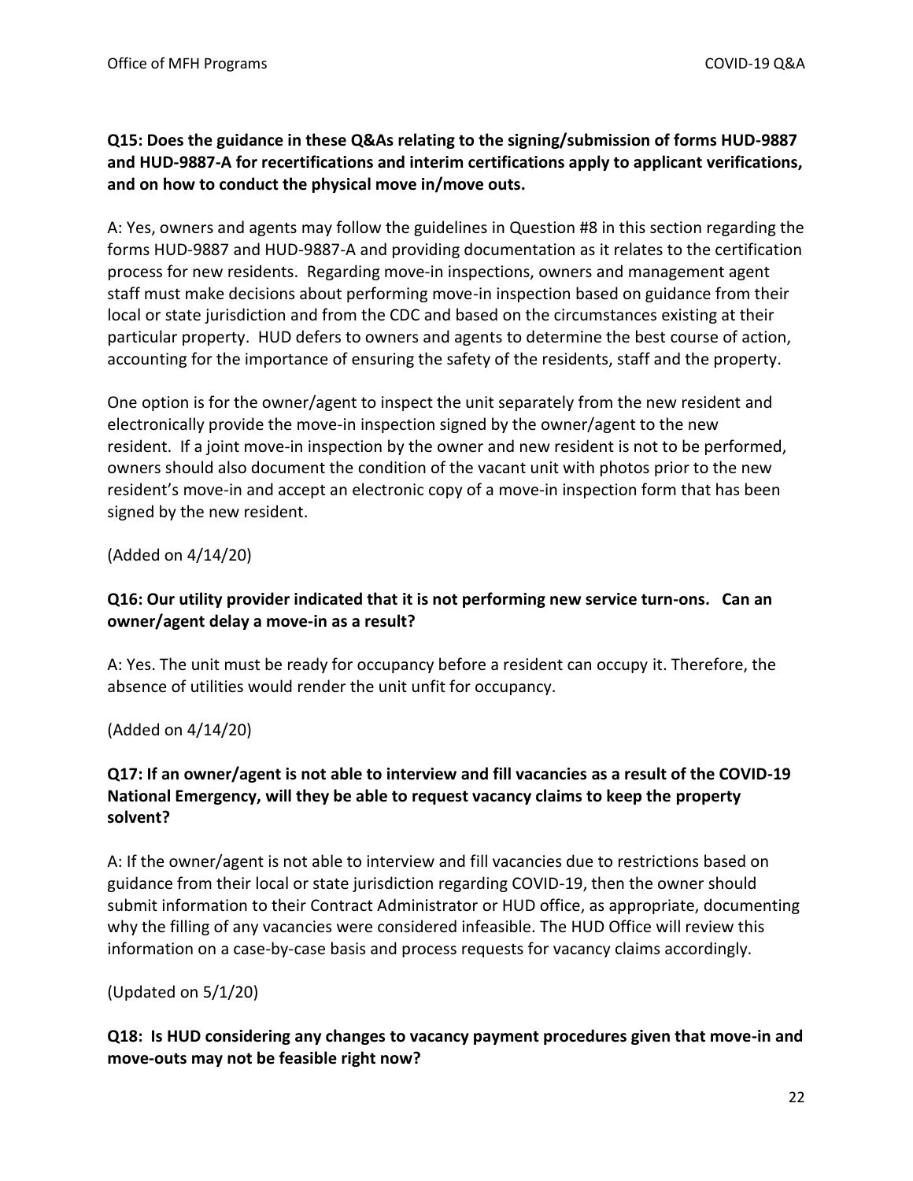**Q15: Does the guidance in these Q&As relating to the signing/submission of forms HUD-9887 and HUD-9887-A for recertifications and interim certifications apply to applicant verifications, and on how to conduct the physical move in/move outs.**

A: Yes, owners and agents may follow the guidelines in Question #8 in this section regarding the forms HUD-9887 and HUD-9887-A and providing documentation as it relates to the certification process for new residents. Regarding move-in inspections, owners and management agent staff must make decisions about performing move-in inspection based on guidance from their local or state jurisdiction and from the CDC and based on the circumstances existing at their particular property. HUD defers to owners and agents to determine the best course of action, accounting for the importance of ensuring the safety of the residents, staff and the property.

One option is for the owner/agent to inspect the unit separately from the new resident and electronically provide the move-in inspection signed by the owner/agent to the new resident. If a joint move-in inspection by the owner and new resident is not to be performed, owners should also document the condition of the vacant unit with photos prior to the new resident's move-in and accept an electronic copy of a move-in inspection form that has been signed by the new resident.

(Added on 4/14/20)

**Q16: Our utility provider indicated that it is not performing new service turn-ons. Can an owner/agent delay a move-in as a result?**

A: Yes. The unit must be ready for occupancy before a resident can occupy it. Therefore, the absence of utilities would render the unit unfit for occupancy.

(Added on 4/14/20)

**Q17: If an owner/agent is not able to interview and fill vacancies as a result of the COVID-19 National Emergency, will they be able to request vacancy claims to keep the property solvent?**

A: If the owner/agent is not able to interview and fill vacancies due to restrictions based on guidance from their local or state jurisdiction regarding COVID-19, then the owner should submit information to their Contract Administrator or HUD office, as appropriate, documenting why the filling of any vacancies were considered infeasible. The HUD Office will review this information on a case-by-case basis and process requests for vacancy claims accordingly.

(Updated on 5/1/20)

**Q18: Is HUD considering any changes to vacancy payment procedures given that move-in and move-outs may not be feasible right now?**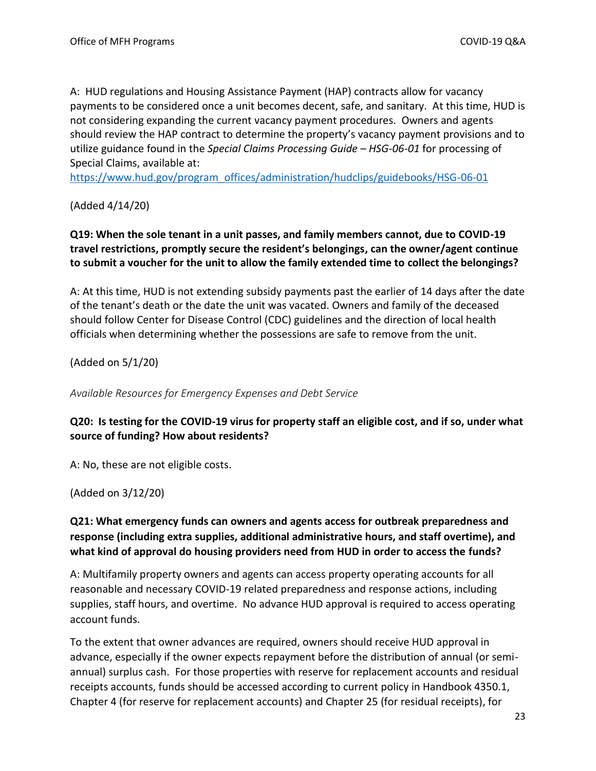A: HUD regulations and Housing Assistance Payment (HAP) contracts allow for vacancy payments to be considered once a unit becomes decent, safe, and sanitary. At this time, HUD is not considering expanding the current vacancy payment procedures. Owners and agents should review the HAP contract to determine the property's vacancy payment provisions and to utilize guidance found in the *Special Claims Processing Guide – HSG-06-01* for processing of Special Claims, available at: [https://www.hud.gov/program_offices/administration/hudclips/guidebooks/HSG-06-01](https://www.hud.gov/program_offices/administration/hudclips/guidebooks/HSG-06-01)

(Added 4/14/20)

**Q19: When the sole tenant in a unit passes, and family members cannot, due to COVID-19 travel restrictions, promptly secure the resident's belongings, can the owner/agent continue to submit a voucher for the unit to allow the family extended time to collect the belongings?**

A: At this time, HUD is not extending subsidy payments past the earlier of 14 days after the date of the tenant's death or the date the unit was vacated. Owners and family of the deceased should follow Center for Disease Control (CDC) guidelines and the direction of local health officials when determining whether the possessions are safe to remove from the unit.

(Added on 5/1/20)

*Available Resources for Emergency Expenses and Debt Service*

**Q20: Is testing for the COVID-19 virus for property staff an eligible cost, and if so, under what source of funding? How about residents?**

A: No, these are not eligible costs.

(Added on 3/12/20)

**Q21: What emergency funds can owners and agents access for outbreak preparedness and response (including extra supplies, additional administrative hours, and staff overtime), and what kind of approval do housing providers need from HUD in order to access the funds?**

A: Multifamily property owners and agents can access property operating accounts for all reasonable and necessary COVID-19 related preparedness and response actions, including supplies, staff hours, and overtime. No advance HUD approval is required to access operating account funds.

To the extent that owner advances are required, owners should receive HUD approval in advance, especially if the owner expects repayment before the distribution of annual (or semi-annual) surplus cash. For those properties with reserve for replacement accounts and residual receipts accounts, funds should be accessed according to current policy in Handbook 4350.1, Chapter 4 (for reserve for replacement accounts) and Chapter 25 (for residual receipts), for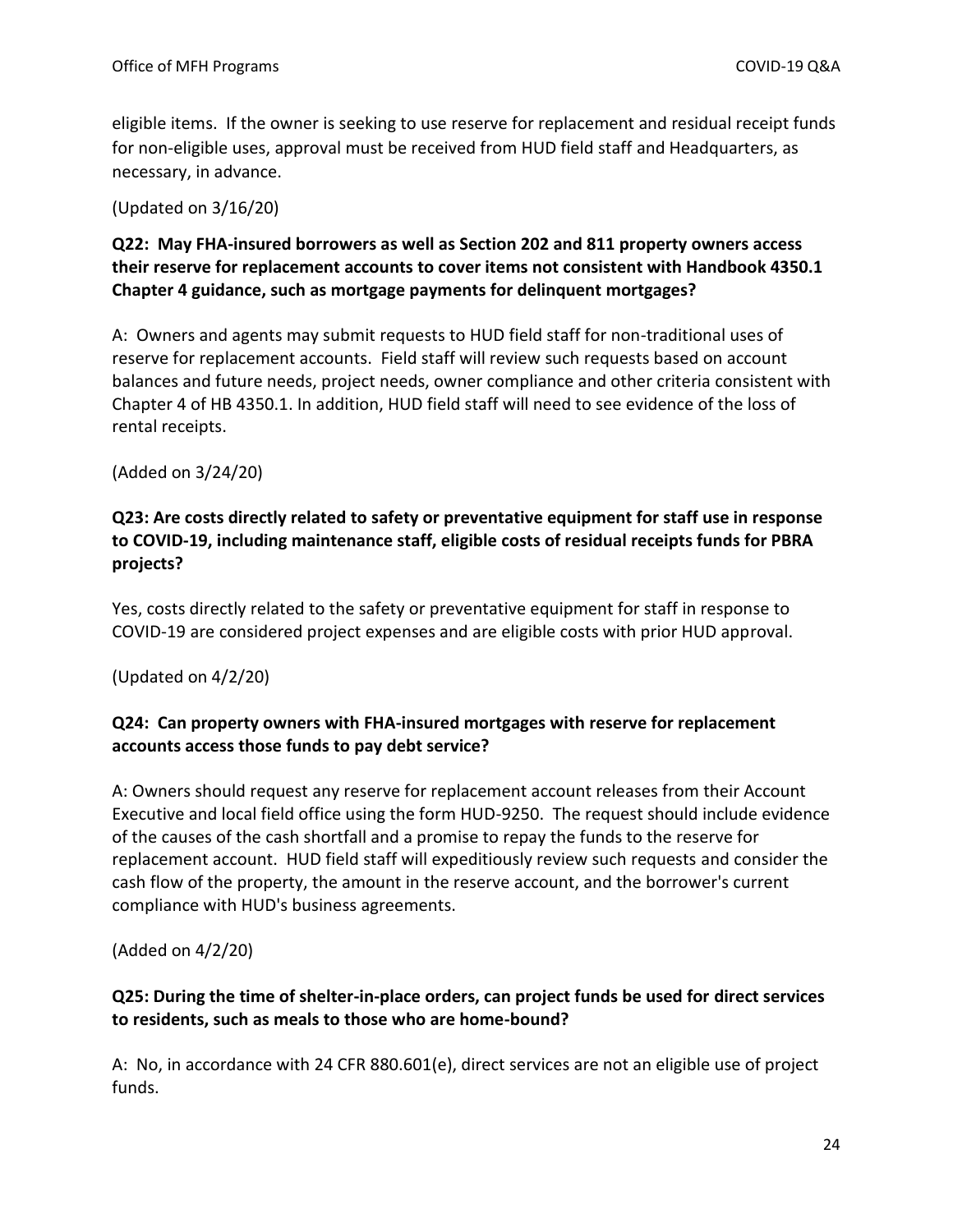eligible items. If the owner is seeking to use reserve for replacement and residual receipt funds for non-eligible uses, approval must be received from HUD field staff and Headquarters, as necessary, in advance.

(Updated on 3/16/20)

**Q22: May FHA-insured borrowers as well as Section 202 and 811 property owners access their reserve for replacement accounts to cover items not consistent with Handbook 4350.1 Chapter 4 guidance, such as mortgage payments for delinquent mortgages?**

A: Owners and agents may submit requests to HUD field staff for non-traditional uses of reserve for replacement accounts. Field staff will review such requests based on account balances and future needs, project needs, owner compliance and other criteria consistent with Chapter 4 of HB 4350.1. In addition, HUD field staff will need to see evidence of the loss of rental receipts.

(Added on 3/24/20)

**Q23: Are costs directly related to safety or preventative equipment for staff use in response to COVID-19, including maintenance staff, eligible costs of residual receipts funds for PBRA projects?**

Yes, costs directly related to the safety or preventative equipment for staff in response to COVID-19 are considered project expenses and are eligible costs with prior HUD approval.

(Updated on 4/2/20)

**Q24: Can property owners with FHA-insured mortgages with reserve for replacement accounts access those funds to pay debt service?**

A: Owners should request any reserve for replacement account releases from their Account Executive and local field office using the form HUD-9250. The request should include evidence of the causes of the cash shortfall and a promise to repay the funds to the reserve for replacement account. HUD field staff will expeditiously review such requests and consider the cash flow of the property, the amount in the reserve account, and the borrower's current compliance with HUD's business agreements.

(Added on 4/2/20)

**Q25: During the time of shelter-in-place orders, can project funds be used for direct services to residents, such as meals to those who are home-bound?**

A: No, in accordance with 24 CFR 880.601(e), direct services are not an eligible use of project funds.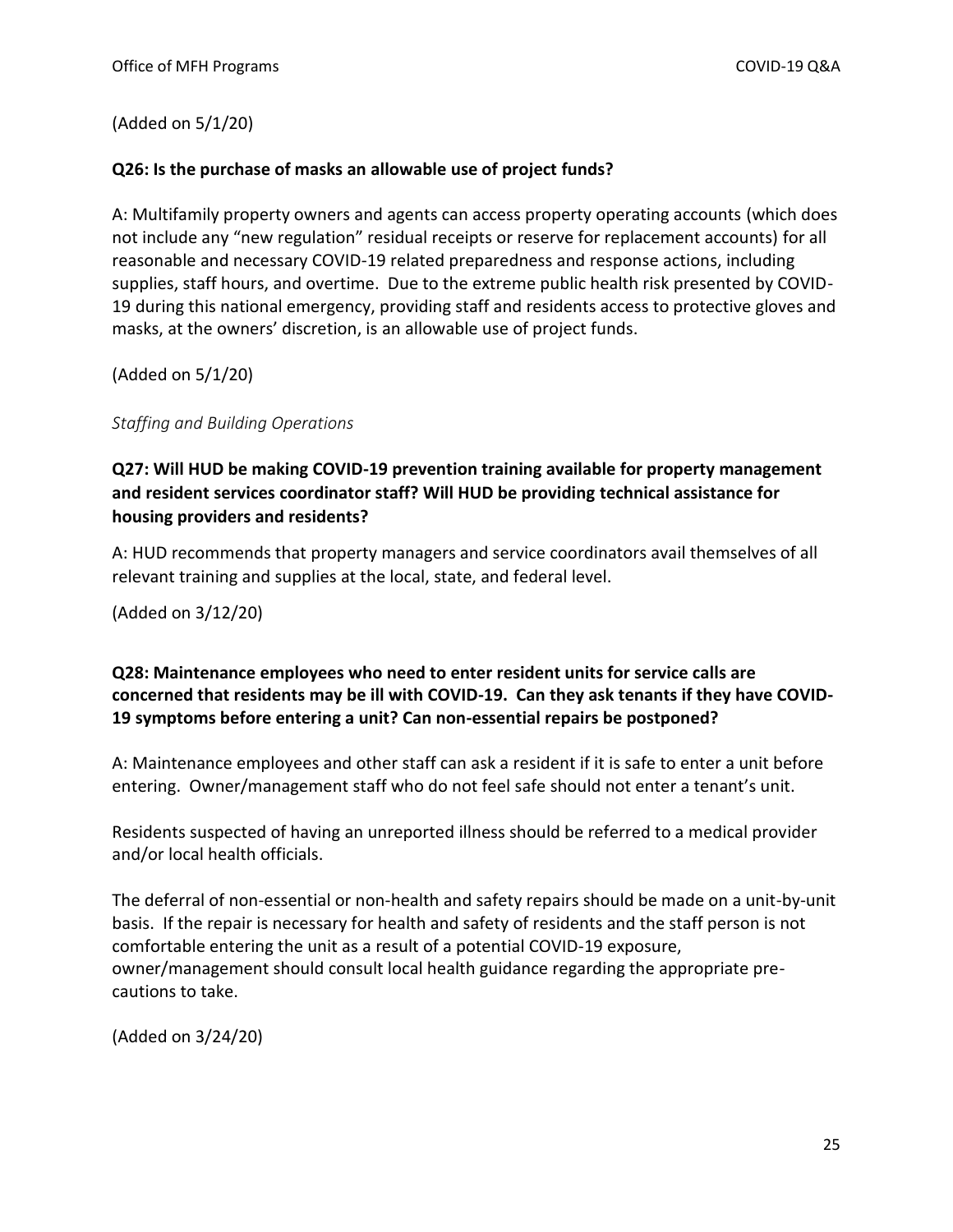(Added on 5/1/20)

**Q26: Is the purchase of masks an allowable use of project funds?**

A: Multifamily property owners and agents can access property operating accounts (which does not include any "new regulation" residual receipts or reserve for replacement accounts) for all reasonable and necessary COVID-19 related preparedness and response actions, including supplies, staff hours, and overtime. Due to the extreme public health risk presented by COVID-19 during this national emergency, providing staff and residents access to protective gloves and masks, at the owners' discretion, is an allowable use of project funds.

(Added on 5/1/20)

*Staffing and Building Operations*

**Q27: Will HUD be making COVID-19 prevention training available for property management and resident services coordinator staff? Will HUD be providing technical assistance for housing providers and residents?**

A: HUD recommends that property managers and service coordinators avail themselves of all relevant training and supplies at the local, state, and federal level.

(Added on 3/12/20)

**Q28: Maintenance employees who need to enter resident units for service calls are concerned that residents may be ill with COVID-19. Can they ask tenants if they have COVID-19 symptoms before entering a unit? Can non-essential repairs be postponed?**

A: Maintenance employees and other staff can ask a resident if it is safe to enter a unit before entering. Owner/management staff who do not feel safe should not enter a tenant's unit.

Residents suspected of having an unreported illness should be referred to a medical provider and/or local health officials.

The deferral of non-essential or non-health and safety repairs should be made on a unit-by-unit basis. If the repair is necessary for health and safety of residents and the staff person is not comfortable entering the unit as a result of a potential COVID-19 exposure, owner/management should consult local health guidance regarding the appropriate pre-cautions to take.

(Added on 3/24/20)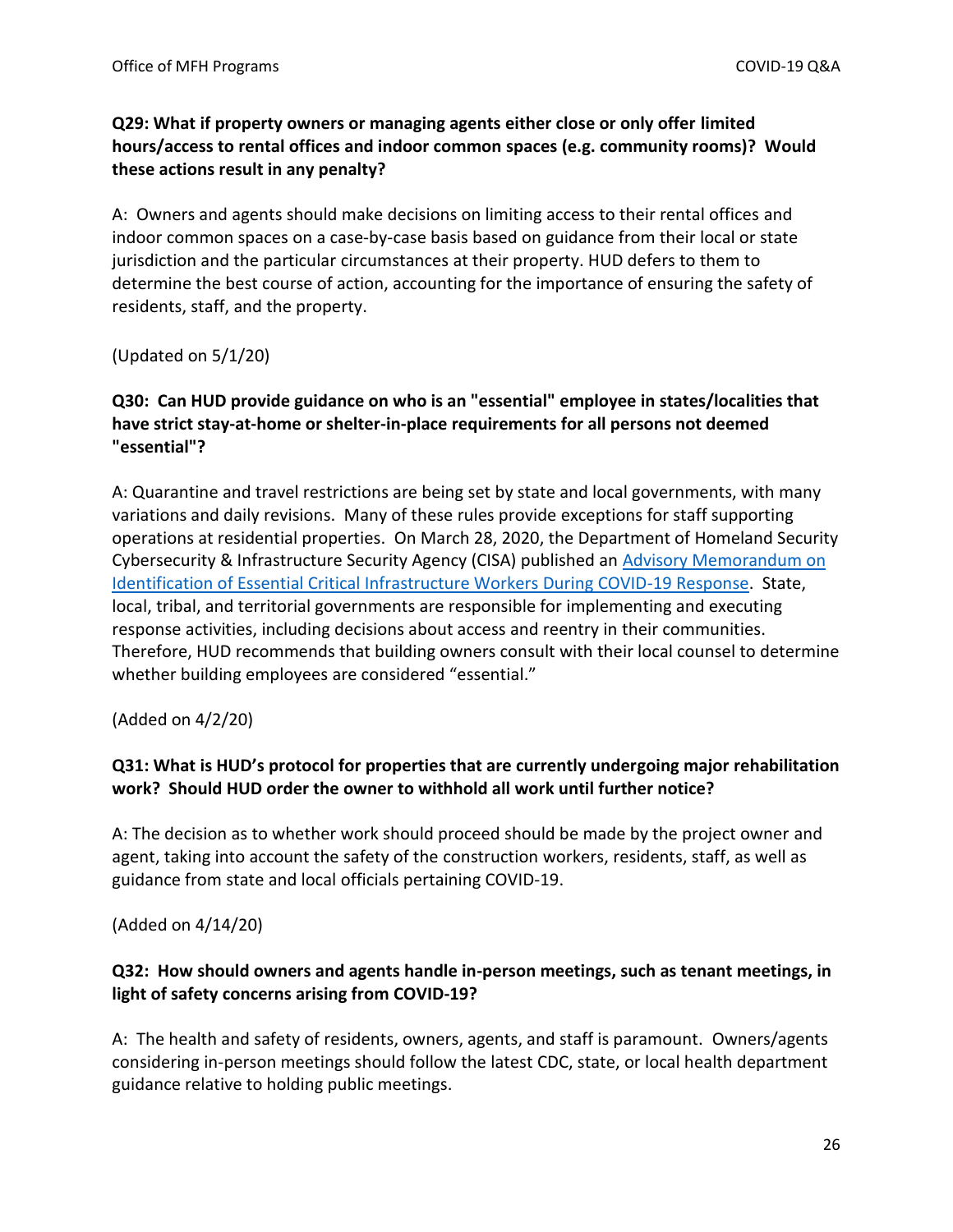**Q29: What if property owners or managing agents either close or only offer limited hours/access to rental offices and indoor common spaces (e.g. community rooms)? Would these actions result in any penalty?**

A: Owners and agents should make decisions on limiting access to their rental offices and indoor common spaces on a case-by-case basis based on guidance from their local or state jurisdiction and the particular circumstances at their property. HUD defers to them to determine the best course of action, accounting for the importance of ensuring the safety of residents, staff, and the property.

(Updated on 5/1/20)

**Q30: Can HUD provide guidance on who is an "essential" employee in states/localities that have strict stay-at-home or shelter-in-place requirements for all persons not deemed "essential"?**

A: Quarantine and travel restrictions are being set by state and local governments, with many variations and daily revisions. Many of these rules provide exceptions for staff supporting operations at residential properties. On March 28, 2020, the Department of Homeland Security Cybersecurity & Infrastructure Security Agency (CISA) published an Advisory Memorandum on Identification of Essential Critical Infrastructure Workers During COVID-19 Response. State, local, tribal, and territorial governments are responsible for implementing and executing response activities, including decisions about access and reentry in their communities. Therefore, HUD recommends that building owners consult with their local counsel to determine whether building employees are considered "essential."

(Added on 4/2/20)

**Q31: What is HUD's protocol for properties that are currently undergoing major rehabilitation work? Should HUD order the owner to withhold all work until further notice?**

A: The decision as to whether work should proceed should be made by the project owner and agent, taking into account the safety of the construction workers, residents, staff, as well as guidance from state and local officials pertaining COVID-19.

(Added on 4/14/20)

**Q32: How should owners and agents handle in-person meetings, such as tenant meetings, in light of safety concerns arising from COVID-19?**

A: The health and safety of residents, owners, agents, and staff is paramount. Owners/agents considering in-person meetings should follow the latest CDC, state, or local health department guidance relative to holding public meetings.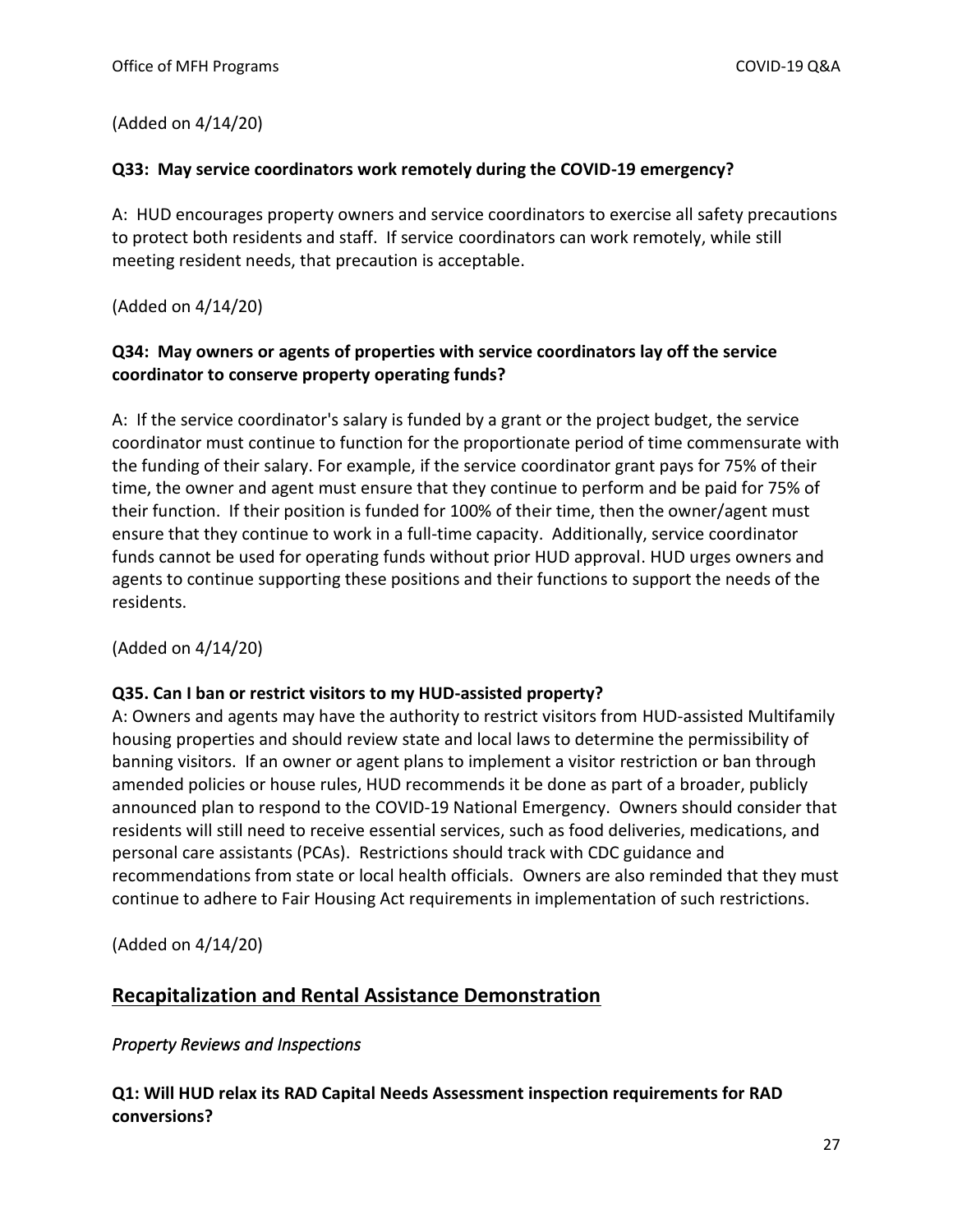(Added on 4/14/20)

**Q33: May service coordinators work remotely during the COVID-19 emergency?**

A: HUD encourages property owners and service coordinators to exercise all safety precautions to protect both residents and staff. If service coordinators can work remotely, while still meeting resident needs, that precaution is acceptable.

(Added on 4/14/20)

**Q34: May owners or agents of properties with service coordinators lay off the service coordinator to conserve property operating funds?**

A: If the service coordinator's salary is funded by a grant or the project budget, the service coordinator must continue to function for the proportionate period of time commensurate with the funding of their salary. For example, if the service coordinator grant pays for 75% of their time, the owner and agent must ensure that they continue to perform and be paid for 75% of their function. If their position is funded for 100% of their time, then the owner/agent must ensure that they continue to work in a full-time capacity. Additionally, service coordinator funds cannot be used for operating funds without prior HUD approval. HUD urges owners and agents to continue supporting these positions and their functions to support the needs of the residents.

(Added on 4/14/20)

**Q35. Can I ban or restrict visitors to my HUD-assisted property?**

A: Owners and agents may have the authority to restrict visitors from HUD-assisted Multifamily housing properties and should review state and local laws to determine the permissibility of banning visitors. If an owner or agent plans to implement a visitor restriction or ban through amended policies or house rules, HUD recommends it be done as part of a broader, publicly announced plan to respond to the COVID-19 National Emergency. Owners should consider that residents will still need to receive essential services, such as food deliveries, medications, and personal care assistants (PCAs). Restrictions should track with CDC guidance and recommendations from state or local health officials. Owners are also reminded that they must continue to adhere to Fair Housing Act requirements in implementation of such restrictions.

(Added on 4/14/20)

## Recapitalization and Rental Assistance Demonstration

*Property Reviews and Inspections*

**Q1: Will HUD relax its RAD Capital Needs Assessment inspection requirements for RAD conversions?**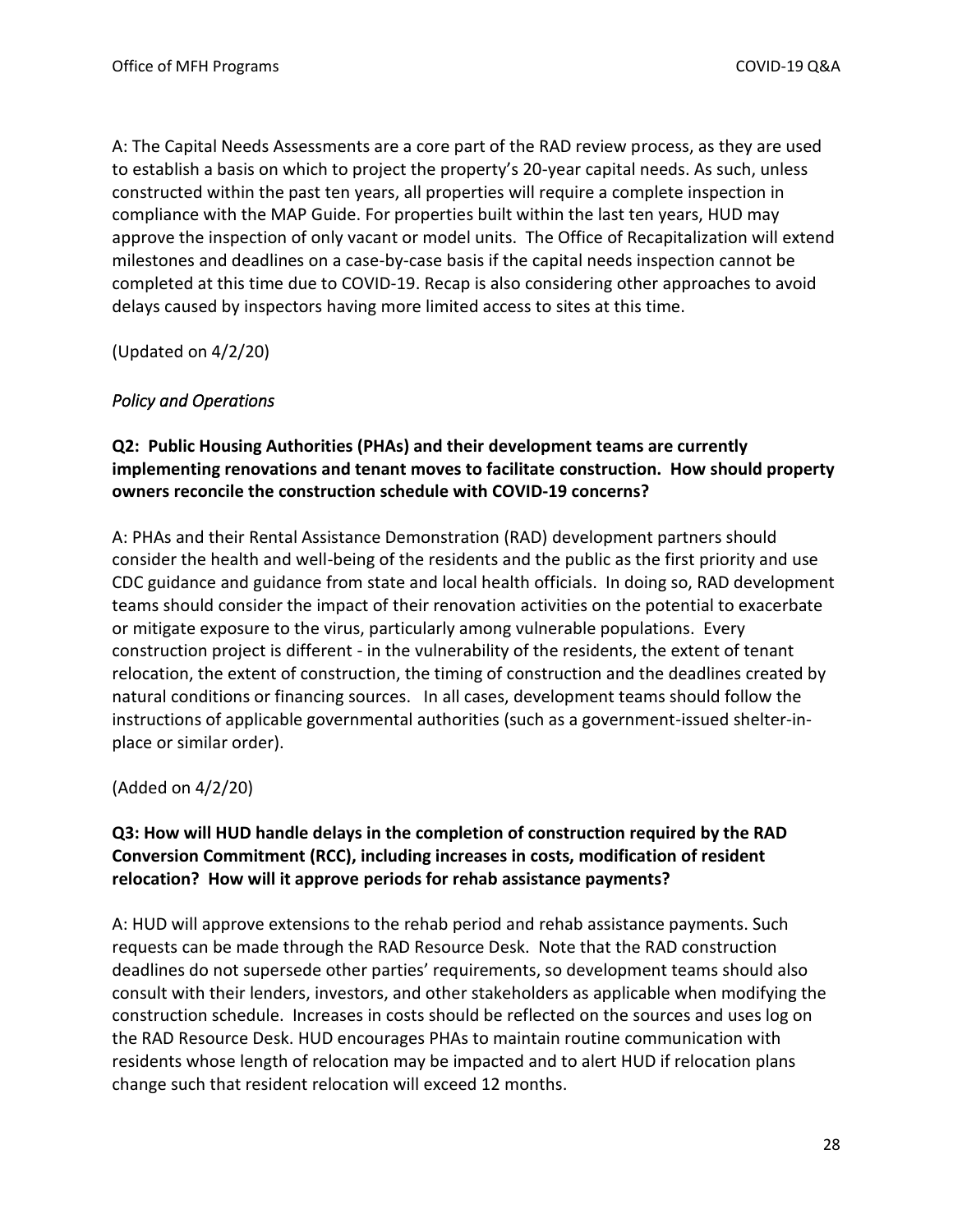A: The Capital Needs Assessments are a core part of the RAD review process, as they are used to establish a basis on which to project the property's 20-year capital needs. As such, unless constructed within the past ten years, all properties will require a complete inspection in compliance with the MAP Guide. For properties built within the last ten years, HUD may approve the inspection of only vacant or model units. The Office of Recapitalization will extend milestones and deadlines on a case-by-case basis if the capital needs inspection cannot be completed at this time due to COVID-19. Recap is also considering other approaches to avoid delays caused by inspectors having more limited access to sites at this time.

(Updated on 4/2/20)

### *Policy and Operations*

**Q2: Public Housing Authorities (PHAs) and their development teams are currently implementing renovations and tenant moves to facilitate construction. How should property owners reconcile the construction schedule with COVID-19 concerns?**

A: PHAs and their Rental Assistance Demonstration (RAD) development partners should consider the health and well-being of the residents and the public as the first priority and use CDC guidance and guidance from state and local health officials. In doing so, RAD development teams should consider the impact of their renovation activities on the potential to exacerbate or mitigate exposure to the virus, particularly among vulnerable populations. Every construction project is different - in the vulnerability of the residents, the extent of tenant relocation, the extent of construction, the timing of construction and the deadlines created by natural conditions or financing sources. In all cases, development teams should follow the instructions of applicable governmental authorities (such as a government-issued shelter-in-place or similar order).

(Added on 4/2/20)

**Q3: How will HUD handle delays in the completion of construction required by the RAD Conversion Commitment (RCC), including increases in costs, modification of resident relocation? How will it approve periods for rehab assistance payments?**

A: HUD will approve extensions to the rehab period and rehab assistance payments. Such requests can be made through the RAD Resource Desk. Note that the RAD construction deadlines do not supersede other parties' requirements, so development teams should also consult with their lenders, investors, and other stakeholders as applicable when modifying the construction schedule. Increases in costs should be reflected on the sources and uses log on the RAD Resource Desk. HUD encourages PHAs to maintain routine communication with residents whose length of relocation may be impacted and to alert HUD if relocation plans change such that resident relocation will exceed 12 months.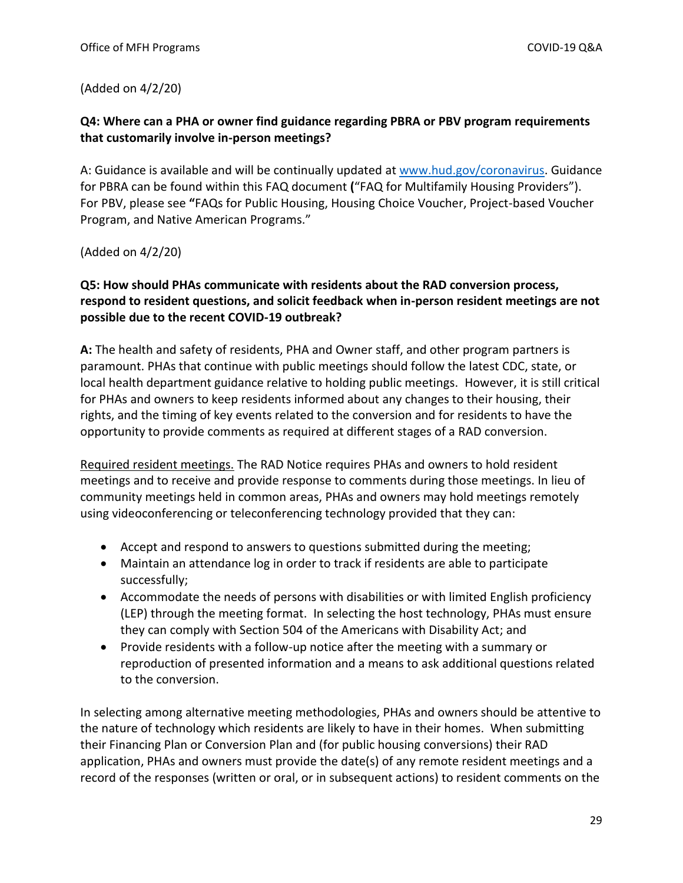(Added on 4/2/20)

**Q4: Where can a PHA or owner find guidance regarding PBRA or PBV program requirements that customarily involve in-person meetings?**

A: Guidance is available and will be continually updated at [www.hud.gov/coronavirus](www.hud.gov/coronavirus). Guidance for PBRA can be found within this FAQ document **(**"FAQ for Multifamily Housing Providers"). For PBV, please see **"**FAQs for Public Housing, Housing Choice Voucher, Project-based Voucher Program, and Native American Programs."

(Added on 4/2/20)

**Q5: How should PHAs communicate with residents about the RAD conversion process, respond to resident questions, and solicit feedback when in-person resident meetings are not possible due to the recent COVID-19 outbreak?**

**A:** The health and safety of residents, PHA and Owner staff, and other program partners is paramount. PHAs that continue with public meetings should follow the latest CDC, state, or local health department guidance relative to holding public meetings. However, it is still critical for PHAs and owners to keep residents informed about any changes to their housing, their rights, and the timing of key events related to the conversion and for residents to have the opportunity to provide comments as required at different stages of a RAD conversion.

<u>Required resident meetings.</u> The RAD Notice requires PHAs and owners to hold resident meetings and to receive and provide response to comments during those meetings. In lieu of community meetings held in common areas, PHAs and owners may hold meetings remotely using videoconferencing or teleconferencing technology provided that they can:

- Accept and respond to answers to questions submitted during the meeting;
- Maintain an attendance log in order to track if residents are able to participate successfully;
- Accommodate the needs of persons with disabilities or with limited English proficiency (LEP) through the meeting format. In selecting the host technology, PHAs must ensure they can comply with Section 504 of the Americans with Disability Act; and
- Provide residents with a follow-up notice after the meeting with a summary or reproduction of presented information and a means to ask additional questions related to the conversion.

In selecting among alternative meeting methodologies, PHAs and owners should be attentive to the nature of technology which residents are likely to have in their homes. When submitting their Financing Plan or Conversion Plan and (for public housing conversions) their RAD application, PHAs and owners must provide the date(s) of any remote resident meetings and a record of the responses (written or oral, or in subsequent actions) to resident comments on the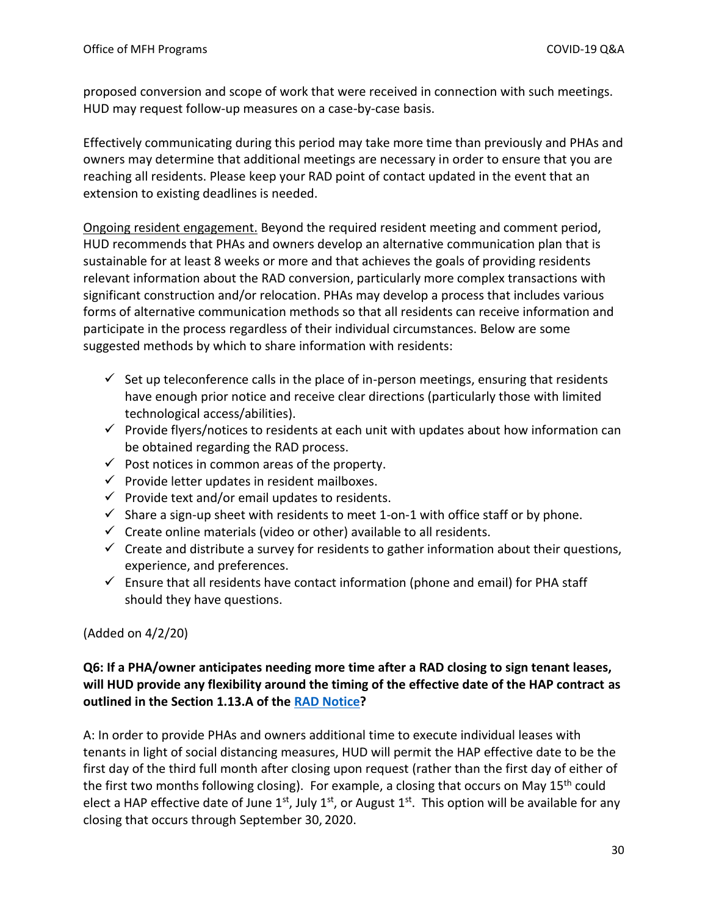proposed conversion and scope of work that were received in connection with such meetings. HUD may request follow-up measures on a case-by-case basis.

Effectively communicating during this period may take more time than previously and PHAs and owners may determine that additional meetings are necessary in order to ensure that you are reaching all residents. Please keep your RAD point of contact updated in the event that an extension to existing deadlines is needed.

Ongoing resident engagement. Beyond the required resident meeting and comment period, HUD recommends that PHAs and owners develop an alternative communication plan that is sustainable for at least 8 weeks or more and that achieves the goals of providing residents relevant information about the RAD conversion, particularly more complex transactions with significant construction and/or relocation. PHAs may develop a process that includes various forms of alternative communication methods so that all residents can receive information and participate in the process regardless of their individual circumstances. Below are some suggested methods by which to share information with residents:

- ✓ Set up teleconference calls in the place of in-person meetings, ensuring that residents have enough prior notice and receive clear directions (particularly those with limited technological access/abilities).
- ✓ Provide flyers/notices to residents at each unit with updates about how information can be obtained regarding the RAD process.
- ✓ Post notices in common areas of the property.
- ✓ Provide letter updates in resident mailboxes.
- ✓ Provide text and/or email updates to residents.
- ✓ Share a sign-up sheet with residents to meet 1-on-1 with office staff or by phone.
- ✓ Create online materials (video or other) available to all residents.
- ✓ Create and distribute a survey for residents to gather information about their questions, experience, and preferences.
- ✓ Ensure that all residents have contact information (phone and email) for PHA staff should they have questions.

(Added on 4/2/20)

**Q6: If a PHA/owner anticipates needing more time after a RAD closing to sign tenant leases, will HUD provide any flexibility around the timing of the effective date of the HAP contract as outlined in the Section 1.13.A of the RAD Notice?**

A: In order to provide PHAs and owners additional time to execute individual leases with tenants in light of social distancing measures, HUD will permit the HAP effective date to be the first day of the third full month after closing upon request (rather than the first day of either of the first two months following closing). For example, a closing that occurs on May 15th could elect a HAP effective date of June 1st, July 1st, or August 1st. This option will be available for any closing that occurs through September 30, 2020.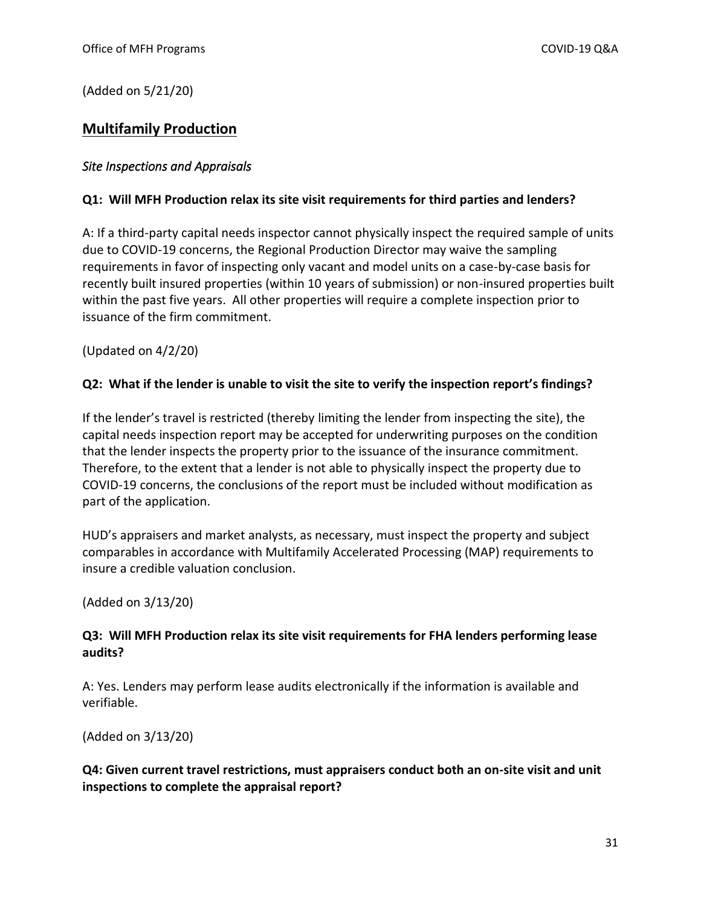(Added on 5/21/20)

## Multifamily Production

### *Site Inspections and Appraisals*

**Q1: Will MFH Production relax its site visit requirements for third parties and lenders?**

A: If a third-party capital needs inspector cannot physically inspect the required sample of units due to COVID-19 concerns, the Regional Production Director may waive the sampling requirements in favor of inspecting only vacant and model units on a case-by-case basis for recently built insured properties (within 10 years of submission) or non-insured properties built within the past five years. All other properties will require a complete inspection prior to issuance of the firm commitment.

(Updated on 4/2/20)

**Q2: What if the lender is unable to visit the site to verify the inspection report's findings?**

If the lender's travel is restricted (thereby limiting the lender from inspecting the site), the capital needs inspection report may be accepted for underwriting purposes on the condition that the lender inspects the property prior to the issuance of the insurance commitment. Therefore, to the extent that a lender is not able to physically inspect the property due to COVID-19 concerns, the conclusions of the report must be included without modification as part of the application.

HUD's appraisers and market analysts, as necessary, must inspect the property and subject comparables in accordance with Multifamily Accelerated Processing (MAP) requirements to insure a credible valuation conclusion.

(Added on 3/13/20)

**Q3: Will MFH Production relax its site visit requirements for FHA lenders performing lease audits?**

A: Yes. Lenders may perform lease audits electronically if the information is available and verifiable.

(Added on 3/13/20)

**Q4: Given current travel restrictions, must appraisers conduct both an on-site visit and unit inspections to complete the appraisal report?**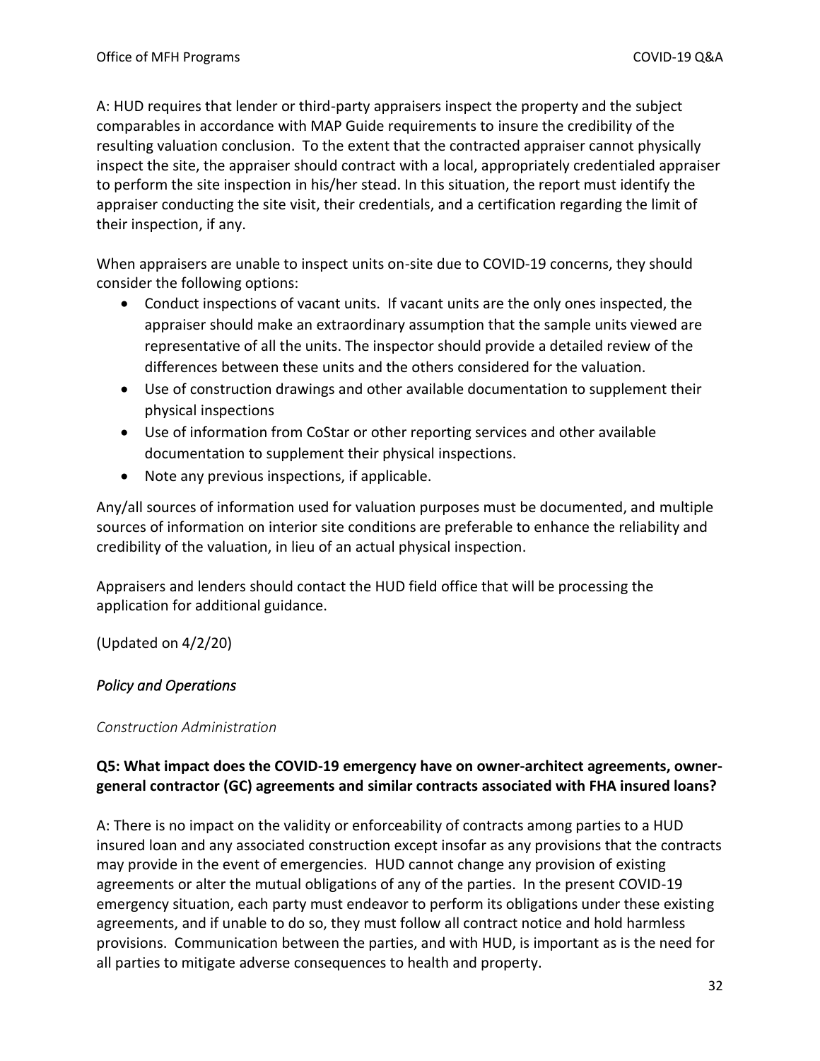A: HUD requires that lender or third-party appraisers inspect the property and the subject comparables in accordance with MAP Guide requirements to insure the credibility of the resulting valuation conclusion. To the extent that the contracted appraiser cannot physically inspect the site, the appraiser should contract with a local, appropriately credentialed appraiser to perform the site inspection in his/her stead. In this situation, the report must identify the appraiser conducting the site visit, their credentials, and a certification regarding the limit of their inspection, if any.

When appraisers are unable to inspect units on-site due to COVID-19 concerns, they should consider the following options:

- Conduct inspections of vacant units. If vacant units are the only ones inspected, the appraiser should make an extraordinary assumption that the sample units viewed are representative of all the units. The inspector should provide a detailed review of the differences between these units and the others considered for the valuation.
- Use of construction drawings and other available documentation to supplement their physical inspections
- Use of information from CoStar or other reporting services and other available documentation to supplement their physical inspections.
- Note any previous inspections, if applicable.

Any/all sources of information used for valuation purposes must be documented, and multiple sources of information on interior site conditions are preferable to enhance the reliability and credibility of the valuation, in lieu of an actual physical inspection.

Appraisers and lenders should contact the HUD field office that will be processing the application for additional guidance.

(Updated on 4/2/20)

## *Policy and Operations*

### *Construction Administration*

**Q5: What impact does the COVID-19 emergency have on owner-architect agreements, owner-general contractor (GC) agreements and similar contracts associated with FHA insured loans?**

A: There is no impact on the validity or enforceability of contracts among parties to a HUD insured loan and any associated construction except insofar as any provisions that the contracts may provide in the event of emergencies. HUD cannot change any provision of existing agreements or alter the mutual obligations of any of the parties. In the present COVID-19 emergency situation, each party must endeavor to perform its obligations under these existing agreements, and if unable to do so, they must follow all contract notice and hold harmless provisions. Communication between the parties, and with HUD, is important as is the need for all parties to mitigate adverse consequences to health and property.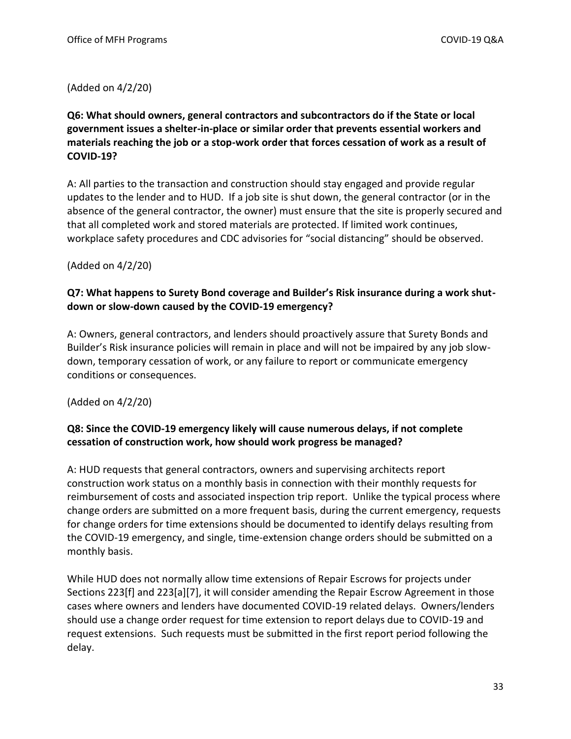(Added on 4/2/20)

**Q6: What should owners, general contractors and subcontractors do if the State or local government issues a shelter-in-place or similar order that prevents essential workers and materials reaching the job or a stop-work order that forces cessation of work as a result of COVID-19?**

A: All parties to the transaction and construction should stay engaged and provide regular updates to the lender and to HUD. If a job site is shut down, the general contractor (or in the absence of the general contractor, the owner) must ensure that the site is properly secured and that all completed work and stored materials are protected. If limited work continues, workplace safety procedures and CDC advisories for "social distancing" should be observed.

(Added on 4/2/20)

**Q7: What happens to Surety Bond coverage and Builder's Risk insurance during a work shut-down or slow-down caused by the COVID-19 emergency?**

A: Owners, general contractors, and lenders should proactively assure that Surety Bonds and Builder's Risk insurance policies will remain in place and will not be impaired by any job slow-down, temporary cessation of work, or any failure to report or communicate emergency conditions or consequences.

(Added on 4/2/20)

**Q8: Since the COVID-19 emergency likely will cause numerous delays, if not complete cessation of construction work, how should work progress be managed?**

A: HUD requests that general contractors, owners and supervising architects report construction work status on a monthly basis in connection with their monthly requests for reimbursement of costs and associated inspection trip report. Unlike the typical process where change orders are submitted on a more frequent basis, during the current emergency, requests for change orders for time extensions should be documented to identify delays resulting from the COVID-19 emergency, and single, time-extension change orders should be submitted on a monthly basis.

While HUD does not normally allow time extensions of Repair Escrows for projects under Sections 223[f] and 223[a][7], it will consider amending the Repair Escrow Agreement in those cases where owners and lenders have documented COVID-19 related delays. Owners/lenders should use a change order request for time extension to report delays due to COVID-19 and request extensions. Such requests must be submitted in the first report period following the delay.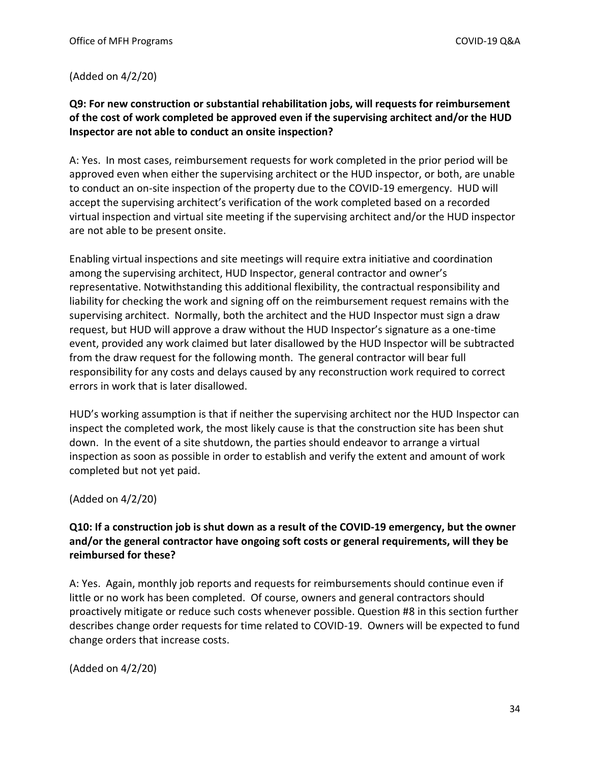(Added on 4/2/20)

**Q9: For new construction or substantial rehabilitation jobs, will requests for reimbursement of the cost of work completed be approved even if the supervising architect and/or the HUD Inspector are not able to conduct an onsite inspection?**

A: Yes. In most cases, reimbursement requests for work completed in the prior period will be approved even when either the supervising architect or the HUD inspector, or both, are unable to conduct an on-site inspection of the property due to the COVID-19 emergency. HUD will accept the supervising architect's verification of the work completed based on a recorded virtual inspection and virtual site meeting if the supervising architect and/or the HUD inspector are not able to be present onsite.

Enabling virtual inspections and site meetings will require extra initiative and coordination among the supervising architect, HUD Inspector, general contractor and owner's representative. Notwithstanding this additional flexibility, the contractual responsibility and liability for checking the work and signing off on the reimbursement request remains with the supervising architect. Normally, both the architect and the HUD Inspector must sign a draw request, but HUD will approve a draw without the HUD Inspector's signature as a one-time event, provided any work claimed but later disallowed by the HUD Inspector will be subtracted from the draw request for the following month. The general contractor will bear full responsibility for any costs and delays caused by any reconstruction work required to correct errors in work that is later disallowed.

HUD's working assumption is that if neither the supervising architect nor the HUD Inspector can inspect the completed work, the most likely cause is that the construction site has been shut down. In the event of a site shutdown, the parties should endeavor to arrange a virtual inspection as soon as possible in order to establish and verify the extent and amount of work completed but not yet paid.

(Added on 4/2/20)

**Q10: If a construction job is shut down as a result of the COVID-19 emergency, but the owner and/or the general contractor have ongoing soft costs or general requirements, will they be reimbursed for these?**

A: Yes. Again, monthly job reports and requests for reimbursements should continue even if little or no work has been completed. Of course, owners and general contractors should proactively mitigate or reduce such costs whenever possible. Question #8 in this section further describes change order requests for time related to COVID-19. Owners will be expected to fund change orders that increase costs.

(Added on 4/2/20)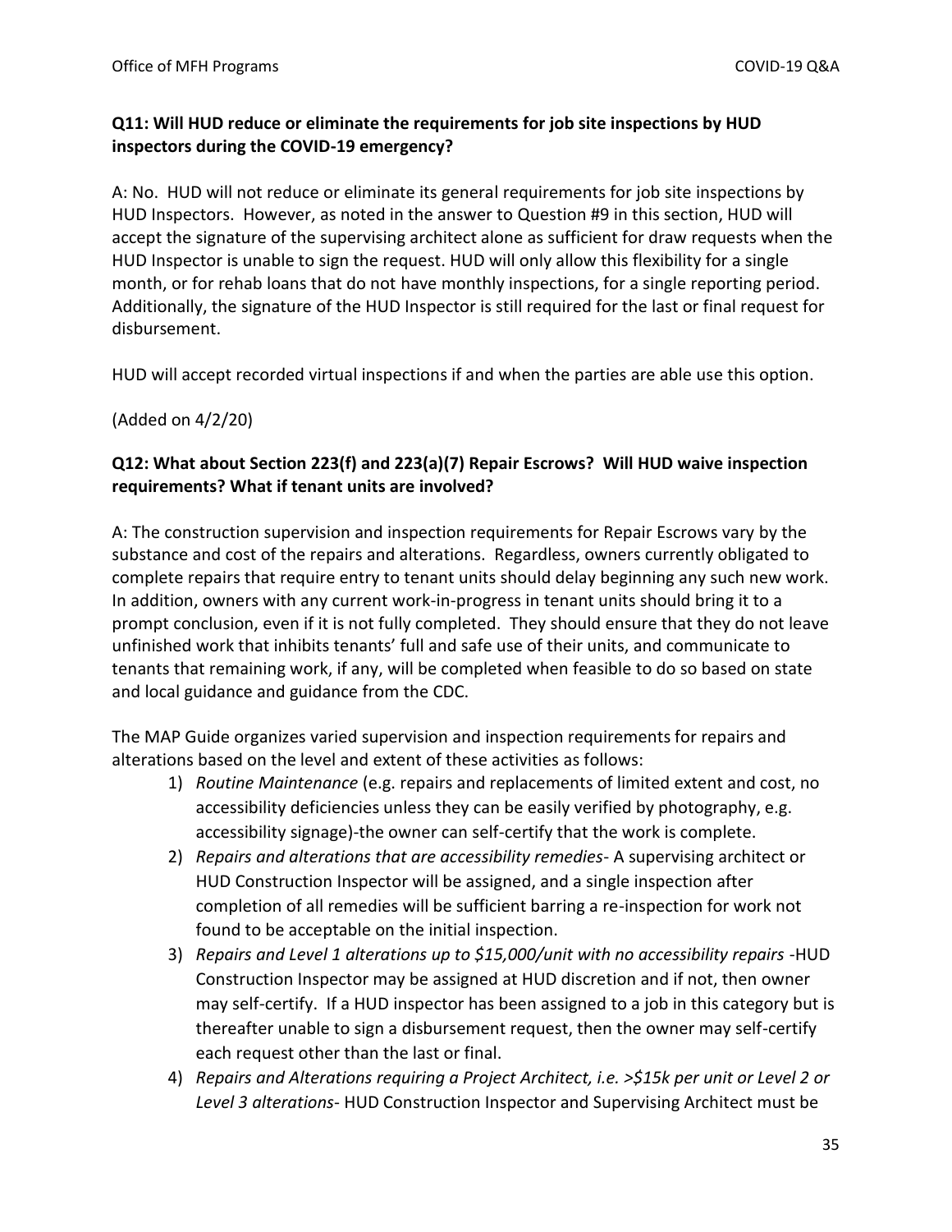**Q11: Will HUD reduce or eliminate the requirements for job site inspections by HUD inspectors during the COVID-19 emergency?**

A: No. HUD will not reduce or eliminate its general requirements for job site inspections by HUD Inspectors. However, as noted in the answer to Question #9 in this section, HUD will accept the signature of the supervising architect alone as sufficient for draw requests when the HUD Inspector is unable to sign the request. HUD will only allow this flexibility for a single month, or for rehab loans that do not have monthly inspections, for a single reporting period. Additionally, the signature of the HUD Inspector is still required for the last or final request for disbursement.

HUD will accept recorded virtual inspections if and when the parties are able use this option.

(Added on 4/2/20)

**Q12: What about Section 223(f) and 223(a)(7) Repair Escrows? Will HUD waive inspection requirements? What if tenant units are involved?**

A: The construction supervision and inspection requirements for Repair Escrows vary by the substance and cost of the repairs and alterations. Regardless, owners currently obligated to complete repairs that require entry to tenant units should delay beginning any such new work. In addition, owners with any current work-in-progress in tenant units should bring it to a prompt conclusion, even if it is not fully completed. They should ensure that they do not leave unfinished work that inhibits tenants' full and safe use of their units, and communicate to tenants that remaining work, if any, will be completed when feasible to do so based on state and local guidance and guidance from the CDC.

The MAP Guide organizes varied supervision and inspection requirements for repairs and alterations based on the level and extent of these activities as follows:

1) *Routine Maintenance* (e.g. repairs and replacements of limited extent and cost, no accessibility deficiencies unless they can be easily verified by photography, e.g. accessibility signage)-the owner can self-certify that the work is complete.
2) *Repairs and alterations that are accessibility remedies*- A supervising architect or HUD Construction Inspector will be assigned, and a single inspection after completion of all remedies will be sufficient barring a re-inspection for work not found to be acceptable on the initial inspection.
3) *Repairs and Level 1 alterations up to $15,000/unit with no accessibility repairs* -HUD Construction Inspector may be assigned at HUD discretion and if not, then owner may self-certify. If a HUD inspector has been assigned to a job in this category but is thereafter unable to sign a disbursement request, then the owner may self-certify each request other than the last or final.
4) *Repairs and Alterations requiring a Project Architect, i.e. >$15k per unit or Level 2 or Level 3 alterations*- HUD Construction Inspector and Supervising Architect must be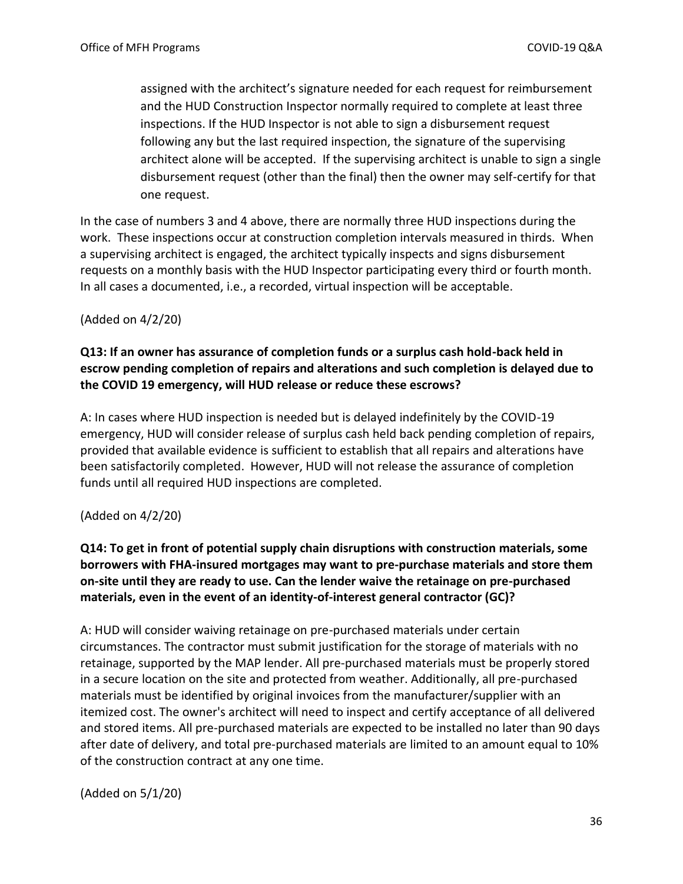assigned with the architect's signature needed for each request for reimbursement and the HUD Construction Inspector normally required to complete at least three inspections. If the HUD Inspector is not able to sign a disbursement request following any but the last required inspection, the signature of the supervising architect alone will be accepted. If the supervising architect is unable to sign a single disbursement request (other than the final) then the owner may self-certify for that one request.

In the case of numbers 3 and 4 above, there are normally three HUD inspections during the work. These inspections occur at construction completion intervals measured in thirds. When a supervising architect is engaged, the architect typically inspects and signs disbursement requests on a monthly basis with the HUD Inspector participating every third or fourth month. In all cases a documented, i.e., a recorded, virtual inspection will be acceptable.

(Added on 4/2/20)

**Q13: If an owner has assurance of completion funds or a surplus cash hold-back held in escrow pending completion of repairs and alterations and such completion is delayed due to the COVID 19 emergency, will HUD release or reduce these escrows?**

A: In cases where HUD inspection is needed but is delayed indefinitely by the COVID-19 emergency, HUD will consider release of surplus cash held back pending completion of repairs, provided that available evidence is sufficient to establish that all repairs and alterations have been satisfactorily completed. However, HUD will not release the assurance of completion funds until all required HUD inspections are completed.

(Added on 4/2/20)

**Q14: To get in front of potential supply chain disruptions with construction materials, some borrowers with FHA-insured mortgages may want to pre-purchase materials and store them on-site until they are ready to use. Can the lender waive the retainage on pre-purchased materials, even in the event of an identity-of-interest general contractor (GC)?**

A: HUD will consider waiving retainage on pre-purchased materials under certain circumstances. The contractor must submit justification for the storage of materials with no retainage, supported by the MAP lender. All pre-purchased materials must be properly stored in a secure location on the site and protected from weather. Additionally, all pre-purchased materials must be identified by original invoices from the manufacturer/supplier with an itemized cost. The owner's architect will need to inspect and certify acceptance of all delivered and stored items. All pre-purchased materials are expected to be installed no later than 90 days after date of delivery, and total pre-purchased materials are limited to an amount equal to 10% of the construction contract at any one time.

(Added on 5/1/20)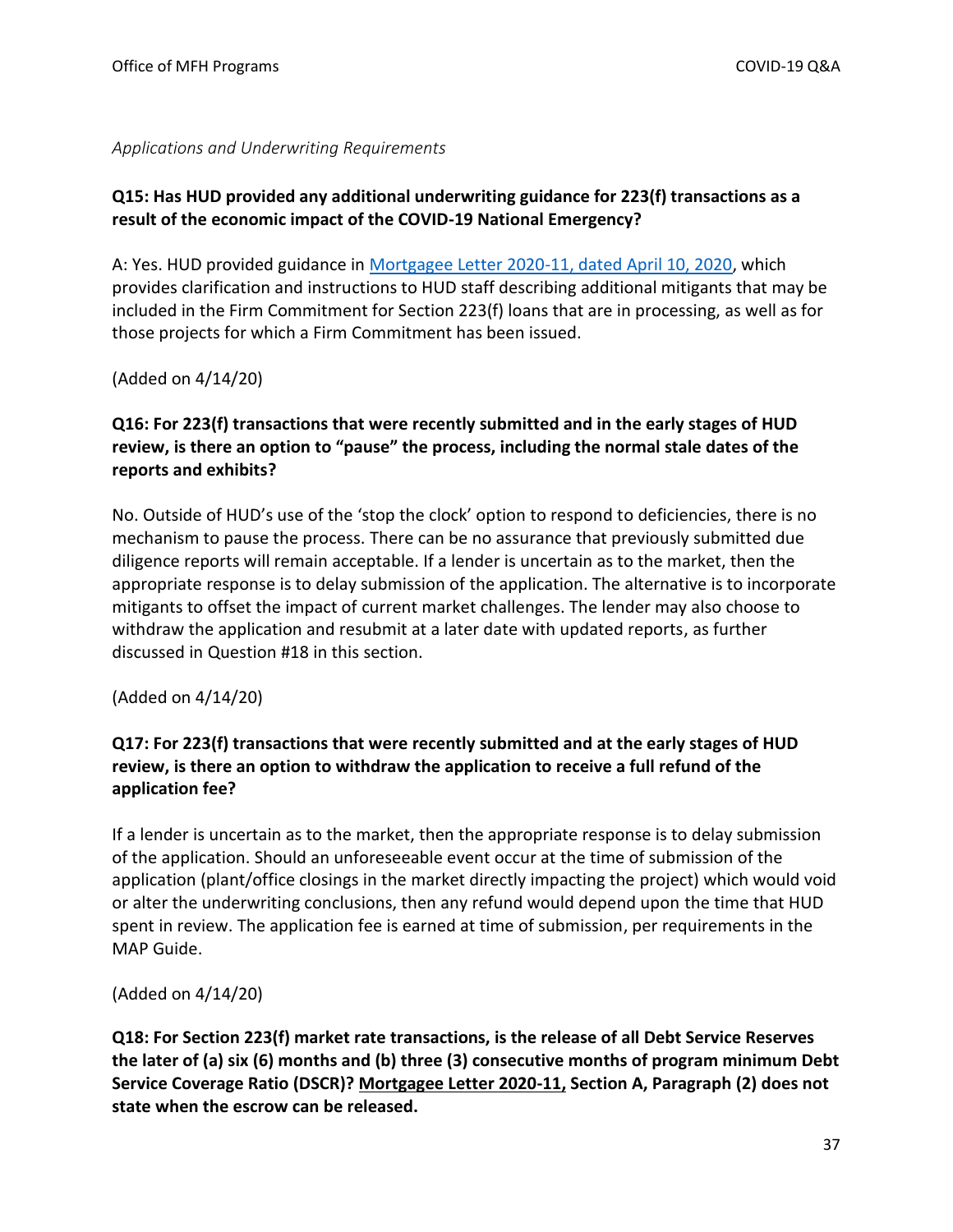*Applications and Underwriting Requirements*

**Q15: Has HUD provided any additional underwriting guidance for 223(f) transactions as a result of the economic impact of the COVID-19 National Emergency?**

A: Yes. HUD provided guidance in [Mortgagee Letter 2020-11, dated April 10, 2020](), which provides clarification and instructions to HUD staff describing additional mitigants that may be included in the Firm Commitment for Section 223(f) loans that are in processing, as well as for those projects for which a Firm Commitment has been issued.

(Added on 4/14/20)

**Q16: For 223(f) transactions that were recently submitted and in the early stages of HUD review, is there an option to "pause" the process, including the normal stale dates of the reports and exhibits?**

No. Outside of HUD's use of the 'stop the clock' option to respond to deficiencies, there is no mechanism to pause the process. There can be no assurance that previously submitted due diligence reports will remain acceptable. If a lender is uncertain as to the market, then the appropriate response is to delay submission of the application. The alternative is to incorporate mitigants to offset the impact of current market challenges. The lender may also choose to withdraw the application and resubmit at a later date with updated reports, as further discussed in Question #18 in this section.

(Added on 4/14/20)

**Q17: For 223(f) transactions that were recently submitted and at the early stages of HUD review, is there an option to withdraw the application to receive a full refund of the application fee?**

If a lender is uncertain as to the market, then the appropriate response is to delay submission of the application. Should an unforeseeable event occur at the time of submission of the application (plant/office closings in the market directly impacting the project) which would void or alter the underwriting conclusions, then any refund would depend upon the time that HUD spent in review. The application fee is earned at time of submission, per requirements in the MAP Guide.

(Added on 4/14/20)

**Q18: For Section 223(f) market rate transactions, is the release of all Debt Service Reserves the later of (a) six (6) months and (b) three (3) consecutive months of program minimum Debt Service Coverage Ratio (DSCR)? Mortgagee Letter 2020-11, Section A, Paragraph (2) does not state when the escrow can be released.**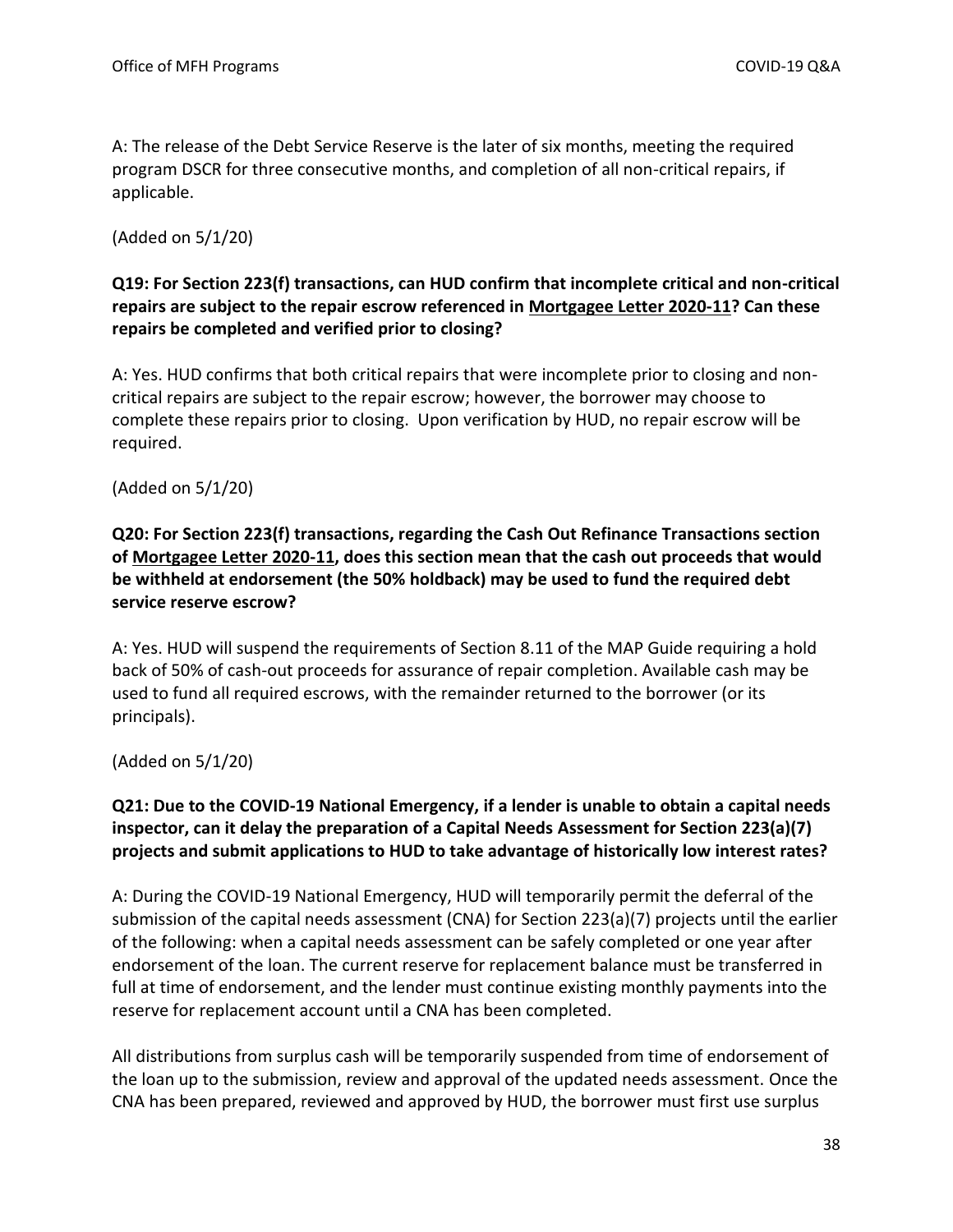A: The release of the Debt Service Reserve is the later of six months, meeting the required program DSCR for three consecutive months, and completion of all non-critical repairs, if applicable.

(Added on 5/1/20)

**Q19: For Section 223(f) transactions, can HUD confirm that incomplete critical and non-critical repairs are subject to the repair escrow referenced in Mortgagee Letter 2020-11? Can these repairs be completed and verified prior to closing?**

A: Yes. HUD confirms that both critical repairs that were incomplete prior to closing and non-critical repairs are subject to the repair escrow; however, the borrower may choose to complete these repairs prior to closing. Upon verification by HUD, no repair escrow will be required.

(Added on 5/1/20)

**Q20: For Section 223(f) transactions, regarding the Cash Out Refinance Transactions section of Mortgagee Letter 2020-11, does this section mean that the cash out proceeds that would be withheld at endorsement (the 50% holdback) may be used to fund the required debt service reserve escrow?**

A: Yes. HUD will suspend the requirements of Section 8.11 of the MAP Guide requiring a hold back of 50% of cash-out proceeds for assurance of repair completion. Available cash may be used to fund all required escrows, with the remainder returned to the borrower (or its principals).

(Added on 5/1/20)

**Q21: Due to the COVID-19 National Emergency, if a lender is unable to obtain a capital needs inspector, can it delay the preparation of a Capital Needs Assessment for Section 223(a)(7) projects and submit applications to HUD to take advantage of historically low interest rates?**

A: During the COVID-19 National Emergency, HUD will temporarily permit the deferral of the submission of the capital needs assessment (CNA) for Section 223(a)(7) projects until the earlier of the following: when a capital needs assessment can be safely completed or one year after endorsement of the loan. The current reserve for replacement balance must be transferred in full at time of endorsement, and the lender must continue existing monthly payments into the reserve for replacement account until a CNA has been completed.

All distributions from surplus cash will be temporarily suspended from time of endorsement of the loan up to the submission, review and approval of the updated needs assessment. Once the CNA has been prepared, reviewed and approved by HUD, the borrower must first use surplus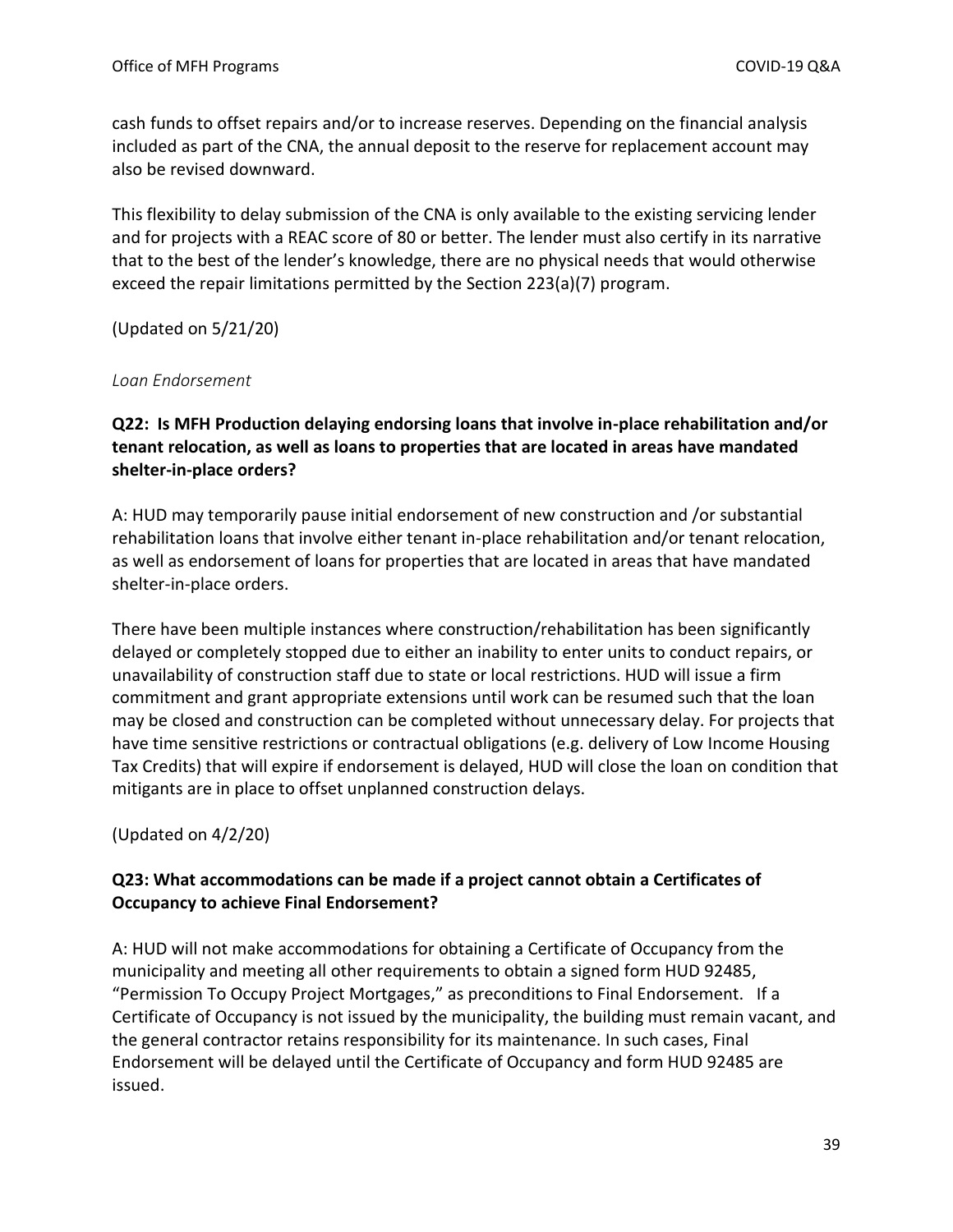cash funds to offset repairs and/or to increase reserves. Depending on the financial analysis included as part of the CNA, the annual deposit to the reserve for replacement account may also be revised downward.

This flexibility to delay submission of the CNA is only available to the existing servicing lender and for projects with a REAC score of 80 or better. The lender must also certify in its narrative that to the best of the lender's knowledge, there are no physical needs that would otherwise exceed the repair limitations permitted by the Section 223(a)(7) program.

(Updated on 5/21/20)

*Loan Endorsement*

**Q22: Is MFH Production delaying endorsing loans that involve in-place rehabilitation and/or tenant relocation, as well as loans to properties that are located in areas have mandated shelter-in-place orders?**

A: HUD may temporarily pause initial endorsement of new construction and /or substantial rehabilitation loans that involve either tenant in-place rehabilitation and/or tenant relocation, as well as endorsement of loans for properties that are located in areas that have mandated shelter-in-place orders.

There have been multiple instances where construction/rehabilitation has been significantly delayed or completely stopped due to either an inability to enter units to conduct repairs, or unavailability of construction staff due to state or local restrictions. HUD will issue a firm commitment and grant appropriate extensions until work can be resumed such that the loan may be closed and construction can be completed without unnecessary delay. For projects that have time sensitive restrictions or contractual obligations (e.g. delivery of Low Income Housing Tax Credits) that will expire if endorsement is delayed, HUD will close the loan on condition that mitigants are in place to offset unplanned construction delays.

(Updated on 4/2/20)

**Q23: What accommodations can be made if a project cannot obtain a Certificates of Occupancy to achieve Final Endorsement?**

A: HUD will not make accommodations for obtaining a Certificate of Occupancy from the municipality and meeting all other requirements to obtain a signed form HUD 92485, "Permission To Occupy Project Mortgages," as preconditions to Final Endorsement. If a Certificate of Occupancy is not issued by the municipality, the building must remain vacant, and the general contractor retains responsibility for its maintenance. In such cases, Final Endorsement will be delayed until the Certificate of Occupancy and form HUD 92485 are issued.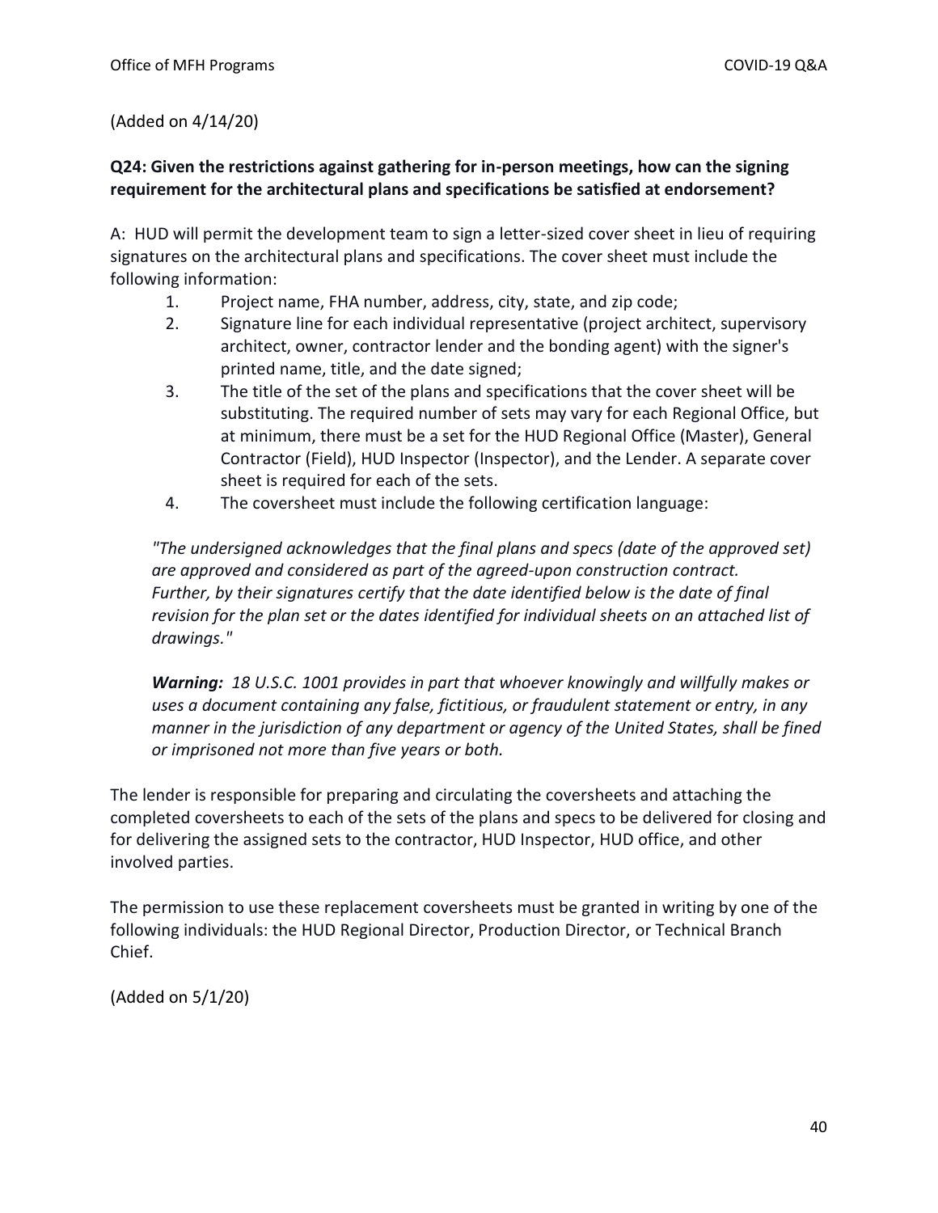(Added on 4/14/20)

**Q24: Given the restrictions against gathering for in-person meetings, how can the signing requirement for the architectural plans and specifications be satisfied at endorsement?**

A: HUD will permit the development team to sign a letter-sized cover sheet in lieu of requiring signatures on the architectural plans and specifications. The cover sheet must include the following information:

1. Project name, FHA number, address, city, state, and zip code;
2. Signature line for each individual representative (project architect, supervisory architect, owner, contractor lender and the bonding agent) with the signer's printed name, title, and the date signed;
3. The title of the set of the plans and specifications that the cover sheet will be substituting. The required number of sets may vary for each Regional Office, but at minimum, there must be a set for the HUD Regional Office (Master), General Contractor (Field), HUD Inspector (Inspector), and the Lender. A separate cover sheet is required for each of the sets.
4. The coversheet must include the following certification language:

*"The undersigned acknowledges that the final plans and specs (date of the approved set) are approved and considered as part of the agreed-upon construction contract. Further, by their signatures certify that the date identified below is the date of final revision for the plan set or the dates identified for individual sheets on an attached list of drawings."*

***Warning:*** *18 U.S.C. 1001 provides in part that whoever knowingly and willfully makes or uses a document containing any false, fictitious, or fraudulent statement or entry, in any manner in the jurisdiction of any department or agency of the United States, shall be fined or imprisoned not more than five years or both.*

The lender is responsible for preparing and circulating the coversheets and attaching the completed coversheets to each of the sets of the plans and specs to be delivered for closing and for delivering the assigned sets to the contractor, HUD Inspector, HUD office, and other involved parties.

The permission to use these replacement coversheets must be granted in writing by one of the following individuals: the HUD Regional Director, Production Director, or Technical Branch Chief.

(Added on 5/1/20)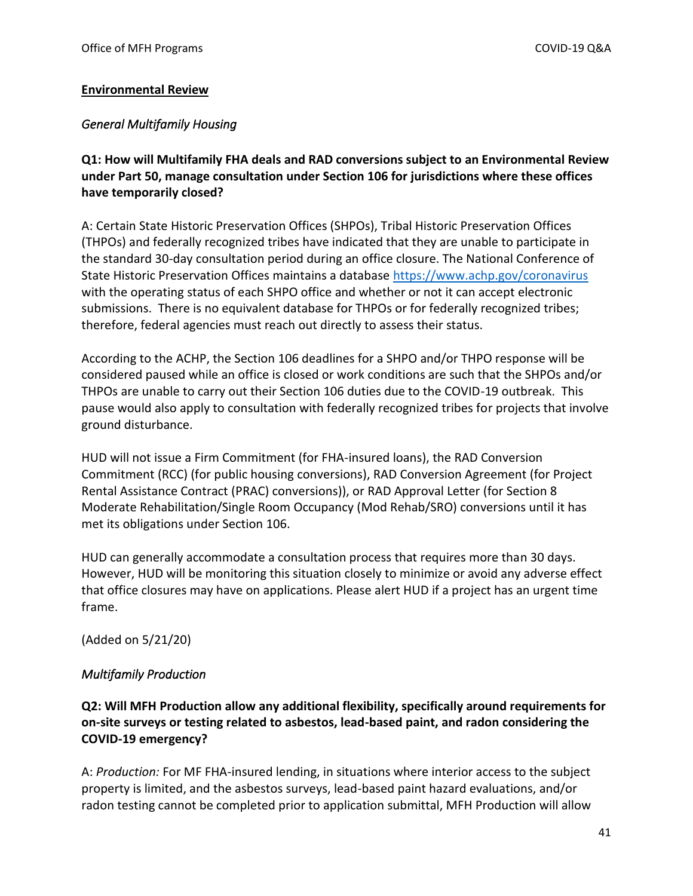## Environmental Review

### *General Multifamily Housing*

**Q1: How will Multifamily FHA deals and RAD conversions subject to an Environmental Review under Part 50, manage consultation under Section 106 for jurisdictions where these offices have temporarily closed?**

A: Certain State Historic Preservation Offices (SHPOs), Tribal Historic Preservation Offices (THPOs) and federally recognized tribes have indicated that they are unable to participate in the standard 30-day consultation period during an office closure. The National Conference of State Historic Preservation Offices maintains a database https://www.achp.gov/coronavirus with the operating status of each SHPO office and whether or not it can accept electronic submissions. There is no equivalent database for THPOs or for federally recognized tribes; therefore, federal agencies must reach out directly to assess their status.

According to the ACHP, the Section 106 deadlines for a SHPO and/or THPO response will be considered paused while an office is closed or work conditions are such that the SHPOs and/or THPOs are unable to carry out their Section 106 duties due to the COVID-19 outbreak. This pause would also apply to consultation with federally recognized tribes for projects that involve ground disturbance.

HUD will not issue a Firm Commitment (for FHA-insured loans), the RAD Conversion Commitment (RCC) (for public housing conversions), RAD Conversion Agreement (for Project Rental Assistance Contract (PRAC) conversions)), or RAD Approval Letter (for Section 8 Moderate Rehabilitation/Single Room Occupancy (Mod Rehab/SRO) conversions until it has met its obligations under Section 106.

HUD can generally accommodate a consultation process that requires more than 30 days. However, HUD will be monitoring this situation closely to minimize or avoid any adverse effect that office closures may have on applications. Please alert HUD if a project has an urgent time frame.

(Added on 5/21/20)

### *Multifamily Production*

**Q2: Will MFH Production allow any additional flexibility, specifically around requirements for on-site surveys or testing related to asbestos, lead-based paint, and radon considering the COVID-19 emergency?**

A: *Production:* For MF FHA-insured lending, in situations where interior access to the subject property is limited, and the asbestos surveys, lead-based paint hazard evaluations, and/or radon testing cannot be completed prior to application submittal, MFH Production will allow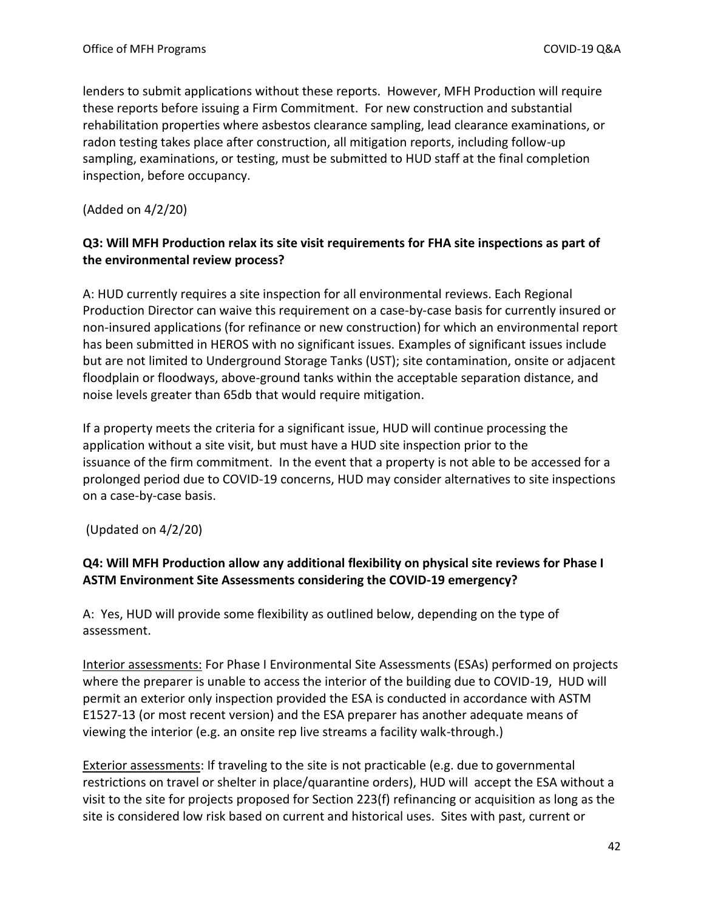lenders to submit applications without these reports. However, MFH Production will require these reports before issuing a Firm Commitment. For new construction and substantial rehabilitation properties where asbestos clearance sampling, lead clearance examinations, or radon testing takes place after construction, all mitigation reports, including follow-up sampling, examinations, or testing, must be submitted to HUD staff at the final completion inspection, before occupancy.

(Added on 4/2/20)

**Q3: Will MFH Production relax its site visit requirements for FHA site inspections as part of the environmental review process?**

A: HUD currently requires a site inspection for all environmental reviews. Each Regional Production Director can waive this requirement on a case-by-case basis for currently insured or non-insured applications (for refinance or new construction) for which an environmental report has been submitted in HEROS with no significant issues. Examples of significant issues include but are not limited to Underground Storage Tanks (UST); site contamination, onsite or adjacent floodplain or floodways, above-ground tanks within the acceptable separation distance, and noise levels greater than 65db that would require mitigation.

If a property meets the criteria for a significant issue, HUD will continue processing the application without a site visit, but must have a HUD site inspection prior to the issuance of the firm commitment. In the event that a property is not able to be accessed for a prolonged period due to COVID-19 concerns, HUD may consider alternatives to site inspections on a case-by-case basis.

(Updated on 4/2/20)

**Q4: Will MFH Production allow any additional flexibility on physical site reviews for Phase I ASTM Environment Site Assessments considering the COVID-19 emergency?**

A: Yes, HUD will provide some flexibility as outlined below, depending on the type of assessment.

<u>Interior assessments:</u> For Phase I Environmental Site Assessments (ESAs) performed on projects where the preparer is unable to access the interior of the building due to COVID-19, HUD will permit an exterior only inspection provided the ESA is conducted in accordance with ASTM E1527-13 (or most recent version) and the ESA preparer has another adequate means of viewing the interior (e.g. an onsite rep live streams a facility walk-through.)

<u>Exterior assessments</u>: If traveling to the site is not practicable (e.g. due to governmental restrictions on travel or shelter in place/quarantine orders), HUD will accept the ESA without a visit to the site for projects proposed for Section 223(f) refinancing or acquisition as long as the site is considered low risk based on current and historical uses. Sites with past, current or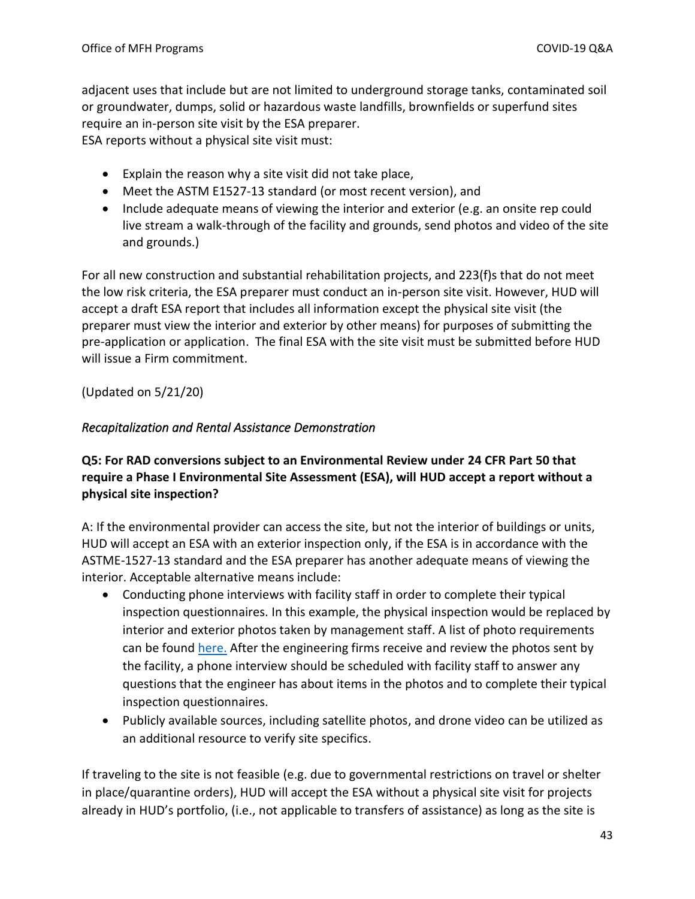adjacent uses that include but are not limited to underground storage tanks, contaminated soil or groundwater, dumps, solid or hazardous waste landfills, brownfields or superfund sites require an in-person site visit by the ESA preparer.
ESA reports without a physical site visit must:

- Explain the reason why a site visit did not take place,
- Meet the ASTM E1527-13 standard (or most recent version), and
- Include adequate means of viewing the interior and exterior (e.g. an onsite rep could live stream a walk-through of the facility and grounds, send photos and video of the site and grounds.)

For all new construction and substantial rehabilitation projects, and 223(f)s that do not meet the low risk criteria, the ESA preparer must conduct an in-person site visit. However, HUD will accept a draft ESA report that includes all information except the physical site visit (the preparer must view the interior and exterior by other means) for purposes of submitting the pre-application or application. The final ESA with the site visit must be submitted before HUD will issue a Firm commitment.

(Updated on 5/21/20)

*Recapitalization and Rental Assistance Demonstration*

**Q5: For RAD conversions subject to an Environmental Review under 24 CFR Part 50 that require a Phase I Environmental Site Assessment (ESA), will HUD accept a report without a physical site inspection?**

A: If the environmental provider can access the site, but not the interior of buildings or units, HUD will accept an ESA with an exterior inspection only, if the ESA is in accordance with the ASTME-1527-13 standard and the ESA preparer has another adequate means of viewing the interior. Acceptable alternative means include:

- Conducting phone interviews with facility staff in order to complete their typical inspection questionnaires. In this example, the physical inspection would be replaced by interior and exterior photos taken by management staff. A list of photo requirements can be found here. After the engineering firms receive and review the photos sent by the facility, a phone interview should be scheduled with facility staff to answer any questions that the engineer has about items in the photos and to complete their typical inspection questionnaires.
- Publicly available sources, including satellite photos, and drone video can be utilized as an additional resource to verify site specifics.

If traveling to the site is not feasible (e.g. due to governmental restrictions on travel or shelter in place/quarantine orders), HUD will accept the ESA without a physical site visit for projects already in HUD's portfolio, (i.e., not applicable to transfers of assistance) as long as the site is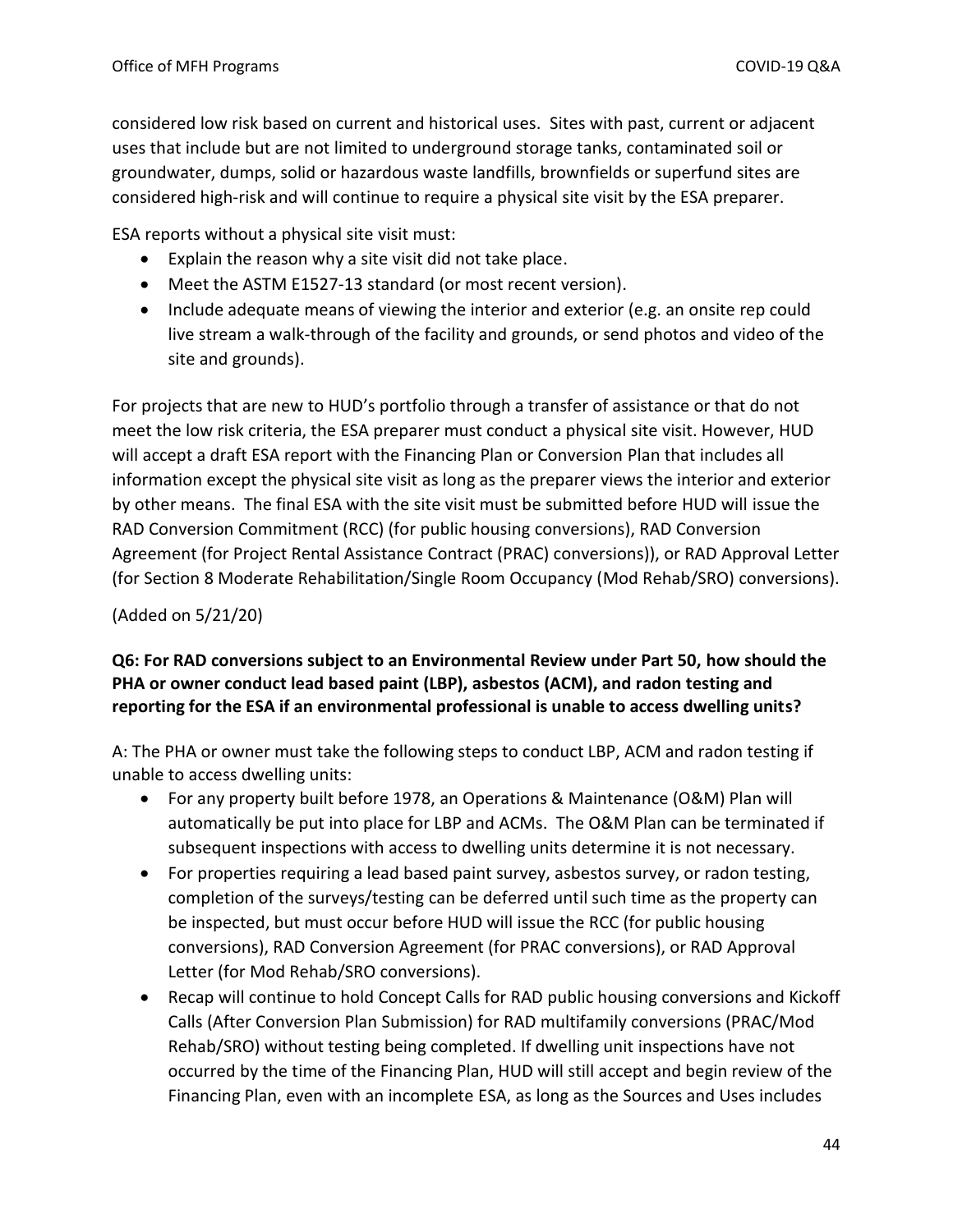considered low risk based on current and historical uses. Sites with past, current or adjacent uses that include but are not limited to underground storage tanks, contaminated soil or groundwater, dumps, solid or hazardous waste landfills, brownfields or superfund sites are considered high-risk and will continue to require a physical site visit by the ESA preparer.

ESA reports without a physical site visit must:

- Explain the reason why a site visit did not take place.
- Meet the ASTM E1527-13 standard (or most recent version).
- Include adequate means of viewing the interior and exterior (e.g. an onsite rep could live stream a walk-through of the facility and grounds, or send photos and video of the site and grounds).

For projects that are new to HUD's portfolio through a transfer of assistance or that do not meet the low risk criteria, the ESA preparer must conduct a physical site visit. However, HUD will accept a draft ESA report with the Financing Plan or Conversion Plan that includes all information except the physical site visit as long as the preparer views the interior and exterior by other means. The final ESA with the site visit must be submitted before HUD will issue the RAD Conversion Commitment (RCC) (for public housing conversions), RAD Conversion Agreement (for Project Rental Assistance Contract (PRAC) conversions)), or RAD Approval Letter (for Section 8 Moderate Rehabilitation/Single Room Occupancy (Mod Rehab/SRO) conversions).

(Added on 5/21/20)

**Q6: For RAD conversions subject to an Environmental Review under Part 50, how should the PHA or owner conduct lead based paint (LBP), asbestos (ACM), and radon testing and reporting for the ESA if an environmental professional is unable to access dwelling units?**

A: The PHA or owner must take the following steps to conduct LBP, ACM and radon testing if unable to access dwelling units:

- For any property built before 1978, an Operations & Maintenance (O&M) Plan will automatically be put into place for LBP and ACMs. The O&M Plan can be terminated if subsequent inspections with access to dwelling units determine it is not necessary.
- For properties requiring a lead based paint survey, asbestos survey, or radon testing, completion of the surveys/testing can be deferred until such time as the property can be inspected, but must occur before HUD will issue the RCC (for public housing conversions), RAD Conversion Agreement (for PRAC conversions), or RAD Approval Letter (for Mod Rehab/SRO conversions).
- Recap will continue to hold Concept Calls for RAD public housing conversions and Kickoff Calls (After Conversion Plan Submission) for RAD multifamily conversions (PRAC/Mod Rehab/SRO) without testing being completed. If dwelling unit inspections have not occurred by the time of the Financing Plan, HUD will still accept and begin review of the Financing Plan, even with an incomplete ESA, as long as the Sources and Uses includes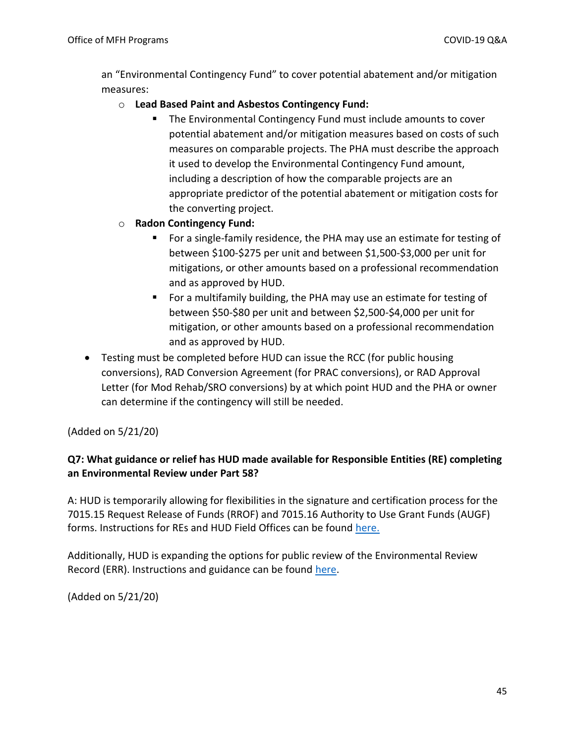an "Environmental Contingency Fund" to cover potential abatement and/or mitigation measures:

- **Lead Based Paint and Asbestos Contingency Fund:**
  - The Environmental Contingency Fund must include amounts to cover potential abatement and/or mitigation measures based on costs of such measures on comparable projects. The PHA must describe the approach it used to develop the Environmental Contingency Fund amount, including a description of how the comparable projects are an appropriate predictor of the potential abatement or mitigation costs for the converting project.
- **Radon Contingency Fund:**
  - For a single-family residence, the PHA may use an estimate for testing of between $100-$275 per unit and between $1,500-$3,000 per unit for mitigations, or other amounts based on a professional recommendation and as approved by HUD.
  - For a multifamily building, the PHA may use an estimate for testing of between $50-$80 per unit and between $2,500-$4,000 per unit for mitigation, or other amounts based on a professional recommendation and as approved by HUD.

- Testing must be completed before HUD can issue the RCC (for public housing conversions), RAD Conversion Agreement (for PRAC conversions), or RAD Approval Letter (for Mod Rehab/SRO conversions) by at which point HUD and the PHA or owner can determine if the contingency will still be needed.

(Added on 5/21/20)

**Q7: What guidance or relief has HUD made available for Responsible Entities (RE) completing an Environmental Review under Part 58?**

A: HUD is temporarily allowing for flexibilities in the signature and certification process for the 7015.15 Request Release of Funds (RROF) and 7015.16 Authority to Use Grant Funds (AUGF) forms. Instructions for REs and HUD Field Offices can be found here.

Additionally, HUD is expanding the options for public review of the Environmental Review Record (ERR). Instructions and guidance can be found here.

(Added on 5/21/20)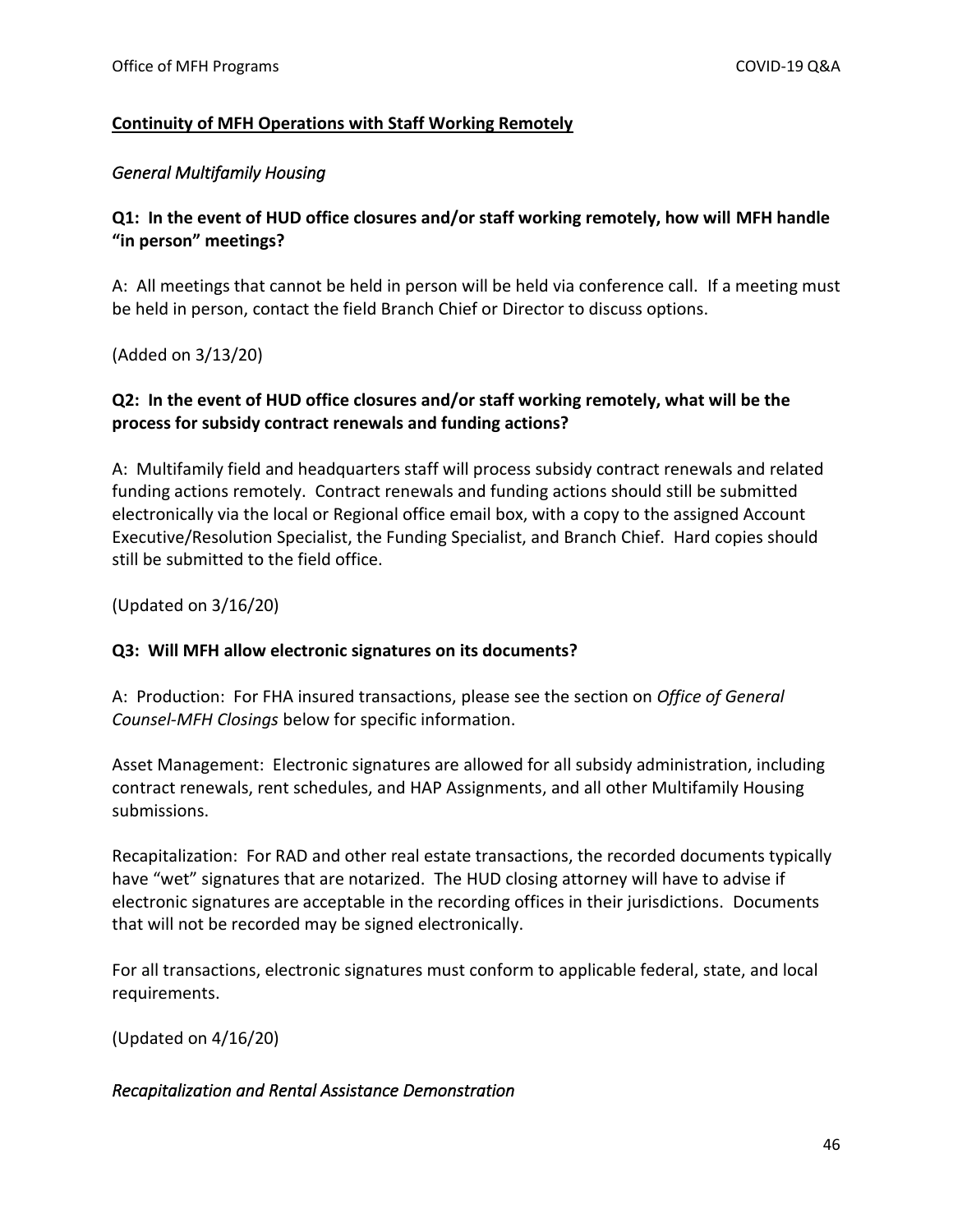## **Continuity of MFH Operations with Staff Working Remotely**

### *General Multifamily Housing*

**Q1: In the event of HUD office closures and/or staff working remotely, how will MFH handle "in person" meetings?**

A: All meetings that cannot be held in person will be held via conference call. If a meeting must be held in person, contact the field Branch Chief or Director to discuss options.

(Added on 3/13/20)

**Q2: In the event of HUD office closures and/or staff working remotely, what will be the process for subsidy contract renewals and funding actions?**

A: Multifamily field and headquarters staff will process subsidy contract renewals and related funding actions remotely. Contract renewals and funding actions should still be submitted electronically via the local or Regional office email box, with a copy to the assigned Account Executive/Resolution Specialist, the Funding Specialist, and Branch Chief. Hard copies should still be submitted to the field office.

(Updated on 3/16/20)

**Q3: Will MFH allow electronic signatures on its documents?**

A: Production: For FHA insured transactions, please see the section on *Office of General Counsel-MFH Closings* below for specific information.

Asset Management: Electronic signatures are allowed for all subsidy administration, including contract renewals, rent schedules, and HAP Assignments, and all other Multifamily Housing submissions.

Recapitalization: For RAD and other real estate transactions, the recorded documents typically have "wet" signatures that are notarized. The HUD closing attorney will have to advise if electronic signatures are acceptable in the recording offices in their jurisdictions. Documents that will not be recorded may be signed electronically.

For all transactions, electronic signatures must conform to applicable federal, state, and local requirements.

(Updated on 4/16/20)

### *Recapitalization and Rental Assistance Demonstration*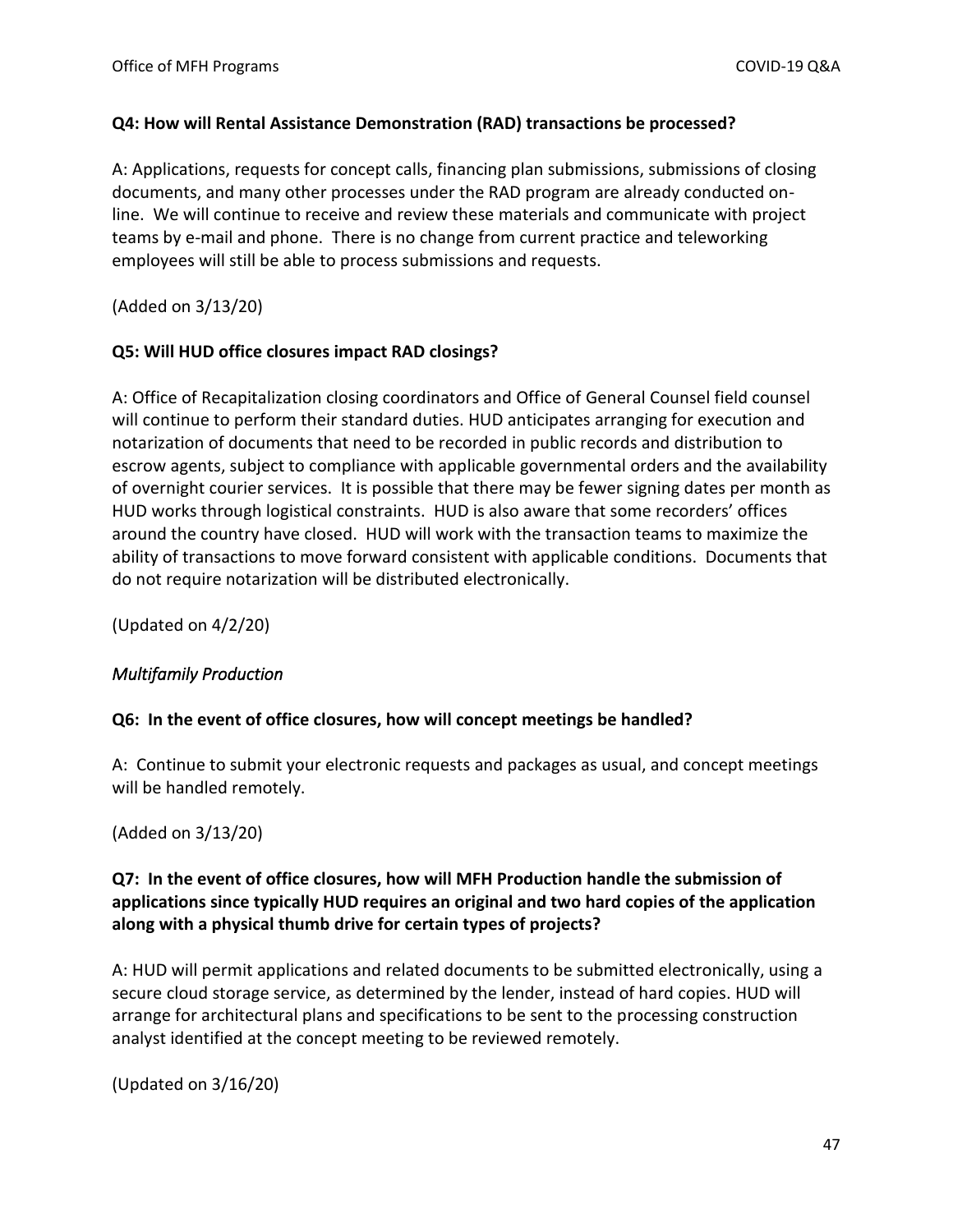**Q4: How will Rental Assistance Demonstration (RAD) transactions be processed?**

A: Applications, requests for concept calls, financing plan submissions, submissions of closing documents, and many other processes under the RAD program are already conducted on-line. We will continue to receive and review these materials and communicate with project teams by e-mail and phone. There is no change from current practice and teleworking employees will still be able to process submissions and requests.

(Added on 3/13/20)

**Q5: Will HUD office closures impact RAD closings?**

A: Office of Recapitalization closing coordinators and Office of General Counsel field counsel will continue to perform their standard duties. HUD anticipates arranging for execution and notarization of documents that need to be recorded in public records and distribution to escrow agents, subject to compliance with applicable governmental orders and the availability of overnight courier services. It is possible that there may be fewer signing dates per month as HUD works through logistical constraints. HUD is also aware that some recorders' offices around the country have closed. HUD will work with the transaction teams to maximize the ability of transactions to move forward consistent with applicable conditions. Documents that do not require notarization will be distributed electronically.

(Updated on 4/2/20)

*Multifamily Production*

**Q6: In the event of office closures, how will concept meetings be handled?**

A: Continue to submit your electronic requests and packages as usual, and concept meetings will be handled remotely.

(Added on 3/13/20)

**Q7: In the event of office closures, how will MFH Production handle the submission of applications since typically HUD requires an original and two hard copies of the application along with a physical thumb drive for certain types of projects?**

A: HUD will permit applications and related documents to be submitted electronically, using a secure cloud storage service, as determined by the lender, instead of hard copies. HUD will arrange for architectural plans and specifications to be sent to the processing construction analyst identified at the concept meeting to be reviewed remotely.

(Updated on 3/16/20)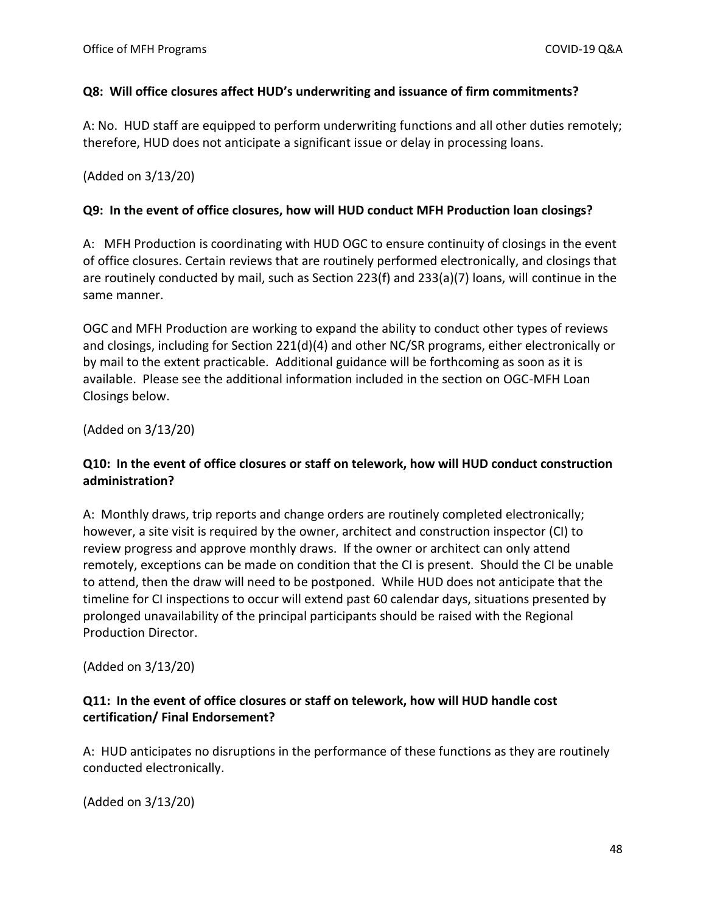**Q8: Will office closures affect HUD's underwriting and issuance of firm commitments?**

A: No. HUD staff are equipped to perform underwriting functions and all other duties remotely; therefore, HUD does not anticipate a significant issue or delay in processing loans.

(Added on 3/13/20)

**Q9: In the event of office closures, how will HUD conduct MFH Production loan closings?**

A: MFH Production is coordinating with HUD OGC to ensure continuity of closings in the event of office closures. Certain reviews that are routinely performed electronically, and closings that are routinely conducted by mail, such as Section 223(f) and 233(a)(7) loans, will continue in the same manner.

OGC and MFH Production are working to expand the ability to conduct other types of reviews and closings, including for Section 221(d)(4) and other NC/SR programs, either electronically or by mail to the extent practicable. Additional guidance will be forthcoming as soon as it is available. Please see the additional information included in the section on OGC-MFH Loan Closings below.

(Added on 3/13/20)

**Q10: In the event of office closures or staff on telework, how will HUD conduct construction administration?**

A: Monthly draws, trip reports and change orders are routinely completed electronically; however, a site visit is required by the owner, architect and construction inspector (CI) to review progress and approve monthly draws. If the owner or architect can only attend remotely, exceptions can be made on condition that the CI is present. Should the CI be unable to attend, then the draw will need to be postponed. While HUD does not anticipate that the timeline for CI inspections to occur will extend past 60 calendar days, situations presented by prolonged unavailability of the principal participants should be raised with the Regional Production Director.

(Added on 3/13/20)

**Q11: In the event of office closures or staff on telework, how will HUD handle cost certification/ Final Endorsement?**

A: HUD anticipates no disruptions in the performance of these functions as they are routinely conducted electronically.

(Added on 3/13/20)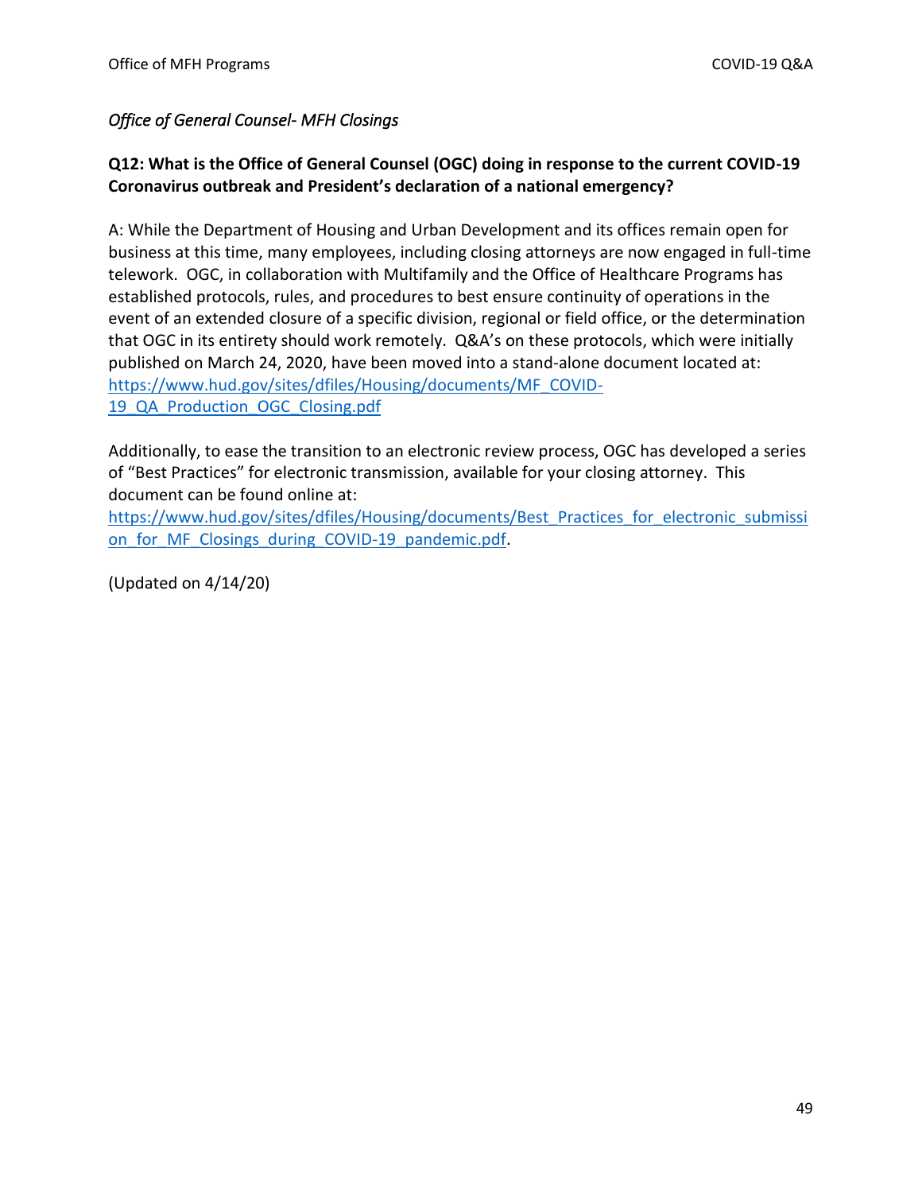*Office of General Counsel- MFH Closings*

**Q12: What is the Office of General Counsel (OGC) doing in response to the current COVID-19 Coronavirus outbreak and President's declaration of a national emergency?**

A: While the Department of Housing and Urban Development and its offices remain open for business at this time, many employees, including closing attorneys are now engaged in full-time telework. OGC, in collaboration with Multifamily and the Office of Healthcare Programs has established protocols, rules, and procedures to best ensure continuity of operations in the event of an extended closure of a specific division, regional or field office, or the determination that OGC in its entirety should work remotely. Q&A's on these protocols, which were initially published on March 24, 2020, have been moved into a stand-alone document located at: [https://www.hud.gov/sites/dfiles/Housing/documents/MF_COVID-19_QA_Production_OGC_Closing.pdf](https://www.hud.gov/sites/dfiles/Housing/documents/MF_COVID-19_QA_Production_OGC_Closing.pdf)

Additionally, to ease the transition to an electronic review process, OGC has developed a series of "Best Practices" for electronic transmission, available for your closing attorney. This document can be found online at: [https://www.hud.gov/sites/dfiles/Housing/documents/Best_Practices_for_electronic_submission_for_MF_Closings_during_COVID-19_pandemic.pdf](https://www.hud.gov/sites/dfiles/Housing/documents/Best_Practices_for_electronic_submission_for_MF_Closings_during_COVID-19_pandemic.pdf).

(Updated on 4/14/20)